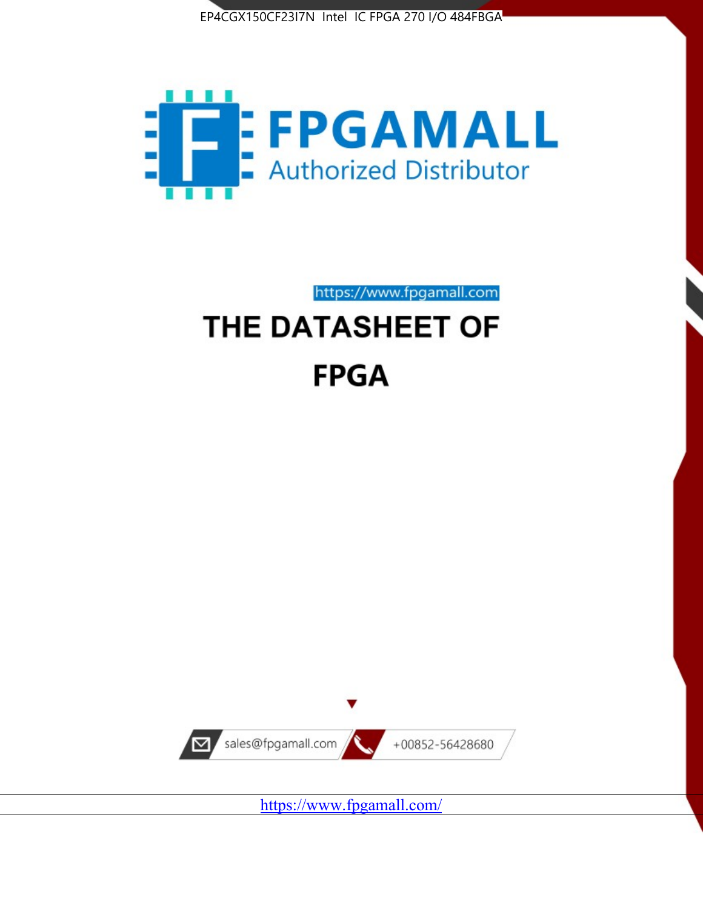EP4CGX150CF23I7N Intel IC FPGA 270 I/O 484FBGA

FPGAMALL

Authorized Distributor

https://www.fpgamall.com

# THE DATASHEET OF

# FPGA

sales@fpgamall.com

+00852-56428680

https://www.fpgamall.com/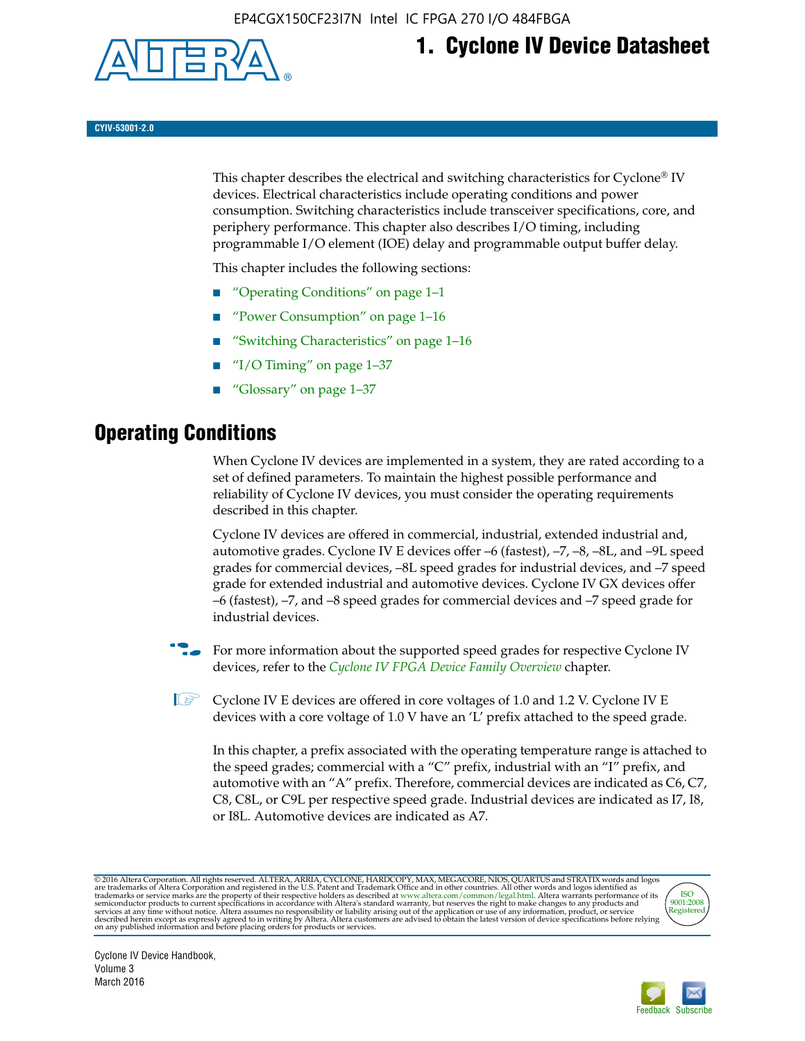# 1. Cyclone IV Device Datasheet

CYIV-53001-2.0

This chapter describes the electrical and switching characteristics for Cyclone® IV devices. Electrical characteristics include operating conditions and power consumption. Switching characteristics include transceiver specifications, core, and periphery performance. This chapter also describes I/O timing, including programmable I/O element (IOE) delay and programmable output buffer delay.

This chapter includes the following sections:

- "Operating Conditions" on page 1–1
- "Power Consumption" on page 1–16
- "Switching Characteristics" on page 1–16
- "I/O Timing" on page 1–37
- "Glossary" on page 1–37

## Operating Conditions

When Cyclone IV devices are implemented in a system, they are rated according to a set of defined parameters. To maintain the highest possible performance and reliability of Cyclone IV devices, you must consider the operating requirements described in this chapter.

Cyclone IV devices are offered in commercial, industrial, extended industrial and, automotive grades. Cyclone IV E devices offer –6 (fastest), –7, –8, –8L, and –9L speed grades for commercial devices, –8L speed grades for industrial devices, and –7 speed grade for extended industrial and automotive devices. Cyclone IV GX devices offer –6 (fastest), –7, and –8 speed grades for commercial devices and –7 speed grade for industrial devices.

For more information about the supported speed grades for respective Cyclone IV devices, refer to the *Cyclone IV FPGA Device Family Overview* chapter.

Cyclone IV E devices are offered in core voltages of 1.0 and 1.2 V. Cyclone IV E devices with a core voltage of 1.0 V have an 'L' prefix attached to the speed grade.

In this chapter, a prefix associated with the operating temperature range is attached to the speed grades; commercial with a "C" prefix, industrial with an "I" prefix, and automotive with an "A" prefix. Therefore, commercial devices are indicated as C6, C7, C8, C8L, or C9L per respective speed grade. Industrial devices are indicated as I7, I8, or I8L. Automotive devices are indicated as A7.

© 2016 Altera Corporation. All rights reserved. ALTERA, ARRIA, CYCLONE, HARDCOPY, MAX, MEGACORE, NIOS, QUARTUS and STRATIX words and logos are trademarks of Altera Corporation and registered in the U.S. Patent and Trademark Office and in other countries. All other words and logos identified as trademarks or service marks are the property of their respective holders as described at www.altera.com/common/legal.html. Altera warrants performance of its semiconductor products to current specifications in accordance with Altera's standard warranty, but reserves the right to make changes to any products and services at any time without notice. Altera assumes no responsibility or liability arising out of the application or use of any information, product, or service described herein except as expressly agreed to in writing by Altera. Altera customers are advised to obtain the latest version of device specifications before relying on any published information and before placing orders for products or services.

Cyclone IV Device Handbook,
Volume 3
March 2016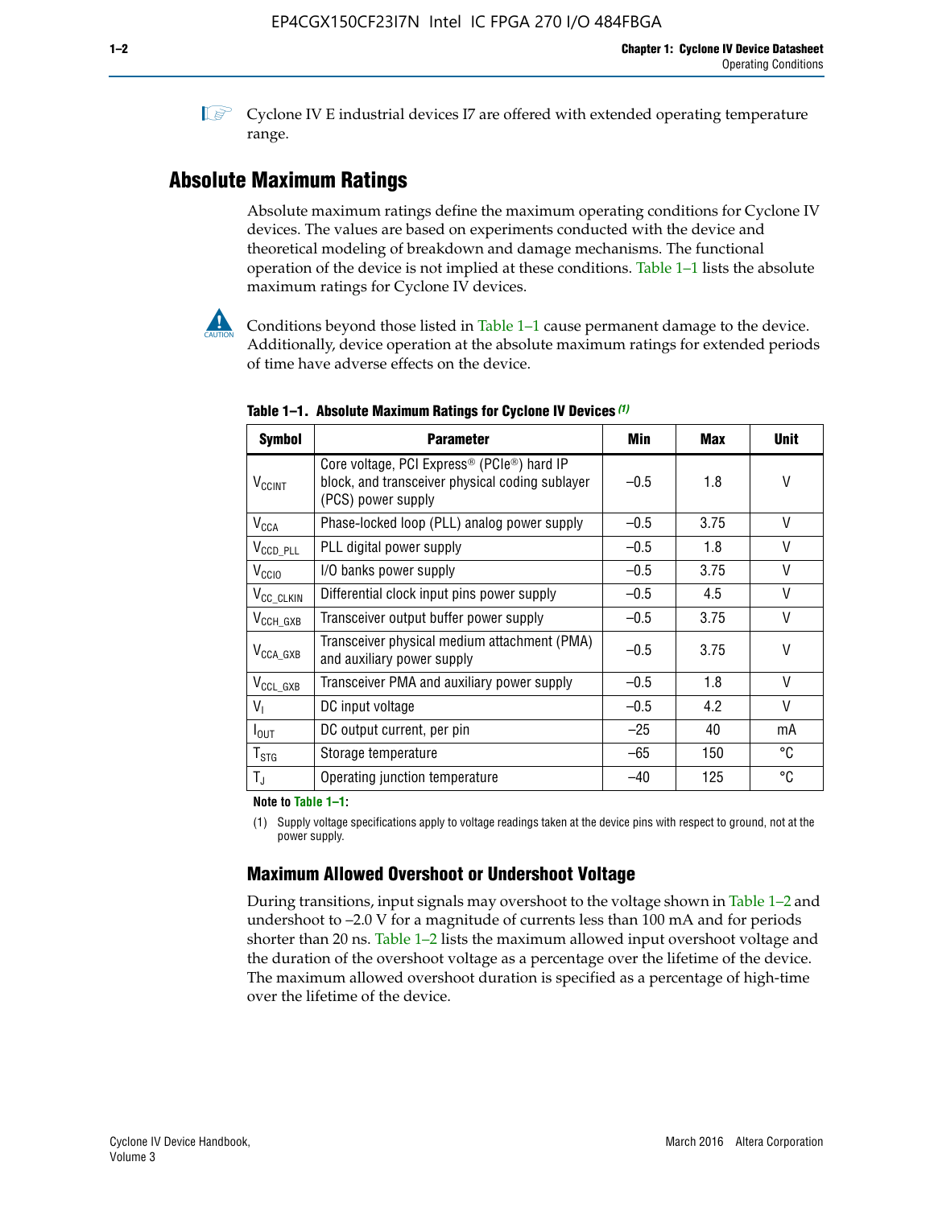Cyclone IV E industrial devices I7 are offered with extended operating temperature range.

## Absolute Maximum Ratings

Absolute maximum ratings define the maximum operating conditions for Cyclone IV devices. The values are based on experiments conducted with the device and theoretical modeling of breakdown and damage mechanisms. The functional operation of the device is not implied at these conditions. Table 1–1 lists the absolute maximum ratings for Cyclone IV devices.

Conditions beyond those listed in Table 1–1 cause permanent damage to the device. Additionally, device operation at the absolute maximum ratings for extended periods of time have adverse effects on the device.

**Table 1–1. Absolute Maximum Ratings for Cyclone IV Devices (1)**

| Symbol | Parameter | Min | Max | Unit |
|---|---|---|---|---|
| $V_{CCINT}$ | Core voltage, PCI Express® (PCIe®) hard IP block, and transceiver physical coding sublayer (PCS) power supply | –0.5 | 1.8 | V |
| $V_{CCA}$ | Phase-locked loop (PLL) analog power supply | –0.5 | 3.75 | V |
| $V_{CCD\_PLL}$ | PLL digital power supply | –0.5 | 1.8 | V |
| $V_{CCIO}$ | I/O banks power supply | –0.5 | 3.75 | V |
| $V_{CC\_CLKIN}$ | Differential clock input pins power supply | –0.5 | 4.5 | V |
| $V_{CCH\_GXB}$ | Transceiver output buffer power supply | –0.5 | 3.75 | V |
| $V_{CCA\_GXB}$ | Transceiver physical medium attachment (PMA) and auxiliary power supply | –0.5 | 3.75 | V |
| $V_{CCL\_GXB}$ | Transceiver PMA and auxiliary power supply | –0.5 | 1.8 | V |
| $V_I$ | DC input voltage | –0.5 | 4.2 | V |
| $I_{OUT}$ | DC output current, per pin | –25 | 40 | mA |
| $T_{STG}$ | Storage temperature | –65 | 150 | °C |
| $T_J$ | Operating junction temperature | –40 | 125 | °C |

**Note to Table 1–1:**

(1) Supply voltage specifications apply to voltage readings taken at the device pins with respect to ground, not at the power supply.

### Maximum Allowed Overshoot or Undershoot Voltage

During transitions, input signals may overshoot to the voltage shown in Table 1–2 and undershoot to –2.0 V for a magnitude of currents less than 100 mA and for periods shorter than 20 ns. Table 1–2 lists the maximum allowed input overshoot voltage and the duration of the overshoot voltage as a percentage over the lifetime of the device. The maximum allowed overshoot duration is specified as a percentage of high-time over the lifetime of the device.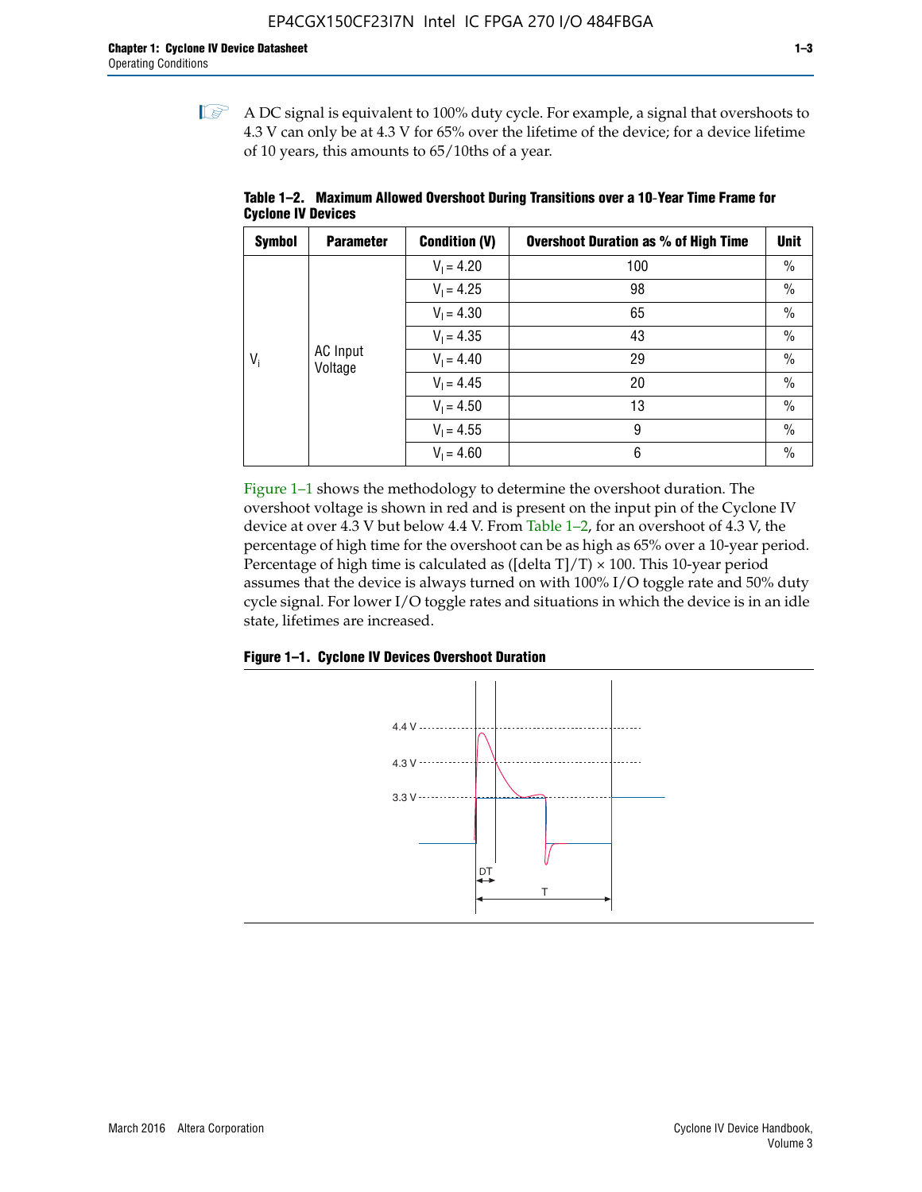A DC signal is equivalent to 100% duty cycle. For example, a signal that overshoots to 4.3 V can only be at 4.3 V for 65% over the lifetime of the device; for a device lifetime of 10 years, this amounts to 65/10ths of a year.

**Table 1–2. Maximum Allowed Overshoot During Transitions over a 10-Year Time Frame for Cyclone IV Devices**

| Symbol | Parameter | Condition (V) | Overshoot Duration as % of High Time | Unit |
|---|---|---|---|---|
| $V_i$ | AC Input Voltage | $V_I = 4.20$ | 100 | % |
| | | $V_I = 4.25$ | 98 | % |
| | | $V_I = 4.30$ | 65 | % |
| | | $V_I = 4.35$ | 43 | % |
| | | $V_I = 4.40$ | 29 | % |
| | | $V_I = 4.45$ | 20 | % |
| | | $V_I = 4.50$ | 13 | % |
| | | $V_I = 4.55$ | 9 | % |
| | | $V_I = 4.60$ | 6 | % |

Figure 1–1 shows the methodology to determine the overshoot duration. The overshoot voltage is shown in red and is present on the input pin of the Cyclone IV device at over 4.3 V but below 4.4 V. From Table 1–2, for an overshoot of 4.3 V, the percentage of high time for the overshoot can be as high as 65% over a 10-year period. Percentage of high time is calculated as ([delta T]/T) × 100. This 10-year period assumes that the device is always turned on with 100% I/O toggle rate and 50% duty cycle signal. For lower I/O toggle rates and situations in which the device is in an idle state, lifetimes are increased.

**Figure 1–1. Cyclone IV Devices Overshoot Duration**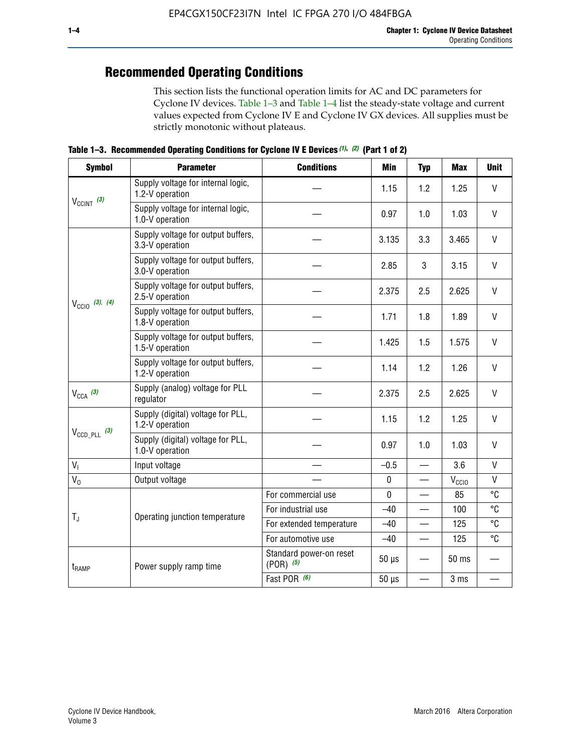## Recommended Operating Conditions

This section lists the functional operation limits for AC and DC parameters for Cyclone IV devices. Table 1–3 and Table 1–4 list the steady-state voltage and current values expected from Cyclone IV E and Cyclone IV GX devices. All supplies must be strictly monotonic without plateaus.

**Table 1–3. Recommended Operating Conditions for Cyclone IV E Devices (1), (2) (Part 1 of 2)**

| Symbol | Parameter | Conditions | Min | Typ | Max | Unit |
|---|---|---|---|---|---|---|
| $V_{CCINT}$ (3) | Supply voltage for internal logic, 1.2-V operation | — | 1.15 | 1.2 | 1.25 | V |
| | Supply voltage for internal logic, 1.0-V operation | — | 0.97 | 1.0 | 1.03 | V |
| $V_{CCIO}$ (3), (4) | Supply voltage for output buffers, 3.3-V operation | — | 3.135 | 3.3 | 3.465 | V |
| | Supply voltage for output buffers, 3.0-V operation | — | 2.85 | 3 | 3.15 | V |
| | Supply voltage for output buffers, 2.5-V operation | — | 2.375 | 2.5 | 2.625 | V |
| | Supply voltage for output buffers, 1.8-V operation | — | 1.71 | 1.8 | 1.89 | V |
| | Supply voltage for output buffers, 1.5-V operation | — | 1.425 | 1.5 | 1.575 | V |
| | Supply voltage for output buffers, 1.2-V operation | — | 1.14 | 1.2 | 1.26 | V |
| $V_{CCA}$ (3) | Supply (analog) voltage for PLL regulator | — | 2.375 | 2.5 | 2.625 | V |
| $V_{CCD\_PLL}$ (3) | Supply (digital) voltage for PLL, 1.2-V operation | — | 1.15 | 1.2 | 1.25 | V |
| | Supply (digital) voltage for PLL, 1.0-V operation | — | 0.97 | 1.0 | 1.03 | V |
| $V_I$ | Input voltage | — | –0.5 | — | 3.6 | V |
| $V_O$ | Output voltage | — | 0 | — | $V_{CCIO}$ | V |
| $T_J$ | Operating junction temperature | For commercial use | 0 | — | 85 | °C |
| | | For industrial use | –40 | — | 100 | °C |
| | | For extended temperature | –40 | — | 125 | °C |
| | | For automotive use | –40 | — | 125 | °C |
| $t_{RAMP}$ | Power supply ramp time | Standard power-on reset (POR) (5) | 50 µs | — | 50 ms | — |
| | | Fast POR (6) | 50 µs | — | 3 ms | — |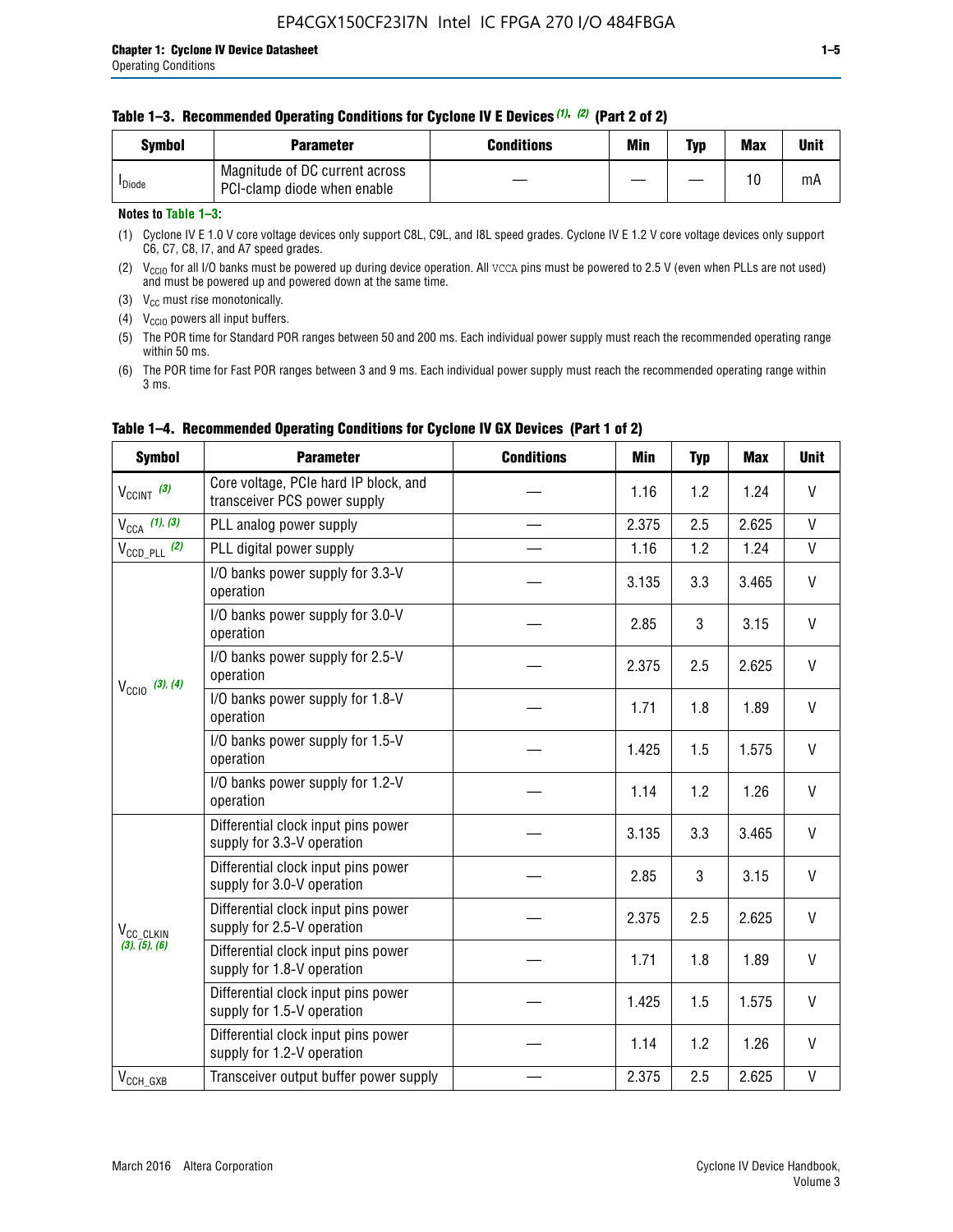**Table 1–3. Recommended Operating Conditions for Cyclone IV E Devices (1), (2) (Part 2 of 2)**

| Symbol | Parameter | Conditions | Min | Typ | Max | Unit |
|---|---|---|---|---|---|---|
| $I_{Diode}$ | Magnitude of DC current across PCI-clamp diode when enable | — | — | — | 10 | mA |

**Notes to Table 1–3:**

(1) Cyclone IV E 1.0 V core voltage devices only support C8L, C9L, and I8L speed grades. Cyclone IV E 1.2 V core voltage devices only support C6, C7, C8, I7, and A7 speed grades.

(2) $V_{CCIO}$ for all I/O banks must be powered up during device operation. All VCCA pins must be powered to 2.5 V (even when PLLs are not used) and must be powered up and powered down at the same time.

(3) $V_{CC}$ must rise monotonically.

(4) $V_{CCIO}$ powers all input buffers.

(5) The POR time for Standard POR ranges between 50 and 200 ms. Each individual power supply must reach the recommended operating range within 50 ms.

(6) The POR time for Fast POR ranges between 3 and 9 ms. Each individual power supply must reach the recommended operating range within 3 ms.

**Table 1–4. Recommended Operating Conditions for Cyclone IV GX Devices (Part 1 of 2)**

| Symbol | Parameter | Conditions | Min | Typ | Max | Unit |
|---|---|---|---|---|---|---|
| $V_{CCINT}$ (3) | Core voltage, PCIe hard IP block, and transceiver PCS power supply | — | 1.16 | 1.2 | 1.24 | V |
| $V_{CCA}$ (1), (3) | PLL analog power supply | — | 2.375 | 2.5 | 2.625 | V |
| $V_{CCD\_PLL}$ (2) | PLL digital power supply | — | 1.16 | 1.2 | 1.24 | V |
| $V_{CCIO}$ (3), (4) | I/O banks power supply for 3.3-V operation | — | 3.135 | 3.3 | 3.465 | V |
| | I/O banks power supply for 3.0-V operation | — | 2.85 | 3 | 3.15 | V |
| | I/O banks power supply for 2.5-V operation | — | 2.375 | 2.5 | 2.625 | V |
| | I/O banks power supply for 1.8-V operation | — | 1.71 | 1.8 | 1.89 | V |
| | I/O banks power supply for 1.5-V operation | — | 1.425 | 1.5 | 1.575 | V |
| | I/O banks power supply for 1.2-V operation | — | 1.14 | 1.2 | 1.26 | V |
| $V_{CC\_CLKIN}$ (3), (5), (6) | Differential clock input pins power supply for 3.3-V operation | — | 3.135 | 3.3 | 3.465 | V |
| | Differential clock input pins power supply for 3.0-V operation | — | 2.85 | 3 | 3.15 | V |
| | Differential clock input pins power supply for 2.5-V operation | — | 2.375 | 2.5 | 2.625 | V |
| | Differential clock input pins power supply for 1.8-V operation | — | 1.71 | 1.8 | 1.89 | V |
| | Differential clock input pins power supply for 1.5-V operation | — | 1.425 | 1.5 | 1.575 | V |
| | Differential clock input pins power supply for 1.2-V operation | — | 1.14 | 1.2 | 1.26 | V |
| $V_{CCH\_GXB}$ | Transceiver output buffer power supply | — | 2.375 | 2.5 | 2.625 | V |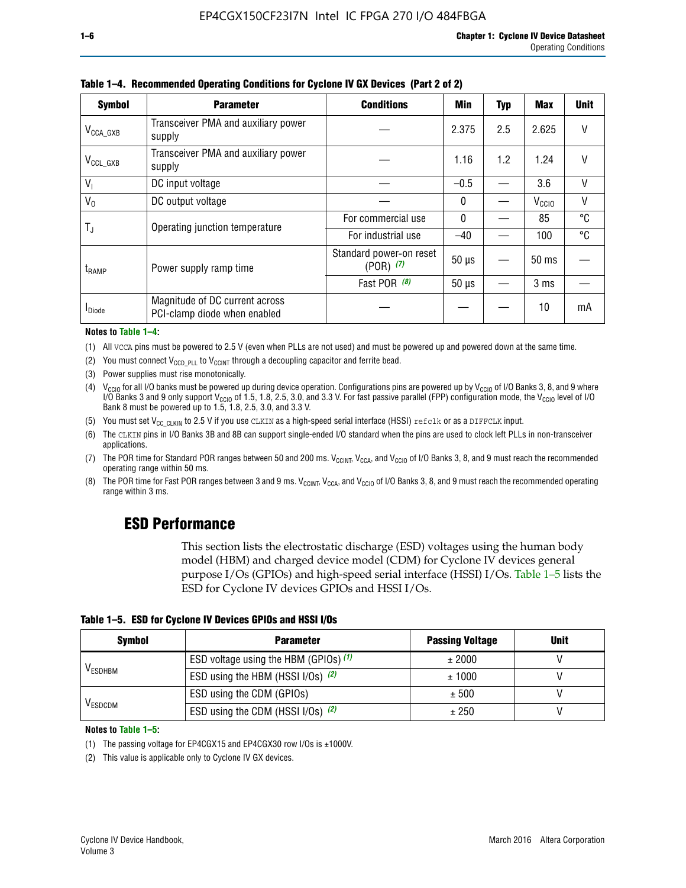**Table 1–4. Recommended Operating Conditions for Cyclone IV GX Devices (Part 2 of 2)**

| Symbol | Parameter | Conditions | Min | Typ | Max | Unit |
|---|---|---|---|---|---|---|
| $V_{CCA\_GXB}$ | Transceiver PMA and auxiliary power supply | — | 2.375 | 2.5 | 2.625 | V |
| $V_{CCL\_GXB}$ | Transceiver PMA and auxiliary power supply | — | 1.16 | 1.2 | 1.24 | V |
| $V_I$ | DC input voltage | — | –0.5 | — | 3.6 | V |
| $V_O$ | DC output voltage | — | 0 | — | $V_{CCIO}$ | V |
| $T_J$ | Operating junction temperature | For commercial use | 0 | — | 85 | °C |
| | | For industrial use | –40 | — | 100 | °C |
| $t_{RAMP}$ | Power supply ramp time | Standard power-on reset (POR) *(7)* | 50 µs | — | 50 ms | — |
| | | Fast POR *(8)* | 50 µs | — | 3 ms | — |
| $I_{Diode}$ | Magnitude of DC current across PCI-clamp diode when enabled | — | — | — | 10 | mA |

**Notes to Table 1–4:**

(1) All VCCA pins must be powered to 2.5 V (even when PLLs are not used) and must be powered up and powered down at the same time.

(2) You must connect $V_{CCD\_PLL}$ to $V_{CCINT}$ through a decoupling capacitor and ferrite bead.

(3) Power supplies must rise monotonically.

(4) $V_{CCIO}$ for all I/O banks must be powered up during device operation. Configurations pins are powered up by $V_{CCIO}$ of I/O Banks 3, 8, and 9 where I/O Banks 3 and 9 only support $V_{CCIO}$ of 1.5, 1.8, 2.5, 3.0, and 3.3 V. For fast passive parallel (FPP) configuration mode, the $V_{CCIO}$ level of I/O Bank 8 must be powered up to 1.5, 1.8, 2.5, 3.0, and 3.3 V.

(5) You must set $V_{CC\_CLKIN}$ to 2.5 V if you use CLKIN as a high-speed serial interface (HSSI) refclk or as a DIFFCLK input.

(6) The CLKIN pins in I/O Banks 3B and 8B can support single-ended I/O standard when the pins are used to clock left PLLs in non-transceiver applications.

(7) The POR time for Standard POR ranges between 50 and 200 ms. $V_{CCINT}$, $V_{CCA}$, and $V_{CCIO}$ of I/O Banks 3, 8, and 9 must reach the recommended operating range within 50 ms.

(8) The POR time for Fast POR ranges between 3 and 9 ms. $V_{CCINT}$, $V_{CCA}$, and $V_{CCIO}$ of I/O Banks 3, 8, and 9 must reach the recommended operating range within 3 ms.

## ESD Performance

This section lists the electrostatic discharge (ESD) voltages using the human body model (HBM) and charged device model (CDM) for Cyclone IV devices general purpose I/Os (GPIOs) and high-speed serial interface (HSSI) I/Os. Table 1–5 lists the ESD for Cyclone IV devices GPIOs and HSSI I/Os.

**Table 1–5. ESD for Cyclone IV Devices GPIOs and HSSI I/Os**

| Symbol | Parameter | Passing Voltage | Unit |
|---|---|---|---|
| $V_{ESDHBM}$ | ESD voltage using the HBM (GPIOs) *(1)* | ± 2000 | V |
| | ESD using the HBM (HSSI I/Os) *(2)* | ± 1000 | V |
| $V_{ESDCDM}$ | ESD using the CDM (GPIOs) | ± 500 | V |
| | ESD using the CDM (HSSI I/Os) *(2)* | ± 250 | V |

**Notes to Table 1–5:**

(1) The passing voltage for EP4CGX15 and EP4CGX30 row I/Os is ±1000V.

(2) This value is applicable only to Cyclone IV GX devices.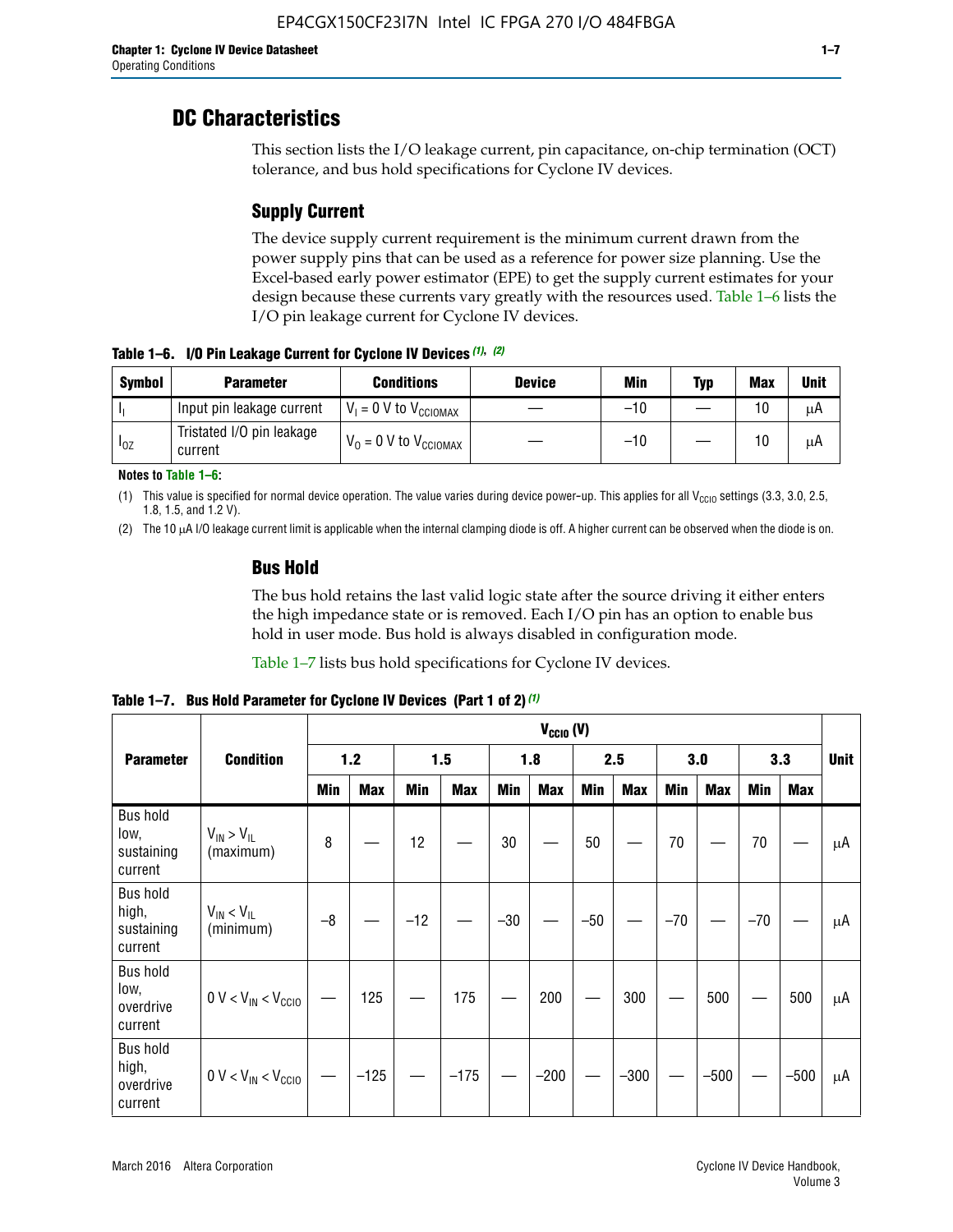## DC Characteristics

This section lists the I/O leakage current, pin capacitance, on-chip termination (OCT) tolerance, and bus hold specifications for Cyclone IV devices.

### Supply Current

The device supply current requirement is the minimum current drawn from the power supply pins that can be used as a reference for power size planning. Use the Excel-based early power estimator (EPE) to get the supply current estimates for your design because these currents vary greatly with the resources used. Table 1–6 lists the I/O pin leakage current for Cyclone IV devices.

**Table 1–6. I/O Pin Leakage Current for Cyclone IV Devices (1), (2)**

| Symbol | Parameter | Conditions | Device | Min | Typ | Max | Unit |
|---|---|---|---|---|---|---|---|
| $I_I$ | Input pin leakage current | $V_I = 0$ V to $V_{CCIOMAX}$ | — | –10 | — | 10 | μA |
| $I_{OZ}$ | Tristated I/O pin leakage current | $V_O = 0$ V to $V_{CCIOMAX}$ | — | –10 | — | 10 | μA |

**Notes to Table 1–6:**

(1) This value is specified for normal device operation. The value varies during device power-up. This applies for all $V_{CCIO}$ settings (3.3, 3.0, 2.5, 1.8, 1.5, and 1.2 V).

(2) The 10 μA I/O leakage current limit is applicable when the internal clamping diode is off. A higher current can be observed when the diode is on.

### Bus Hold

The bus hold retains the last valid logic state after the source driving it either enters the high impedance state or is removed. Each I/O pin has an option to enable bus hold in user mode. Bus hold is always disabled in configuration mode.

Table 1–7 lists bus hold specifications for Cyclone IV devices.

**Table 1–7. Bus Hold Parameter for Cyclone IV Devices (Part 1 of 2) (1)**

| Parameter | Condition | $V_{CCIO}$ (V) | | | | | | | | | | | | Unit |
|---|---|---|---|---|---|---|---|---|---|---|---|---|---|---|
| | | 1.2 | | 1.5 | | 1.8 | | 2.5 | | 3.0 | | 3.3 | | |
| | | Min | Max | Min | Max | Min | Max | Min | Max | Min | Max | Min | Max | |
| Bus hold low, sustaining current | $V_{IN} > V_{IL}$ (maximum) | 8 | — | 12 | — | 30 | — | 50 | — | 70 | — | 70 | — | μA |
| Bus hold high, sustaining current | $V_{IN} < V_{IL}$ (minimum) | –8 | — | –12 | — | –30 | — | –50 | — | –70 | — | –70 | — | μA |
| Bus hold low, overdrive current | $0\text{ V} < V_{IN} < V_{CCIO}$ | — | 125 | — | 175 | — | 200 | — | 300 | — | 500 | — | 500 | μA |
| Bus hold high, overdrive current | $0\text{ V} < V_{IN} < V_{CCIO}$ | — | –125 | — | –175 | — | –200 | — | –300 | — | –500 | — | –500 | μA |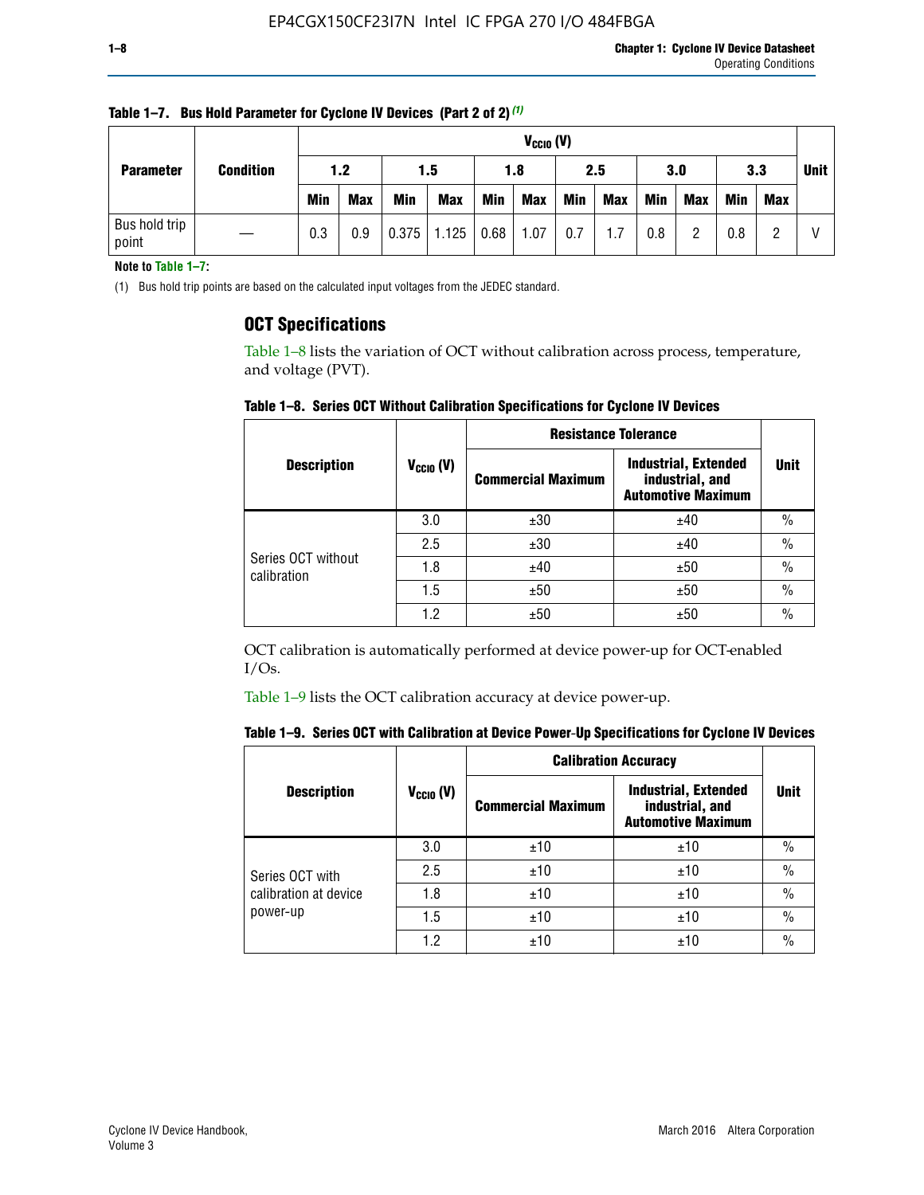**Table 1–7. Bus Hold Parameter for Cyclone IV Devices (Part 2 of 2)** (1)

| Parameter | Condition | $V_{CCIO}$ (V) | | | | | | | | | | | | Unit |
|---|---|---|---|---|---|---|---|---|---|---|---|---|---|---|
| | | 1.2 | | 1.5 | | 1.8 | | 2.5 | | 3.0 | | 3.3 | | |
| | | Min | Max | Min | Max | Min | Max | Min | Max | Min | Max | Min | Max | |
| Bus hold trip point | — | 0.3 | 0.9 | 0.375 | 1.125 | 0.68 | 1.07 | 0.7 | 1.7 | 0.8 | 2 | 0.8 | 2 | V |

**Note to Table 1–7:**

(1) Bus hold trip points are based on the calculated input voltages from the JEDEC standard.

## OCT Specifications

Table 1–8 lists the variation of OCT without calibration across process, temperature, and voltage (PVT).

**Table 1–8. Series OCT Without Calibration Specifications for Cyclone IV Devices**

| Description | $V_{CCIO}$ (V) | Resistance Tolerance | | Unit |
|---|---|---|---|---|
| | | Commercial Maximum | Industrial, Extended industrial, and Automotive Maximum | |
| Series OCT without calibration | 3.0 | ±30 | ±40 | % |
| | 2.5 | ±30 | ±40 | % |
| | 1.8 | ±40 | ±50 | % |
| | 1.5 | ±50 | ±50 | % |
| | 1.2 | ±50 | ±50 | % |

OCT calibration is automatically performed at device power-up for OCT-enabled I/Os.

Table 1–9 lists the OCT calibration accuracy at device power-up.

**Table 1–9. Series OCT with Calibration at Device Power-Up Specifications for Cyclone IV Devices**

| Description | $V_{CCIO}$ (V) | Calibration Accuracy | | Unit |
|---|---|---|---|---|
| | | Commercial Maximum | Industrial, Extended industrial, and Automotive Maximum | |
| Series OCT with calibration at device power-up | 3.0 | ±10 | ±10 | % |
| | 2.5 | ±10 | ±10 | % |
| | 1.8 | ±10 | ±10 | % |
| | 1.5 | ±10 | ±10 | % |
| | 1.2 | ±10 | ±10 | % |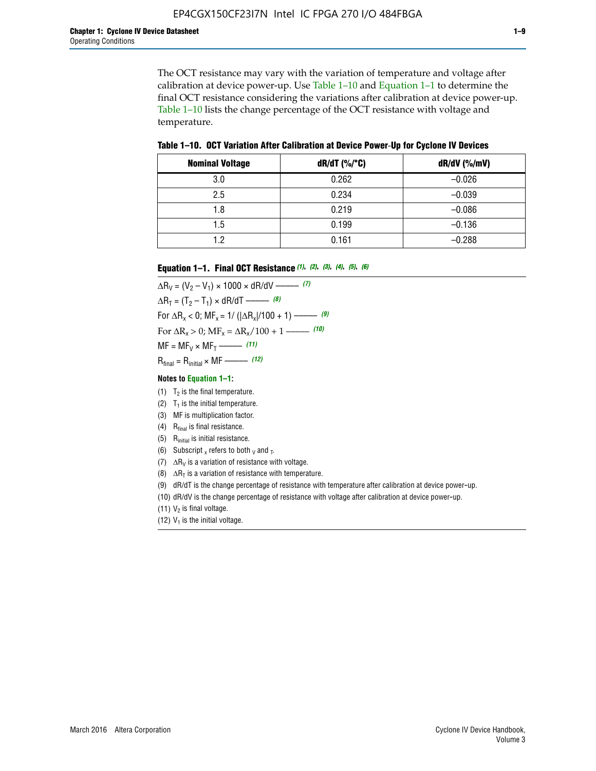The OCT resistance may vary with the variation of temperature and voltage after calibration at device power-up. Use Table 1–10 and Equation 1–1 to determine the final OCT resistance considering the variations after calibration at device power-up. Table 1–10 lists the change percentage of the OCT resistance with voltage and temperature.

**Table 1–10. OCT Variation After Calibration at Device Power-Up for Cyclone IV Devices**

| Nominal Voltage | dR/dT (%/°C) | dR/dV (%/mV) |
|---|---|---|
| 3.0 | 0.262 | –0.026 |
| 2.5 | 0.234 | –0.039 |
| 1.8 | 0.219 | –0.086 |
| 1.5 | 0.199 | –0.136 |
| 1.2 | 0.161 | –0.288 |

**Equation 1–1. Final OCT Resistance** *(1), (2), (3), (4), (5), (6)*

$$\Delta R_V = (V_2 - V_1) \times 1000 \times dR/dV \text{ ——— } (7)$$

$$\Delta R_T = (T_2 - T_1) \times dR/dT \text{ ——— } (8)$$

$$\text{For } \Delta R_x < 0;\ MF_x = 1/(|\Delta R_x|/100 + 1) \text{ ——— } (9)$$

$$\text{For } \Delta R_x > 0;\ MF_x = \Delta R_x/100 + 1 \text{ ——— } (10)$$

$$MF = MF_V \times MF_T \text{ ——— } (11)$$

$$R_{final} = R_{initial} \times MF \text{ ——— } (12)$$

**Notes to Equation 1–1:**

(1) $T_2$ is the final temperature.

(2) $T_1$ is the initial temperature.

(3) MF is multiplication factor.

(4) $R_{final}$ is final resistance.

(5) $R_{initial}$ is initial resistance.

(6) Subscript $_x$ refers to both $_V$ and $_T$.

(7) $\Delta R_V$ is a variation of resistance with voltage.

(8) $\Delta R_T$ is a variation of resistance with temperature.

(9) dR/dT is the change percentage of resistance with temperature after calibration at device power-up.

(10) dR/dV is the change percentage of resistance with voltage after calibration at device power-up.

(11) $V_2$ is final voltage.

(12) $V_1$ is the initial voltage.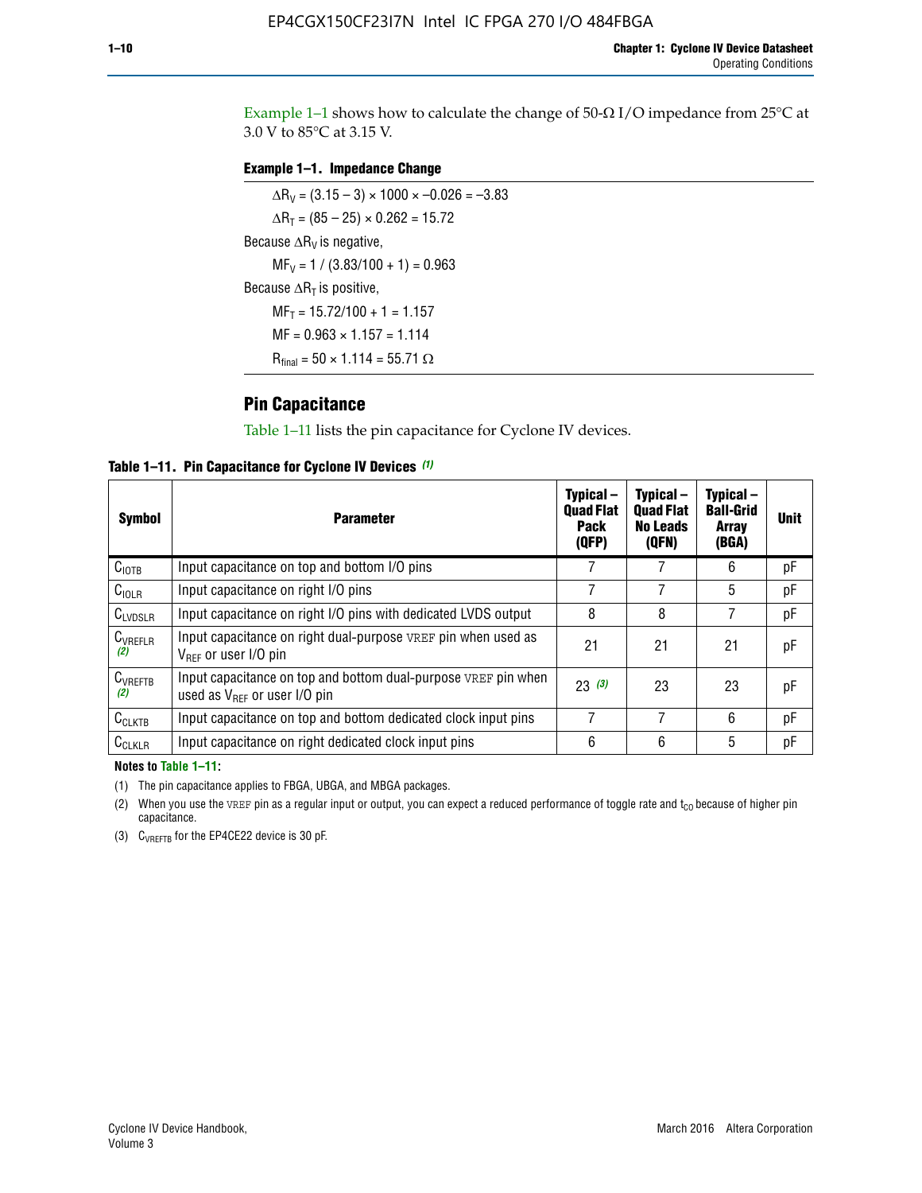Example 1–1 shows how to calculate the change of 50-Ω I/O impedance from 25°C at 3.0 V to 85°C at 3.15 V.

**Example 1–1. Impedance Change**

$\Delta R_V = (3.15 - 3) \times 1000 \times -0.026 = -3.83$

$\Delta R_T = (85 - 25) \times 0.262 = 15.72$

Because $\Delta R_V$ is negative,

$MF_V = 1 / (3.83/100 + 1) = 0.963$

Because $\Delta R_T$ is positive,

$MF_T = 15.72/100 + 1 = 1.157$

$MF = 0.963 \times 1.157 = 1.114$

$R_{final} = 50 \times 1.114 = 55.71\ \Omega$

## Pin Capacitance

Table 1–11 lists the pin capacitance for Cyclone IV devices.

**Table 1–11. Pin Capacitance for Cyclone IV Devices (1)**

| Symbol | Parameter | Typical – Quad Flat Pack (QFP) | Typical – Quad Flat No Leads (QFN) | Typical – Ball-Grid Array (BGA) | Unit |
|---|---|---|---|---|---|
| $C_{IOTB}$ | Input capacitance on top and bottom I/O pins | 7 | 7 | 6 | pF |
| $C_{IOLR}$ | Input capacitance on right I/O pins | 7 | 7 | 5 | pF |
| $C_{LVDSLR}$ | Input capacitance on right I/O pins with dedicated LVDS output | 8 | 8 | 7 | pF |
| $C_{VREFLR}$ (2) | Input capacitance on right dual-purpose VREF pin when used as $V_{REF}$ or user I/O pin | 21 | 21 | 21 | pF |
| $C_{VREFTB}$ (2) | Input capacitance on top and bottom dual-purpose VREF pin when used as $V_{REF}$ or user I/O pin | 23 (3) | 23 | 23 | pF |
| $C_{CLKTB}$ | Input capacitance on top and bottom dedicated clock input pins | 7 | 7 | 6 | pF |
| $C_{CLKLR}$ | Input capacitance on right dedicated clock input pins | 6 | 6 | 5 | pF |

**Notes to Table 1–11:**

(1) The pin capacitance applies to FBGA, UBGA, and MBGA packages.

(2) When you use the VREF pin as a regular input or output, you can expect a reduced performance of toggle rate and $t_{CO}$ because of higher pin capacitance.

(3) $C_{VREFTB}$ for the EP4CE22 device is 30 pF.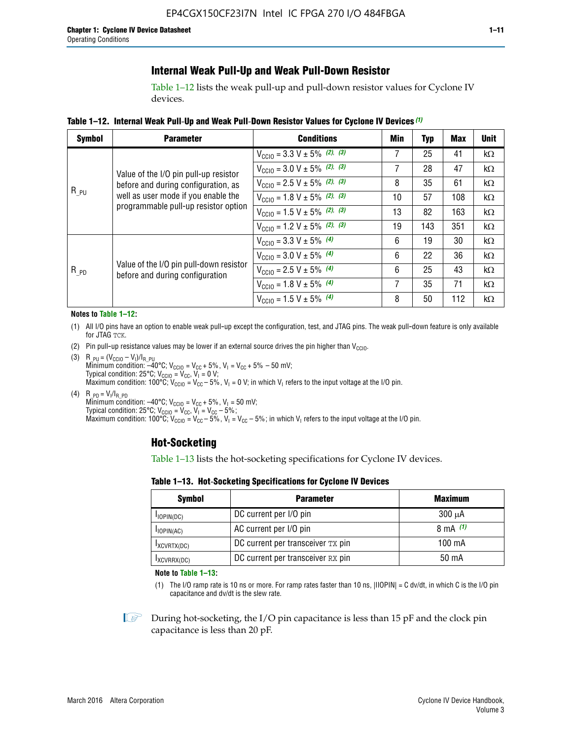## Internal Weak Pull-Up and Weak Pull-Down Resistor

Table 1–12 lists the weak pull-up and pull-down resistor values for Cyclone IV devices.

**Table 1–12. Internal Weak Pull-Up and Weak Pull-Down Resistor Values for Cyclone IV Devices (1)**

| Symbol | Parameter | Conditions | Min | Typ | Max | Unit |
|---|---|---|---|---|---|---|
| $R_{\_PU}$ | Value of the I/O pin pull-up resistor before and during configuration, as well as user mode if you enable the programmable pull-up resistor option | $V_{CCIO}$ = 3.3 V ± 5% (2), (3) | 7 | 25 | 41 | kΩ |
| | | $V_{CCIO}$ = 3.0 V ± 5% (2), (3) | 7 | 28 | 47 | kΩ |
| | | $V_{CCIO}$ = 2.5 V ± 5% (2), (3) | 8 | 35 | 61 | kΩ |
| | | $V_{CCIO}$ = 1.8 V ± 5% (2), (3) | 10 | 57 | 108 | kΩ |
| | | $V_{CCIO}$ = 1.5 V ± 5% (2), (3) | 13 | 82 | 163 | kΩ |
| | | $V_{CCIO}$ = 1.2 V ± 5% (2), (3) | 19 | 143 | 351 | kΩ |
| $R_{\_PD}$ | Value of the I/O pin pull-down resistor before and during configuration | $V_{CCIO}$ = 3.3 V ± 5% (4) | 6 | 19 | 30 | kΩ |
| | | $V_{CCIO}$ = 3.0 V ± 5% (4) | 6 | 22 | 36 | kΩ |
| | | $V_{CCIO}$ = 2.5 V ± 5% (4) | 6 | 25 | 43 | kΩ |
| | | $V_{CCIO}$ = 1.8 V ± 5% (4) | 7 | 35 | 71 | kΩ |
| | | $V_{CCIO}$ = 1.5 V ± 5% (4) | 8 | 50 | 112 | kΩ |

**Notes to Table 1–12:**

(1) All I/O pins have an option to enable weak pull-up except the configuration, test, and JTAG pins. The weak pull-down feature is only available for JTAG TCK.

(2) Pin pull-up resistance values may be lower if an external source drives the pin higher than $V_{CCIO}$.

(3) $R_{\_PU} = (V_{CCIO} - V_I)/I_{R\_PU}$
Minimum condition: –40°C; $V_{CCIO} = V_{CC} + 5\%$, $V_I = V_{CC} + 5\% - 50$ mV;
Typical condition: 25°C; $V_{CCIO} = V_{CC}$, $V_I = 0$ V;
Maximum condition: 100°C; $V_{CCIO} = V_{CC} - 5\%$, $V_I = 0$ V; in which $V_I$ refers to the input voltage at the I/O pin.

(4) $R_{\_PD} = V_I/I_{R\_PD}$
Minimum condition: –40°C; $V_{CCIO} = V_{CC} + 5\%$, $V_I = 50$ mV;
Typical condition: 25°C; $V_{CCIO} = V_{CC}$, $V_I = V_{CC} - 5\%$;
Maximum condition: 100°C; $V_{CCIO} = V_{CC} - 5\%$, $V_I = V_{CC} - 5\%$; in which $V_I$ refers to the input voltage at the I/O pin.

## Hot-Socketing

Table 1–13 lists the hot-socketing specifications for Cyclone IV devices.

**Table 1–13. Hot-Socketing Specifications for Cyclone IV Devices**

| Symbol | Parameter | Maximum |
|---|---|---|
| $I_{IOPIN(DC)}$ | DC current per I/O pin | 300 μA |
| $I_{IOPIN(AC)}$ | AC current per I/O pin | 8 mA (1) |
| $I_{XCVRTX(DC)}$ | DC current per transceiver TX pin | 100 mA |
| $I_{XCVRRX(DC)}$ | DC current per transceiver RX pin | 50 mA |

**Note to Table 1–13:**

(1) The I/O ramp rate is 10 ns or more. For ramp rates faster than 10 ns, |IIOPIN| = C dv/dt, in which C is the I/O pin capacitance and dv/dt is the slew rate.

During hot-socketing, the I/O pin capacitance is less than 15 pF and the clock pin capacitance is less than 20 pF.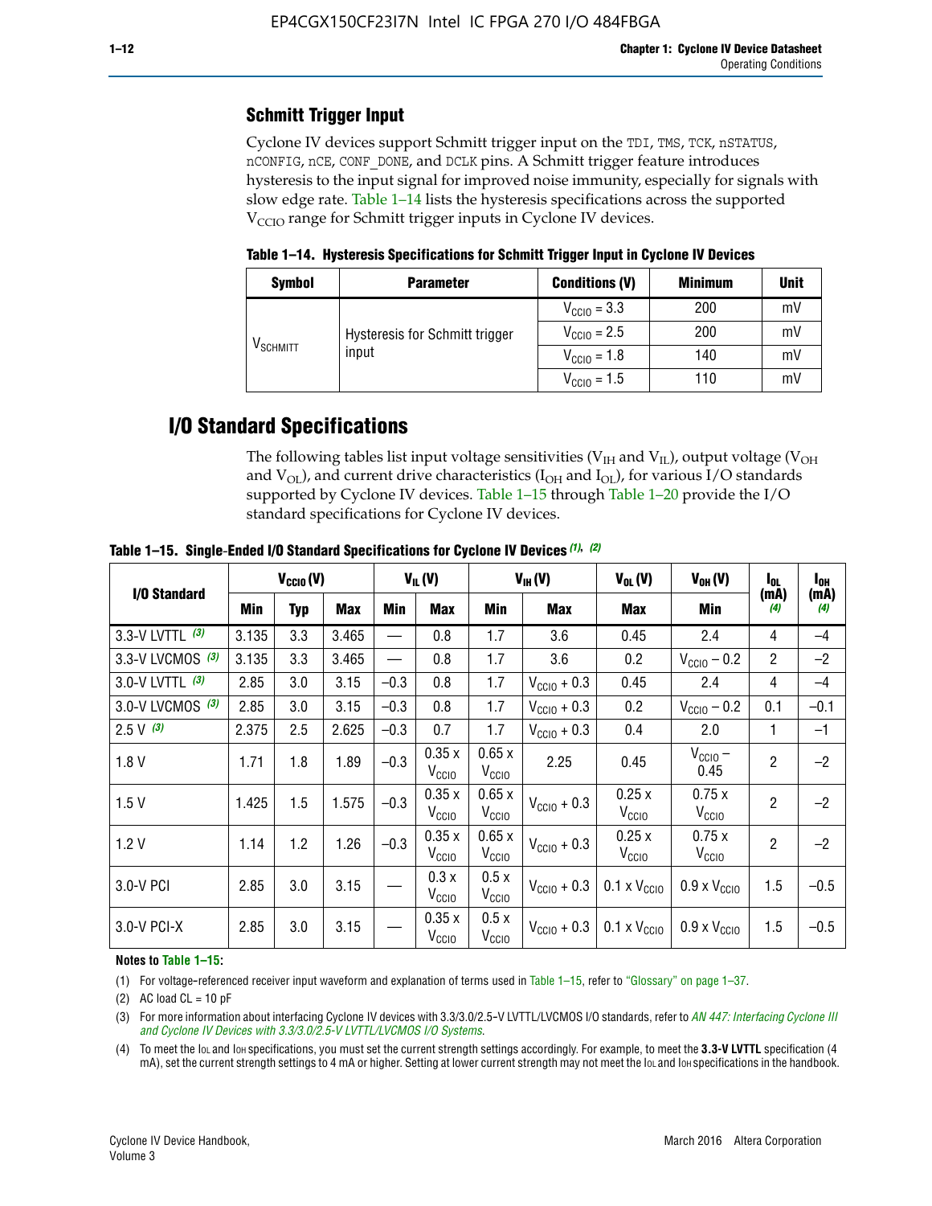## Schmitt Trigger Input

Cyclone IV devices support Schmitt trigger input on the TDI, TMS, TCK, nSTATUS, nCONFIG, nCE, CONF_DONE, and DCLK pins. A Schmitt trigger feature introduces hysteresis to the input signal for improved noise immunity, especially for signals with slow edge rate. Table 1–14 lists the hysteresis specifications across the supported $V_{CCIO}$ range for Schmitt trigger inputs in Cyclone IV devices.

**Table 1–14. Hysteresis Specifications for Schmitt Trigger Input in Cyclone IV Devices**

| Symbol | Parameter | Conditions (V) | Minimum | Unit |
|---|---|---|---|---|
| $V_{SCHMITT}$ | Hysteresis for Schmitt trigger input | $V_{CCIO}$ = 3.3 | 200 | mV |
| | | $V_{CCIO}$ = 2.5 | 200 | mV |
| | | $V_{CCIO}$ = 1.8 | 140 | mV |
| | | $V_{CCIO}$ = 1.5 | 110 | mV |

# I/O Standard Specifications

The following tables list input voltage sensitivities ($V_{IH}$ and $V_{IL}$), output voltage ($V_{OH}$ and $V_{OL}$), and current drive characteristics ($I_{OH}$ and $I_{OL}$), for various I/O standards supported by Cyclone IV devices. Table 1–15 through Table 1–20 provide the I/O standard specifications for Cyclone IV devices.

**Table 1–15. Single-Ended I/O Standard Specifications for Cyclone IV Devices (1), (2)**

| I/O Standard | $V_{CCIO}$ (V) | | | $V_{IL}$ (V) | | $V_{IH}$ (V) | | $V_{OL}$ (V) | $V_{OH}$ (V) | $I_{OL}$ (mA) (4) | $I_{OH}$ (mA) (4) |
|---|---|---|---|---|---|---|---|---|---|---|---|
| | Min | Typ | Max | Min | Max | Min | Max | Max | Min | | |
| 3.3-V LVTTL (3) | 3.135 | 3.3 | 3.465 | — | 0.8 | 1.7 | 3.6 | 0.45 | 2.4 | 4 | –4 |
| 3.3-V LVCMOS (3) | 3.135 | 3.3 | 3.465 | — | 0.8 | 1.7 | 3.6 | 0.2 | $V_{CCIO}$ – 0.2 | 2 | –2 |
| 3.0-V LVTTL (3) | 2.85 | 3.0 | 3.15 | –0.3 | 0.8 | 1.7 | $V_{CCIO}$ + 0.3 | 0.45 | 2.4 | 4 | –4 |
| 3.0-V LVCMOS (3) | 2.85 | 3.0 | 3.15 | –0.3 | 0.8 | 1.7 | $V_{CCIO}$ + 0.3 | 0.2 | $V_{CCIO}$ – 0.2 | 0.1 | –0.1 |
| 2.5 V (3) | 2.375 | 2.5 | 2.625 | –0.3 | 0.7 | 1.7 | $V_{CCIO}$ + 0.3 | 0.4 | 2.0 | 1 | –1 |
| 1.8 V | 1.71 | 1.8 | 1.89 | –0.3 | 0.35 x $V_{CCIO}$ | 0.65 x $V_{CCIO}$ | 2.25 | 0.45 | $V_{CCIO}$ – 0.45 | 2 | –2 |
| 1.5 V | 1.425 | 1.5 | 1.575 | –0.3 | 0.35 x $V_{CCIO}$ | 0.65 x $V_{CCIO}$ | $V_{CCIO}$ + 0.3 | 0.25 x $V_{CCIO}$ | 0.75 x $V_{CCIO}$ | 2 | –2 |
| 1.2 V | 1.14 | 1.2 | 1.26 | –0.3 | 0.35 x $V_{CCIO}$ | 0.65 x $V_{CCIO}$ | $V_{CCIO}$ + 0.3 | 0.25 x $V_{CCIO}$ | 0.75 x $V_{CCIO}$ | 2 | –2 |
| 3.0-V PCI | 2.85 | 3.0 | 3.15 | — | 0.3 x $V_{CCIO}$ | 0.5 x $V_{CCIO}$ | $V_{CCIO}$ + 0.3 | 0.1 x $V_{CCIO}$ | 0.9 x $V_{CCIO}$ | 1.5 | –0.5 |
| 3.0-V PCI-X | 2.85 | 3.0 | 3.15 | — | 0.35 x $V_{CCIO}$ | 0.5 x $V_{CCIO}$ | $V_{CCIO}$ + 0.3 | 0.1 x $V_{CCIO}$ | 0.9 x $V_{CCIO}$ | 1.5 | –0.5 |

**Notes to Table 1–15:**

(1) For voltage-referenced receiver input waveform and explanation of terms used in Table 1–15, refer to "Glossary" on page 1–37.

(2) AC load CL = 10 pF

(3) For more information about interfacing Cyclone IV devices with 3.3/3.0/2.5-V LVTTL/LVCMOS I/O standards, refer to *AN 447: Interfacing Cyclone III and Cyclone IV Devices with 3.3/3.0/2.5-V LVTTL/LVCMOS I/O Systems*.

(4) To meet the $I_{OL}$ and $I_{OH}$ specifications, you must set the current strength settings accordingly. For example, to meet the **3.3-V LVTTL** specification (4 mA), set the current strength settings to 4 mA or higher. Setting at lower current strength may not meet the $I_{OL}$ and $I_{OH}$ specifications in the handbook.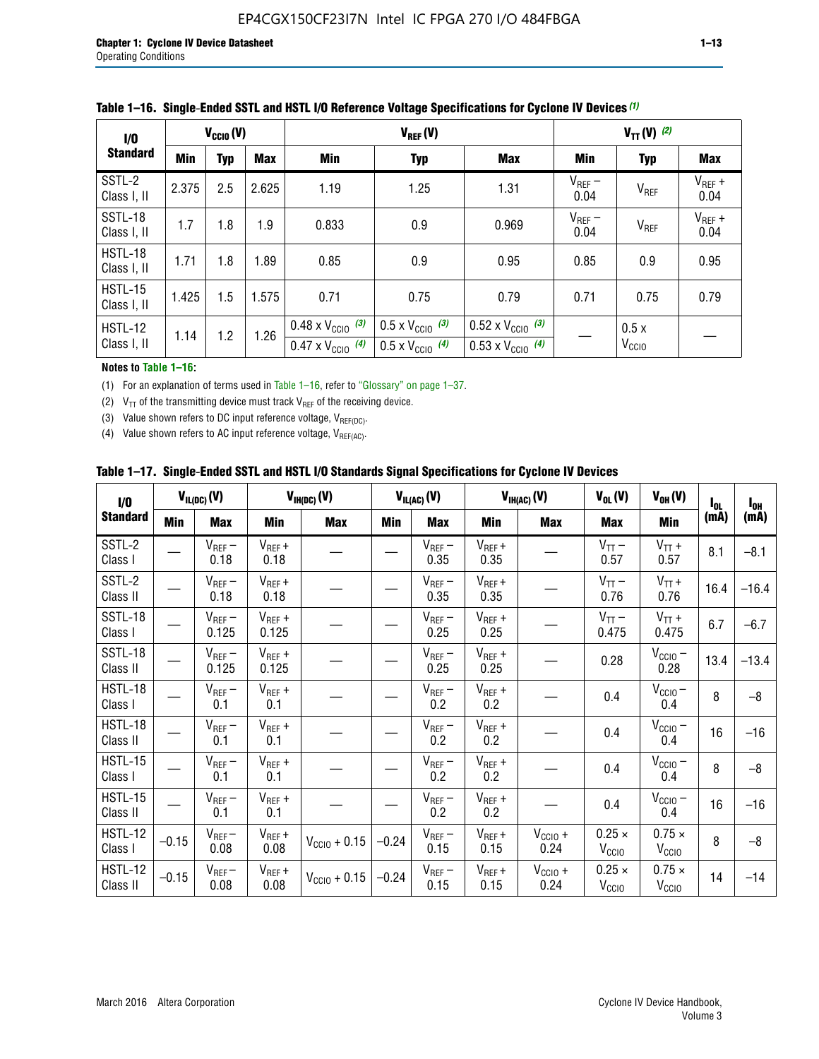**Table 1–16. Single-Ended SSTL and HSTL I/O Reference Voltage Specifications for Cyclone IV Devices (1)**

| I/O Standard | $V_{CCIO}$ (V) | | | $V_{REF}$ (V) | | | $V_{TT}$ (V) (2) | | |
|---|---|---|---|---|---|---|---|---|---|
| | Min | Typ | Max | Min | Typ | Max | Min | Typ | Max |
| SSTL-2 Class I, II | 2.375 | 2.5 | 2.625 | 1.19 | 1.25 | 1.31 | $V_{REF}$ – 0.04 | $V_{REF}$ | $V_{REF}$ + 0.04 |
| SSTL-18 Class I, II | 1.7 | 1.8 | 1.9 | 0.833 | 0.9 | 0.969 | $V_{REF}$ – 0.04 | $V_{REF}$ | $V_{REF}$ + 0.04 |
| HSTL-18 Class I, II | 1.71 | 1.8 | 1.89 | 0.85 | 0.9 | 0.95 | 0.85 | 0.9 | 0.95 |
| HSTL-15 Class I, II | 1.425 | 1.5 | 1.575 | 0.71 | 0.75 | 0.79 | 0.71 | 0.75 | 0.79 |
| HSTL-12 Class I, II | 1.14 | 1.2 | 1.26 | 0.48 x $V_{CCIO}$ (3) / 0.47 x $V_{CCIO}$ (4) | 0.5 x $V_{CCIO}$ (3) / 0.5 x $V_{CCIO}$ (4) | 0.52 x $V_{CCIO}$ (3) / 0.53 x $V_{CCIO}$ (4) | — | 0.5 x $V_{CCIO}$ | — |

**Notes to Table 1–16:**

(1) For an explanation of terms used in Table 1–16, refer to "Glossary" on page 1–37.

(2) $V_{TT}$ of the transmitting device must track $V_{REF}$ of the receiving device.

(3) Value shown refers to DC input reference voltage, $V_{REF(DC)}$.

(4) Value shown refers to AC input reference voltage, $V_{REF(AC)}$.

**Table 1–17. Single-Ended SSTL and HSTL I/O Standards Signal Specifications for Cyclone IV Devices**

| I/O Standard | $V_{IL(DC)}$ (V) | | $V_{IH(DC)}$ (V) | | $V_{IL(AC)}$ (V) | | $V_{IH(AC)}$ (V) | | $V_{OL}$ (V) | $V_{OH}$ (V) | $I_{OL}$ (mA) | $I_{OH}$ (mA) |
|---|---|---|---|---|---|---|---|---|---|---|---|---|
| | Min | Max | Min | Max | Min | Max | Min | Max | Max | Min | | |
| SSTL-2 Class I | — | $V_{REF}$ – 0.18 | $V_{REF}$ + 0.18 | — | — | $V_{REF}$ – 0.35 | $V_{REF}$ + 0.35 | — | $V_{TT}$ – 0.57 | $V_{TT}$ + 0.57 | 8.1 | –8.1 |
| SSTL-2 Class II | — | $V_{REF}$ – 0.18 | $V_{REF}$ + 0.18 | — | — | $V_{REF}$ – 0.35 | $V_{REF}$ + 0.35 | — | $V_{TT}$ – 0.76 | $V_{TT}$ + 0.76 | 16.4 | –16.4 |
| SSTL-18 Class I | — | $V_{REF}$ – 0.125 | $V_{REF}$ + 0.125 | — | — | $V_{REF}$ – 0.25 | $V_{REF}$ + 0.25 | — | $V_{TT}$ – 0.475 | $V_{TT}$ + 0.475 | 6.7 | –6.7 |
| SSTL-18 Class II | — | $V_{REF}$ – 0.125 | $V_{REF}$ + 0.125 | — | — | $V_{REF}$ – 0.25 | $V_{REF}$ + 0.25 | — | 0.28 | $V_{CCIO}$ – 0.28 | 13.4 | –13.4 |
| HSTL-18 Class I | — | $V_{REF}$ – 0.1 | $V_{REF}$ + 0.1 | — | — | $V_{REF}$ – 0.2 | $V_{REF}$ + 0.2 | — | 0.4 | $V_{CCIO}$ – 0.4 | 8 | –8 |
| HSTL-18 Class II | — | $V_{REF}$ – 0.1 | $V_{REF}$ + 0.1 | — | — | $V_{REF}$ – 0.2 | $V_{REF}$ + 0.2 | — | 0.4 | $V_{CCIO}$ – 0.4 | 16 | –16 |
| HSTL-15 Class I | — | $V_{REF}$ – 0.1 | $V_{REF}$ + 0.1 | — | — | $V_{REF}$ – 0.2 | $V_{REF}$ + 0.2 | — | 0.4 | $V_{CCIO}$ – 0.4 | 8 | –8 |
| HSTL-15 Class II | — | $V_{REF}$ – 0.1 | $V_{REF}$ + 0.1 | — | — | $V_{REF}$ – 0.2 | $V_{REF}$ + 0.2 | — | 0.4 | $V_{CCIO}$ – 0.4 | 16 | –16 |
| HSTL-12 Class I | –0.15 | $V_{REF}$ – 0.08 | $V_{REF}$ + 0.08 | $V_{CCIO}$ + 0.15 | –0.24 | $V_{REF}$ – 0.15 | $V_{REF}$ + 0.15 | $V_{CCIO}$ + 0.24 | 0.25 × $V_{CCIO}$ | 0.75 × $V_{CCIO}$ | 8 | –8 |
| HSTL-12 Class II | –0.15 | $V_{REF}$ – 0.08 | $V_{REF}$ + 0.08 | $V_{CCIO}$ + 0.15 | –0.24 | $V_{REF}$ – 0.15 | $V_{REF}$ + 0.15 | $V_{CCIO}$ + 0.24 | 0.25 × $V_{CCIO}$ | 0.75 × $V_{CCIO}$ | 14 | –14 |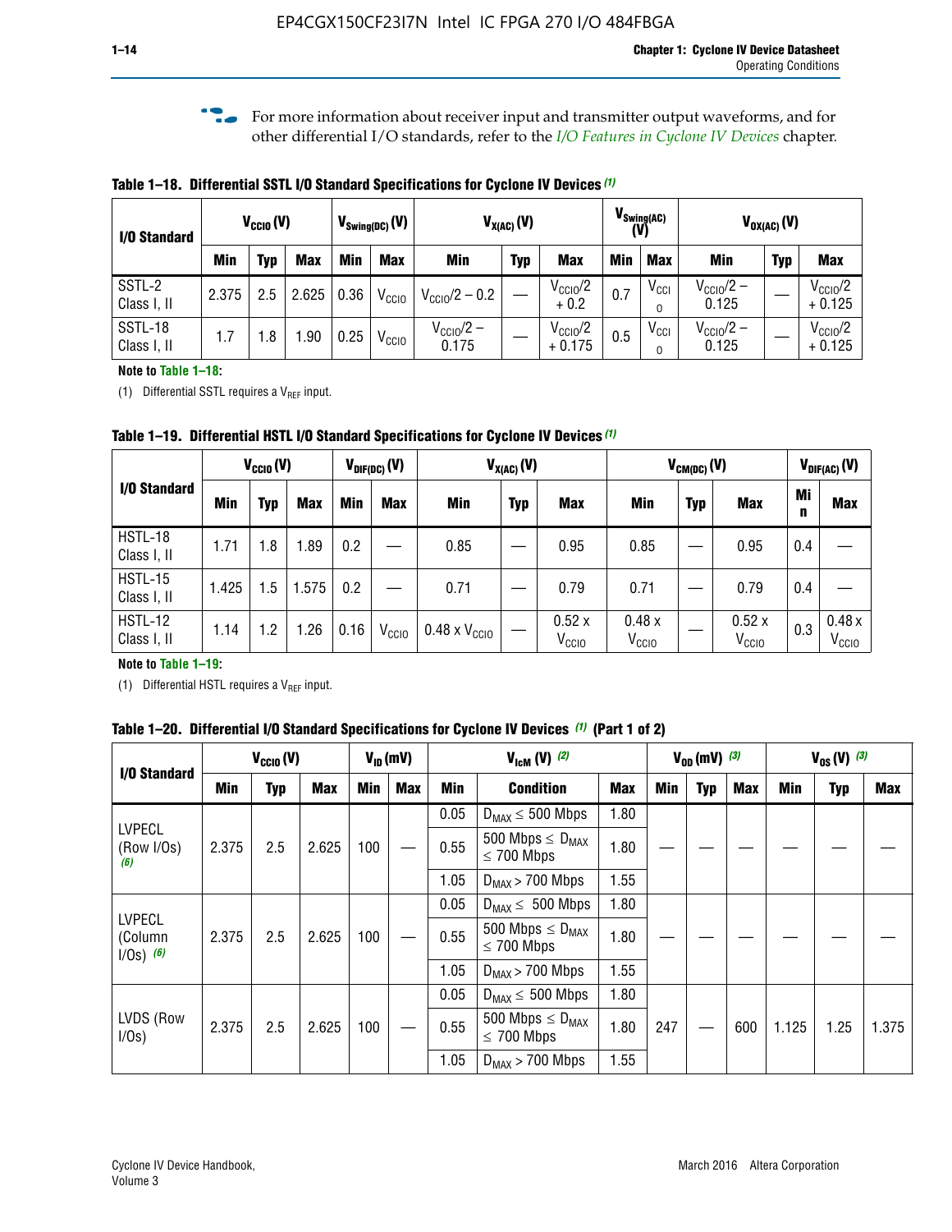For more information about receiver input and transmitter output waveforms, and for other differential I/O standards, refer to the *I/O Features in Cyclone IV Devices* chapter.

**Table 1–18. Differential SSTL I/O Standard Specifications for Cyclone IV Devices** *(1)*

| I/O Standard | $V_{CCIO}$ (V) | | | $V_{Swing(DC)}$ (V) | | $V_{X(AC)}$ (V) | | | $V_{Swing(AC)}$ (V) | | $V_{OX(AC)}$ (V) | | |
|---|---|---|---|---|---|---|---|---|---|---|---|---|---|
| | Min | Typ | Max | Min | Max | Min | Typ | Max | Min | Max | Min | Typ | Max |
| SSTL-2 Class I, II | 2.375 | 2.5 | 2.625 | 0.36 | $V_{CCIO}$ | $V_{CCIO}/2 - 0.2$ | — | $V_{CCIO}/2 + 0.2$ | 0.7 | $V_{CCIO}$ | $V_{CCIO}/2 - 0.125$ | — | $V_{CCIO}/2 + 0.125$ |
| SSTL-18 Class I, II | 1.7 | 1.8 | 1.90 | 0.25 | $V_{CCIO}$ | $V_{CCIO}/2 - 0.175$ | — | $V_{CCIO}/2 + 0.175$ | 0.5 | $V_{CCIO}$ | $V_{CCIO}/2 - 0.125$ | — | $V_{CCIO}/2 + 0.125$ |

**Note to Table 1–18:**

(1) Differential SSTL requires a $V_{REF}$ input.

**Table 1–19. Differential HSTL I/O Standard Specifications for Cyclone IV Devices** *(1)*

| I/O Standard | $V_{CCIO}$ (V) | | | $V_{DIF(DC)}$ (V) | | $V_{X(AC)}$ (V) | | | $V_{CM(DC)}$ (V) | | | $V_{DIF(AC)}$ (V) | |
|---|---|---|---|---|---|---|---|---|---|---|---|---|---|
| | Min | Typ | Max | Min | Max | Min | Typ | Max | Min | Typ | Max | Min | Max |
| HSTL-18 Class I, II | 1.71 | 1.8 | 1.89 | 0.2 | — | 0.85 | — | 0.95 | 0.85 | — | 0.95 | 0.4 | — |
| HSTL-15 Class I, II | 1.425 | 1.5 | 1.575 | 0.2 | — | 0.71 | — | 0.79 | 0.71 | — | 0.79 | 0.4 | — |
| HSTL-12 Class I, II | 1.14 | 1.2 | 1.26 | 0.16 | $V_{CCIO}$ | 0.48 x $V_{CCIO}$ | — | 0.52 x $V_{CCIO}$ | 0.48 x $V_{CCIO}$ | — | 0.52 x $V_{CCIO}$ | 0.3 | 0.48 x $V_{CCIO}$ |

**Note to Table 1–19:**

(1) Differential HSTL requires a $V_{REF}$ input.

**Table 1–20. Differential I/O Standard Specifications for Cyclone IV Devices** *(1)* **(Part 1 of 2)**

| I/O Standard | $V_{CCIO}$ (V) | | | $V_{ID}$ (mV) | | $V_{IcM}$ (V) *(2)* | | | $V_{OD}$ (mV) *(3)* | | | $V_{OS}$ (V) *(3)* | | |
|---|---|---|---|---|---|---|---|---|---|---|---|---|---|---|
| | Min | Typ | Max | Min | Max | Min | Condition | Max | Min | Typ | Max | Min | Typ | Max |
| LVPECL (Row I/Os) *(6)* | 2.375 | 2.5 | 2.625 | 100 | — | 0.05 | $D_{MAX} \leq$ 500 Mbps | 1.80 | — | — | — | — | — | — |
| | | | | | | 0.55 | 500 Mbps $\leq D_{MAX} \leq$ 700 Mbps | 1.80 | | | | | | |
| | | | | | | 1.05 | $D_{MAX} >$ 700 Mbps | 1.55 | | | | | | |
| LVPECL (Column I/Os) *(6)* | 2.375 | 2.5 | 2.625 | 100 | — | 0.05 | $D_{MAX} \leq$ 500 Mbps | 1.80 | — | — | — | — | — | — |
| | | | | | | 0.55 | 500 Mbps $\leq D_{MAX} \leq$ 700 Mbps | 1.80 | | | | | | |
| | | | | | | 1.05 | $D_{MAX} >$ 700 Mbps | 1.55 | | | | | | |
| LVDS (Row I/Os) | 2.375 | 2.5 | 2.625 | 100 | — | 0.05 | $D_{MAX} \leq$ 500 Mbps | 1.80 | 247 | — | 600 | 1.125 | 1.25 | 1.375 |
| | | | | | | 0.55 | 500 Mbps $\leq D_{MAX} \leq$ 700 Mbps | 1.80 | | | | | | |
| | | | | | | 1.05 | $D_{MAX} >$ 700 Mbps | 1.55 | | | | | | |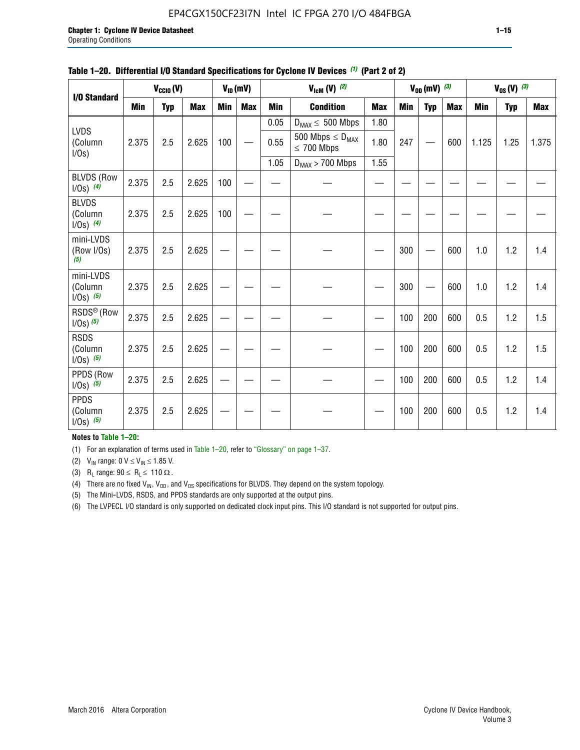**Table 1–20. Differential I/O Standard Specifications for Cyclone IV Devices (1) (Part 2 of 2)**

| I/O Standard | $V_{CCIO}$ (V) | | | $V_{ID}$ (mV) | | $V_{IcM}$ (V) (2) | | | $V_{OD}$ (mV) (3) | | | $V_{OS}$ (V) (3) | | |
|---|---|---|---|---|---|---|---|---|---|---|---|---|---|---|
| | Min | Typ | Max | Min | Max | Min | Condition | Max | Min | Typ | Max | Min | Typ | Max |
| LVDS (Column I/Os) | 2.375 | 2.5 | 2.625 | 100 | — | 0.05 | $D_{MAX} \leq$ 500 Mbps | 1.80 | 247 | — | 600 | 1.125 | 1.25 | 1.375 |
| | | | | | | 0.55 | 500 Mbps $\leq D_{MAX} \leq$ 700 Mbps | 1.80 | | | | | | |
| | | | | | | 1.05 | $D_{MAX}$ > 700 Mbps | 1.55 | | | | | | |
| BLVDS (Row I/Os) (4) | 2.375 | 2.5 | 2.625 | 100 | — | — | — | — | — | — | — | — | — | — |
| BLVDS (Column I/Os) (4) | 2.375 | 2.5 | 2.625 | 100 | — | — | — | — | — | — | — | — | — | — |
| mini-LVDS (Row I/Os) (5) | 2.375 | 2.5 | 2.625 | — | — | — | — | — | 300 | — | 600 | 1.0 | 1.2 | 1.4 |
| mini-LVDS (Column I/Os) (5) | 2.375 | 2.5 | 2.625 | — | — | — | — | — | 300 | — | 600 | 1.0 | 1.2 | 1.4 |
| RSDS® (Row I/Os) (5) | 2.375 | 2.5 | 2.625 | — | — | — | — | — | 100 | 200 | 600 | 0.5 | 1.2 | 1.5 |
| RSDS (Column I/Os) (5) | 2.375 | 2.5 | 2.625 | — | — | — | — | — | 100 | 200 | 600 | 0.5 | 1.2 | 1.5 |
| PPDS (Row I/Os) (5) | 2.375 | 2.5 | 2.625 | — | — | — | — | — | 100 | 200 | 600 | 0.5 | 1.2 | 1.4 |
| PPDS (Column I/Os) (5) | 2.375 | 2.5 | 2.625 | — | — | — | — | — | 100 | 200 | 600 | 0.5 | 1.2 | 1.4 |

**Notes to Table 1–20:**

(1) For an explanation of terms used in Table 1–20, refer to "Glossary" on page 1–37.

(2) $V_{IN}$ range: 0 V $\leq V_{IN} \leq$ 1.85 V.

(3) $R_L$ range: 90 $\leq R_L \leq$ 110 Ω.

(4) There are no fixed $V_{IN}$, $V_{OD}$, and $V_{OS}$ specifications for BLVDS. They depend on the system topology.

(5) The Mini-LVDS, RSDS, and PPDS standards are only supported at the output pins.

(6) The LVPECL I/O standard is only supported on dedicated clock input pins. This I/O standard is not supported for output pins.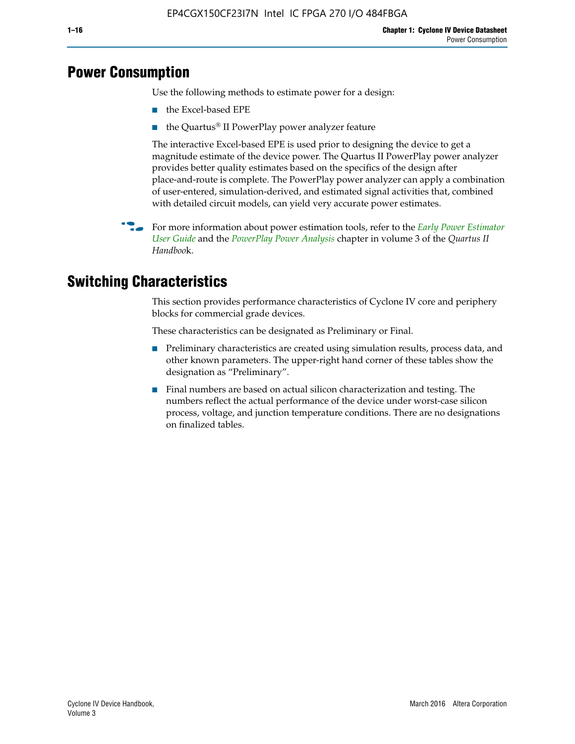## Power Consumption

Use the following methods to estimate power for a design:

- the Excel-based EPE
- the Quartus® II PowerPlay power analyzer feature

The interactive Excel-based EPE is used prior to designing the device to get a magnitude estimate of the device power. The Quartus II PowerPlay power analyzer provides better quality estimates based on the specifics of the design after place-and-route is complete. The PowerPlay power analyzer can apply a combination of user-entered, simulation-derived, and estimated signal activities that, combined with detailed circuit models, can yield very accurate power estimates.

For more information about power estimation tools, refer to the *Early Power Estimator User Guide* and the *PowerPlay Power Analysis* chapter in volume 3 of the *Quartus II Handbook*.

## Switching Characteristics

This section provides performance characteristics of Cyclone IV core and periphery blocks for commercial grade devices.

These characteristics can be designated as Preliminary or Final.

- Preliminary characteristics are created using simulation results, process data, and other known parameters. The upper-right hand corner of these tables show the designation as "Preliminary".
- Final numbers are based on actual silicon characterization and testing. The numbers reflect the actual performance of the device under worst-case silicon process, voltage, and junction temperature conditions. There are no designations on finalized tables.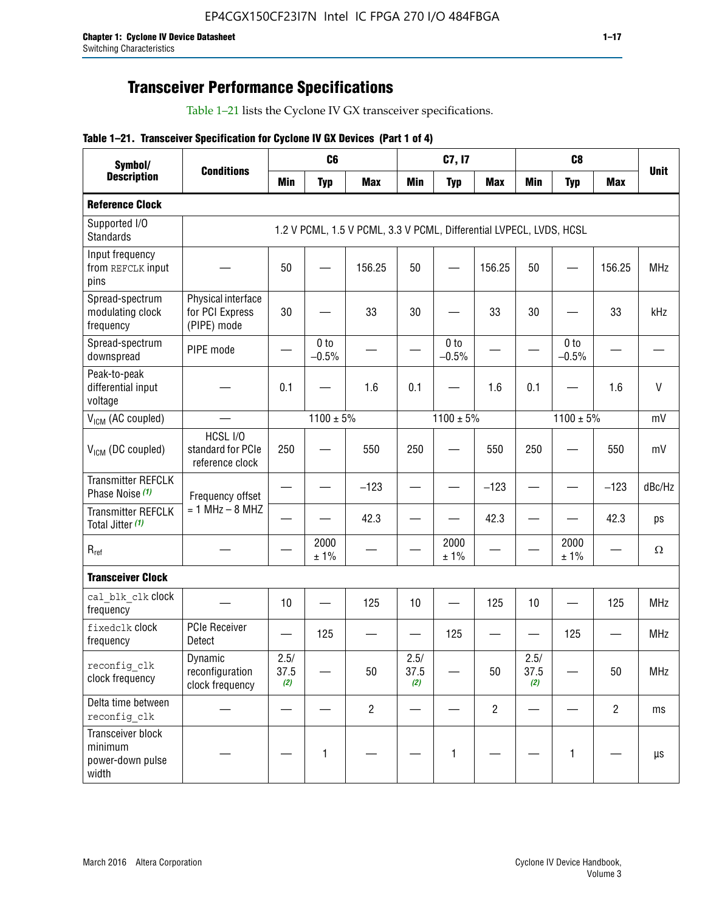## Transceiver Performance Specifications

Table 1–21 lists the Cyclone IV GX transceiver specifications.

**Table 1–21. Transceiver Specification for Cyclone IV GX Devices (Part 1 of 4)**

| Symbol/ Description | Conditions | C6 | | | C7, I7 | | | C8 | | | Unit |
|---|---|---|---|---|---|---|---|---|---|---|---|
| | | Min | Typ | Max | Min | Typ | Max | Min | Typ | Max | |
| **Reference Clock** | | | | | | | | | | | |
| Supported I/O Standards | 1.2 V PCML, 1.5 V PCML, 3.3 V PCML, Differential LVPECL, LVDS, HCSL | | | | | | | | | | |
| Input frequency from REFCLK input pins | — | 50 | — | 156.25 | 50 | — | 156.25 | 50 | — | 156.25 | MHz |
| Spread-spectrum modulating clock frequency | Physical interface for PCI Express (PIPE) mode | 30 | — | 33 | 30 | — | 33 | 30 | — | 33 | kHz |
| Spread-spectrum downspread | PIPE mode | — | 0 to −0.5% | — | — | 0 to −0.5% | — | — | 0 to −0.5% | — | — |
| Peak-to-peak differential input voltage | — | 0.1 | — | 1.6 | 0.1 | — | 1.6 | 0.1 | — | 1.6 | V |
| $V_{ICM}$ (AC coupled) | — | 1100 ± 5% | | | 1100 ± 5% | | | 1100 ± 5% | | | mV |
| $V_{ICM}$ (DC coupled) | HCSL I/O standard for PCIe reference clock | 250 | — | 550 | 250 | — | 550 | 250 | — | 550 | mV |
| Transmitter REFCLK Phase Noise (1) | Frequency offset = 1 MHz – 8 MHZ | — | — | −123 | — | — | −123 | — | — | −123 | dBc/Hz |
| Transmitter REFCLK Total Jitter (1) | | — | — | 42.3 | — | — | 42.3 | — | — | 42.3 | ps |
| $R_{ref}$ | — | — | 2000 ± 1% | — | — | 2000 ± 1% | — | — | 2000 ± 1% | — | Ω |
| **Transceiver Clock** | | | | | | | | | | | |
| cal_blk_clk clock frequency | — | 10 | — | 125 | 10 | — | 125 | 10 | — | 125 | MHz |
| fixedclk clock frequency | PCIe Receiver Detect | — | 125 | — | — | 125 | — | — | 125 | — | MHz |
| reconfig_clk clock frequency | Dynamic reconfiguration clock frequency | 2.5/ 37.5 (2) | — | 50 | 2.5/ 37.5 (2) | — | 50 | 2.5/ 37.5 (2) | — | 50 | MHz |
| Delta time between reconfig_clk | — | — | — | 2 | — | — | 2 | — | — | 2 | ms |
| Transceiver block minimum power-down pulse width | — | — | 1 | — | — | 1 | — | — | 1 | — | µs |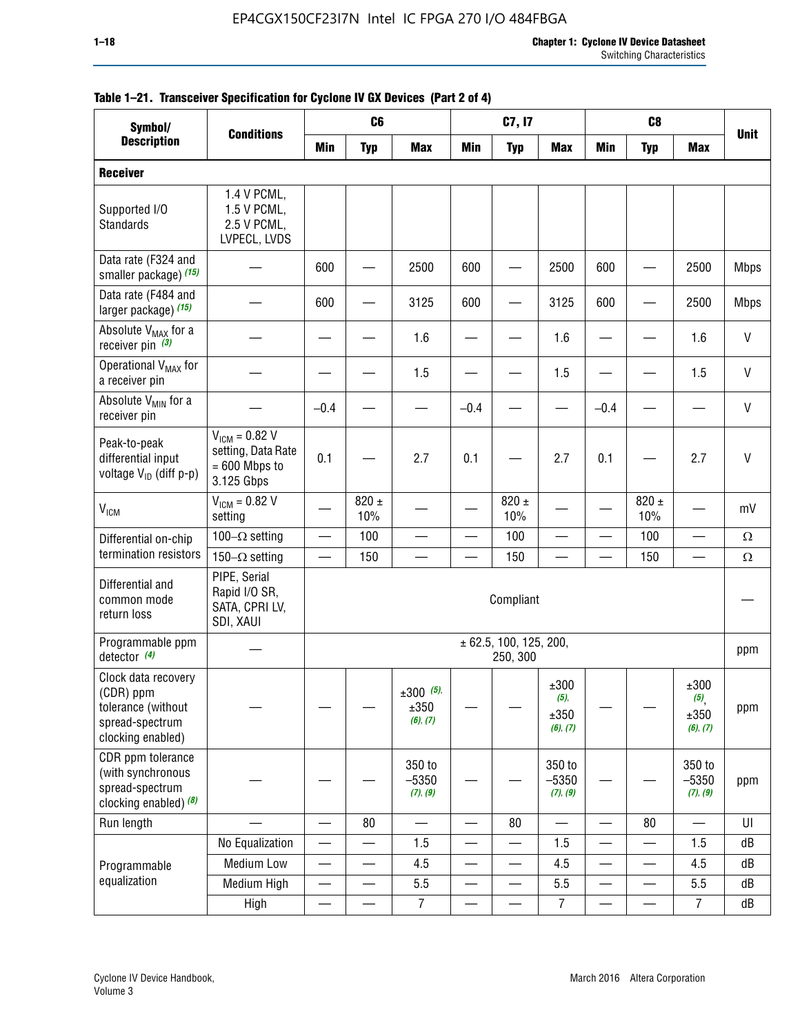**Table 1–21. Transceiver Specification for Cyclone IV GX Devices (Part 2 of 4)**

| Symbol/ Description | Conditions | C6 | | | C7, I7 | | | C8 | | | Unit |
|---|---|---|---|---|---|---|---|---|---|---|---|
| | | Min | Typ | Max | Min | Typ | Max | Min | Typ | Max | |
| **Receiver** | | | | | | | | | | | |
| Supported I/O Standards | 1.4 V PCML, 1.5 V PCML, 2.5 V PCML, LVPECL, LVDS | | | | | | | | | | |
| Data rate (F324 and smaller package) (15) | — | 600 | — | 2500 | 600 | — | 2500 | 600 | — | 2500 | Mbps |
| Data rate (F484 and larger package) (15) | — | 600 | — | 3125 | 600 | — | 3125 | 600 | — | 2500 | Mbps |
| Absolute $V_{MAX}$ for a receiver pin (3) | — | — | — | 1.6 | — | — | 1.6 | — | — | 1.6 | V |
| Operational $V_{MAX}$ for a receiver pin | — | — | — | 1.5 | — | — | 1.5 | — | — | 1.5 | V |
| Absolute $V_{MIN}$ for a receiver pin | — | –0.4 | — | — | –0.4 | — | — | –0.4 | — | — | V |
| Peak-to-peak differential input voltage $V_{ID}$ (diff p-p) | $V_{ICM}$ = 0.82 V setting, Data Rate = 600 Mbps to 3.125 Gbps | 0.1 | — | 2.7 | 0.1 | — | 2.7 | 0.1 | — | 2.7 | V |
| $V_{ICM}$ | $V_{ICM}$ = 0.82 V setting | — | 820 ± 10% | — | — | 820 ± 10% | — | — | 820 ± 10% | — | mV |
| Differential on-chip termination resistors | 100–Ω setting | — | 100 | — | — | 100 | — | — | 100 | — | Ω |
| | 150–Ω setting | — | 150 | — | — | 150 | — | — | 150 | — | Ω |
| Differential and common mode return loss | PIPE, Serial Rapid I/O SR, SATA, CPRI LV, SDI, XAUI | Compliant | | | | | | | | | — |
| Programmable ppm detector (4) | — | ± 62.5, 100, 125, 200, 250, 300 | | | | | | | | | ppm |
| Clock data recovery (CDR) ppm tolerance (without spread-spectrum clocking enabled) | — | — | — | ±300 (5), ±350 (6), (7) | — | — | ±300 (5), ±350 (6), (7) | — | — | ±300 (5), ±350 (6), (7) | ppm |
| CDR ppm tolerance (with synchronous spread-spectrum clocking enabled) (8) | — | — | — | 350 to –5350 (7), (9) | — | — | 350 to –5350 (7), (9) | — | — | 350 to –5350 (7), (9) | ppm |
| Run length | — | — | 80 | — | — | 80 | — | — | 80 | — | UI |
| Programmable equalization | No Equalization | — | — | 1.5 | — | — | 1.5 | — | — | 1.5 | dB |
| | Medium Low | — | — | 4.5 | — | — | 4.5 | — | — | 4.5 | dB |
| | Medium High | — | — | 5.5 | — | — | 5.5 | — | — | 5.5 | dB |
| | High | — | — | 7 | — | — | 7 | — | — | 7 | dB |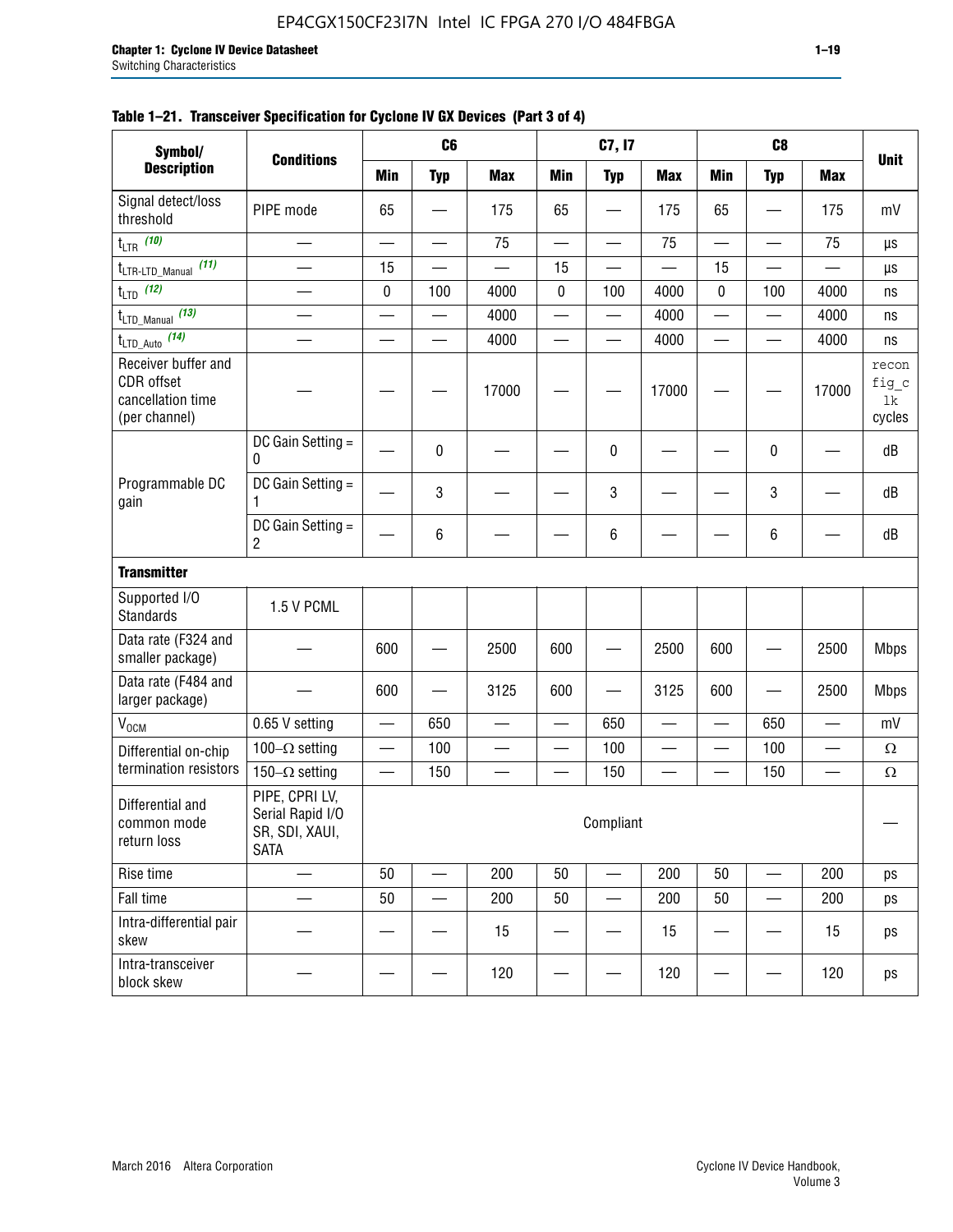**Table 1–21. Transceiver Specification for Cyclone IV GX Devices (Part 3 of 4)**

| Symbol/ Description | Conditions | C6 | | | C7, I7 | | | C8 | | | Unit |
|---|---|---|---|---|---|---|---|---|---|---|---|
| | | Min | Typ | Max | Min | Typ | Max | Min | Typ | Max | |
| Signal detect/loss threshold | PIPE mode | 65 | — | 175 | 65 | — | 175 | 65 | — | 175 | mV |
| $t_{LTR}$ (10) | — | — | — | 75 | — | — | 75 | — | — | 75 | µs |
| $t_{LTR\text{-}LTD\_Manual}$ (11) | — | 15 | — | — | 15 | — | — | 15 | — | — | µs |
| $t_{LTD}$ (12) | — | 0 | 100 | 4000 | 0 | 100 | 4000 | 0 | 100 | 4000 | ns |
| $t_{LTD\_Manual}$ (13) | — | — | — | 4000 | — | — | 4000 | — | — | 4000 | ns |
| $t_{LTD\_Auto}$ (14) | — | — | — | 4000 | — | — | 4000 | — | — | 4000 | ns |
| Receiver buffer and CDR offset cancellation time (per channel) | — | — | — | 17000 | — | — | 17000 | — | — | 17000 | reconfig_clk cycles |
| Programmable DC gain | DC Gain Setting = 0 | — | 0 | — | — | 0 | — | — | 0 | — | dB |
| | DC Gain Setting = 1 | — | 3 | — | — | 3 | — | — | 3 | — | dB |
| | DC Gain Setting = 2 | — | 6 | — | — | 6 | — | — | 6 | — | dB |
| **Transmitter** | | | | | | | | | | | |
| Supported I/O Standards | 1.5 V PCML | | | | | | | | | | |
| Data rate (F324 and smaller package) | — | 600 | — | 2500 | 600 | — | 2500 | 600 | — | 2500 | Mbps |
| Data rate (F484 and larger package) | — | 600 | — | 3125 | 600 | — | 3125 | 600 | — | 2500 | Mbps |
| $V_{OCM}$ | 0.65 V setting | — | 650 | — | — | 650 | — | — | 650 | — | mV |
| Differential on-chip termination resistors | 100–Ω setting | — | 100 | — | — | 100 | — | — | 100 | — | Ω |
| | 150–Ω setting | — | 150 | — | — | 150 | — | — | 150 | — | Ω |
| Differential and common mode return loss | PIPE, CPRI LV, Serial Rapid I/O SR, SDI, XAUI, SATA | Compliant | | | | | | | | | — |
| Rise time | — | 50 | — | 200 | 50 | — | 200 | 50 | — | 200 | ps |
| Fall time | — | 50 | — | 200 | 50 | — | 200 | 50 | — | 200 | ps |
| Intra-differential pair skew | — | — | — | 15 | — | — | 15 | — | — | 15 | ps |
| Intra-transceiver block skew | — | — | — | 120 | — | — | 120 | — | — | 120 | ps |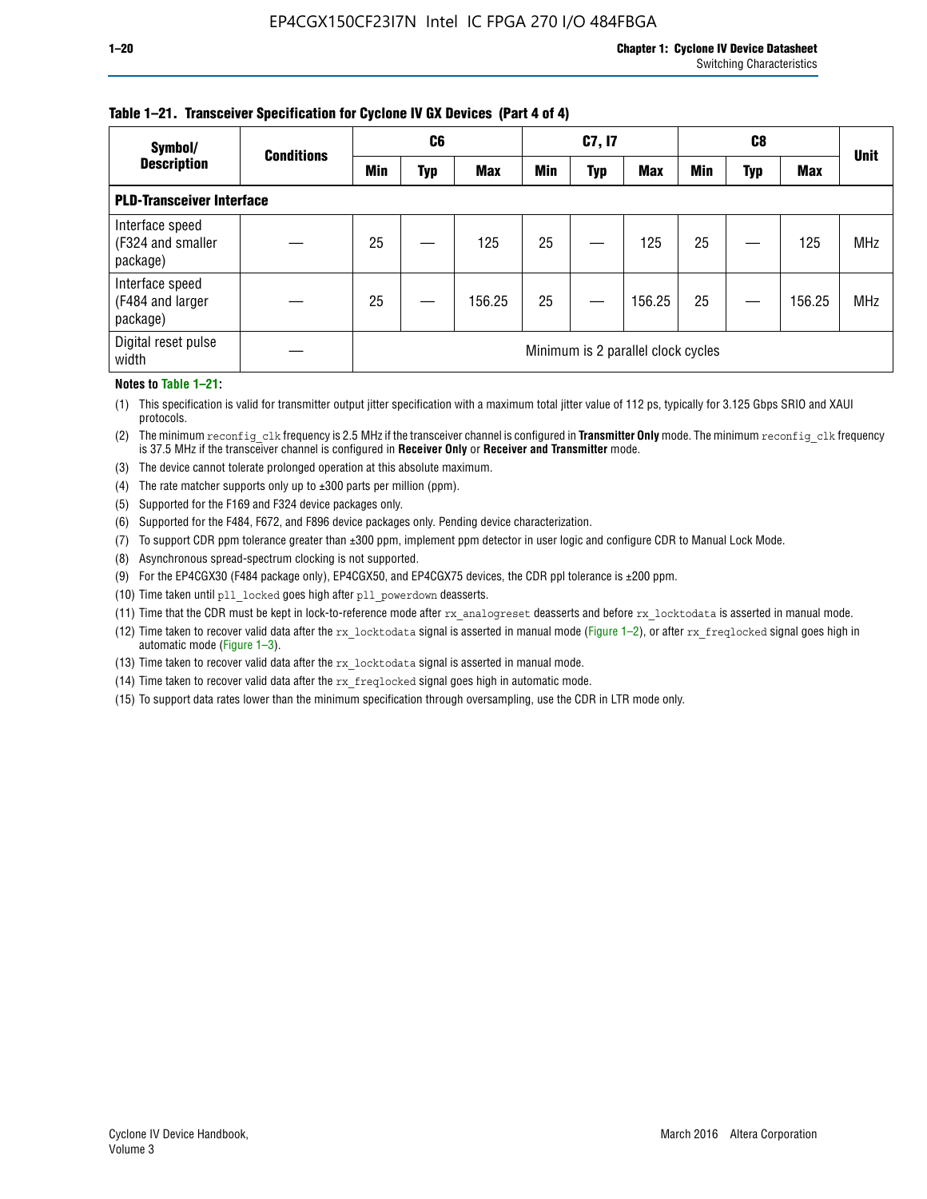**Table 1–21. Transceiver Specification for Cyclone IV GX Devices (Part 4 of 4)**

| Symbol/ Description | Conditions | C6 | | | C7, I7 | | | C8 | | | Unit |
|---|---|---|---|---|---|---|---|---|---|---|---|
| | | Min | Typ | Max | Min | Typ | Max | Min | Typ | Max | |
| **PLD-Transceiver Interface** | | | | | | | | | | | |
| Interface speed (F324 and smaller package) | — | 25 | — | 125 | 25 | — | 125 | 25 | — | 125 | MHz |
| Interface speed (F484 and larger package) | — | 25 | — | 156.25 | 25 | — | 156.25 | 25 | — | 156.25 | MHz |
| Digital reset pulse width | — | Minimum is 2 parallel clock cycles | | | | | | | | | |

**Notes to Table 1–21:**

(1) This specification is valid for transmitter output jitter specification with a maximum total jitter value of 112 ps, typically for 3.125 Gbps SRIO and XAUI protocols.

(2) The minimum `reconfig_clk` frequency is 2.5 MHz if the transceiver channel is configured in **Transmitter Only** mode. The minimum `reconfig_clk` frequency is 37.5 MHz if the transceiver channel is configured in **Receiver Only** or **Receiver and Transmitter** mode.

(3) The device cannot tolerate prolonged operation at this absolute maximum.

(4) The rate matcher supports only up to ±300 parts per million (ppm).

(5) Supported for the F169 and F324 device packages only.

(6) Supported for the F484, F672, and F896 device packages only. Pending device characterization.

(7) To support CDR ppm tolerance greater than ±300 ppm, implement ppm detector in user logic and configure CDR to Manual Lock Mode.

(8) Asynchronous spread-spectrum clocking is not supported.

(9) For the EP4CGX30 (F484 package only), EP4CGX50, and EP4CGX75 devices, the CDR ppl tolerance is ±200 ppm.

(10) Time taken until `pll_locked` goes high after `pll_powerdown` deasserts.

(11) Time that the CDR must be kept in lock-to-reference mode after `rx_analogreset` deasserts and before `rx_locktodata` is asserted in manual mode.

(12) Time taken to recover valid data after the `rx_locktodata` signal is asserted in manual mode (Figure 1–2), or after `rx_freqlocked` signal goes high in automatic mode (Figure 1–3).

(13) Time taken to recover valid data after the `rx_locktodata` signal is asserted in manual mode.

(14) Time taken to recover valid data after the `rx_freqlocked` signal goes high in automatic mode.

(15) To support data rates lower than the minimum specification through oversampling, use the CDR in LTR mode only.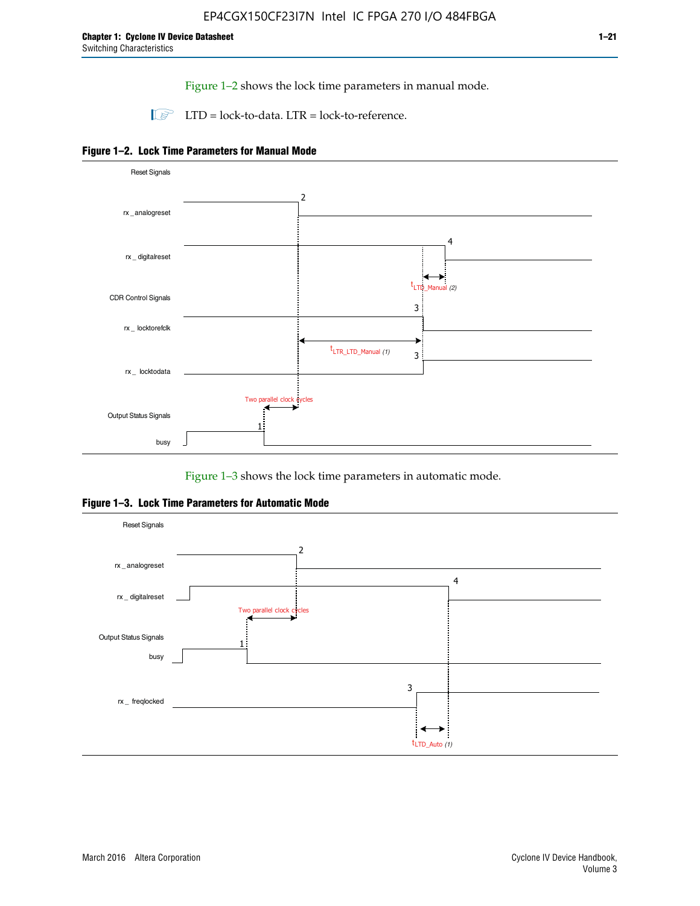Figure 1–2 shows the lock time parameters in manual mode.

LTD = lock-to-data. LTR = lock-to-reference.

**Figure 1–2. Lock Time Parameters for Manual Mode**

Reset Signals

rx_analogreset

rx_digitalreset

CDR Control Signals

rx_locktorefclk

rx_locktodata

Output Status Signals

busy

$t_{LTD\_Manual}$ (2)

$t_{LTR\_LTD\_Manual}$ (1)

Two parallel clock cycles

Figure 1–3 shows the lock time parameters in automatic mode.

**Figure 1–3. Lock Time Parameters for Automatic Mode**

Reset Signals

rx_analogreset

rx_digitalreset

Two parallel clock cycles

Output Status Signals

busy

rx_freqlocked

$t_{LTD\_Auto}$ (1)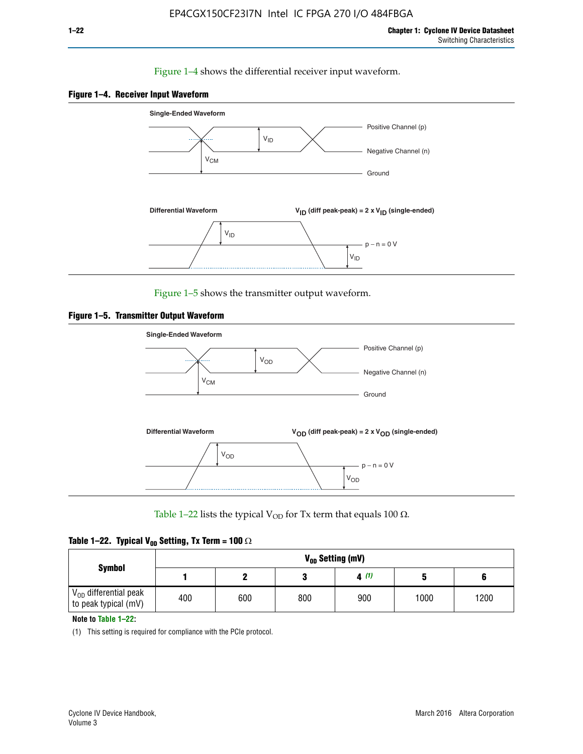Figure 1–4 shows the differential receiver input waveform.

**Figure 1–4. Receiver Input Waveform**

Single-Ended Waveform

Positive Channel (p)

Negative Channel (n)

Ground

$V_{ID}$

$V_{CM}$

Differential Waveform

$V_{ID}$ (diff peak-peak) = 2 x $V_{ID}$ (single-ended)

$V_{ID}$

p − n = 0 V

$V_{ID}$

Figure 1–5 shows the transmitter output waveform.

**Figure 1–5. Transmitter Output Waveform**

Single-Ended Waveform

Positive Channel (p)

Negative Channel (n)

Ground

$V_{OD}$

$V_{CM}$

Differential Waveform

$V_{OD}$ (diff peak-peak) = 2 x $V_{OD}$ (single-ended)

$V_{OD}$

p − n = 0 V

$V_{OD}$

Table 1–22 lists the typical $V_{OD}$ for Tx term that equals 100 Ω.

**Table 1–22. Typical $V_{OD}$ Setting, Tx Term = 100 Ω**

| Symbol | $V_{OD}$ Setting (mV) | | | | | |
|---|---|---|---|---|---|---|
| | 1 | 2 | 3 | 4 (1) | 5 | 6 |
| $V_{OD}$ differential peak to peak typical (mV) | 400 | 600 | 800 | 900 | 1000 | 1200 |

**Note to Table 1–22:**

(1) This setting is required for compliance with the PCIe protocol.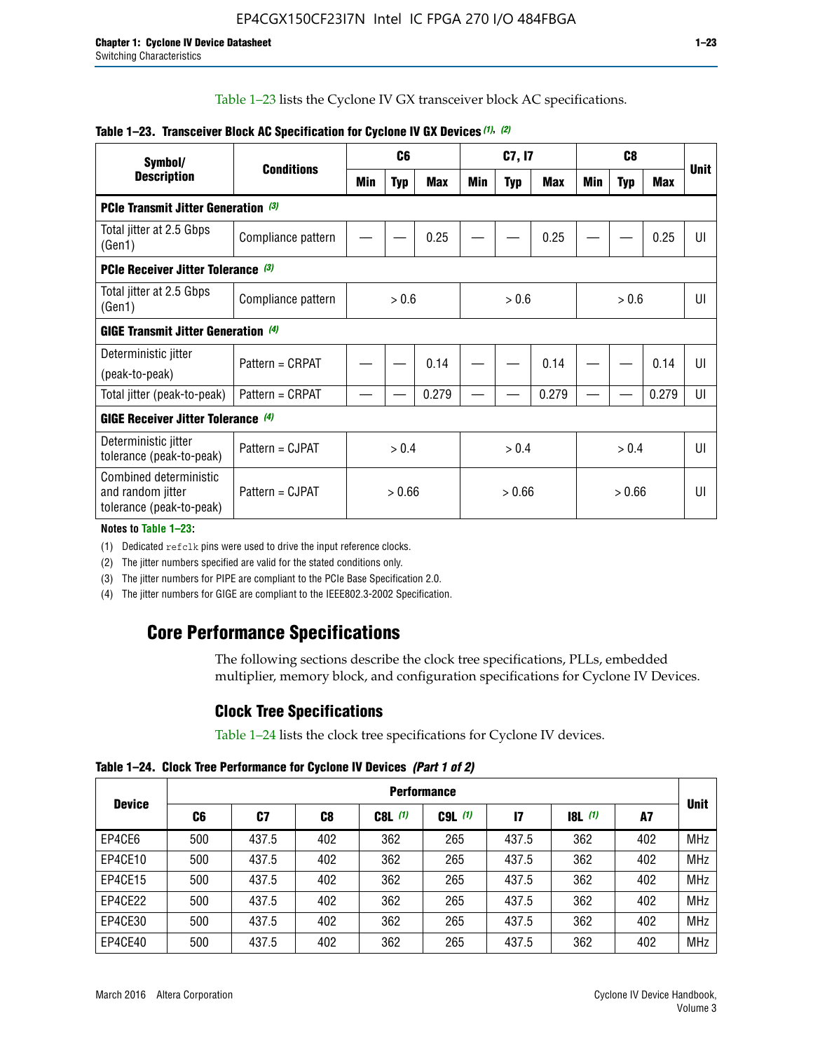Table 1–23 lists the Cyclone IV GX transceiver block AC specifications.

**Table 1–23. Transceiver Block AC Specification for Cyclone IV GX Devices (1), (2)**

| Symbol/ Description | Conditions | C6 | | | C7, I7 | | | C8 | | | Unit |
|---|---|---|---|---|---|---|---|---|---|---|---|
| | | Min | Typ | Max | Min | Typ | Max | Min | Typ | Max | |
| **PCIe Transmit Jitter Generation (3)** | | | | | | | | | | | |
| Total jitter at 2.5 Gbps (Gen1) | Compliance pattern | — | — | 0.25 | — | — | 0.25 | — | — | 0.25 | UI |
| **PCIe Receiver Jitter Tolerance (3)** | | | | | | | | | | | |
| Total jitter at 2.5 Gbps (Gen1) | Compliance pattern | > 0.6 | | | > 0.6 | | | > 0.6 | | | UI |
| **GIGE Transmit Jitter Generation (4)** | | | | | | | | | | | |
| Deterministic jitter (peak-to-peak) | Pattern = CRPAT | — | — | 0.14 | — | — | 0.14 | — | — | 0.14 | UI |
| Total jitter (peak-to-peak) | Pattern = CRPAT | — | — | 0.279 | — | — | 0.279 | — | — | 0.279 | UI |
| **GIGE Receiver Jitter Tolerance (4)** | | | | | | | | | | | |
| Deterministic jitter tolerance (peak-to-peak) | Pattern = CJPAT | > 0.4 | | | > 0.4 | | | > 0.4 | | | UI |
| Combined deterministic and random jitter tolerance (peak-to-peak) | Pattern = CJPAT | > 0.66 | | | > 0.66 | | | > 0.66 | | | UI |

**Notes to Table 1–23:**

(1) Dedicated refclk pins were used to drive the input reference clocks.

(2) The jitter numbers specified are valid for the stated conditions only.

(3) The jitter numbers for PIPE are compliant to the PCIe Base Specification 2.0.

(4) The jitter numbers for GIGE are compliant to the IEEE802.3-2002 Specification.

## Core Performance Specifications

The following sections describe the clock tree specifications, PLLs, embedded multiplier, memory block, and configuration specifications for Cyclone IV Devices.

### Clock Tree Specifications

Table 1–24 lists the clock tree specifications for Cyclone IV devices.

**Table 1–24. Clock Tree Performance for Cyclone IV Devices (Part 1 of 2)**

| Device | Performance | | | | | | | | Unit |
|---|---|---|---|---|---|---|---|---|---|
| | C6 | C7 | C8 | C8L (1) | C9L (1) | I7 | I8L (1) | A7 | |
| EP4CE6 | 500 | 437.5 | 402 | 362 | 265 | 437.5 | 362 | 402 | MHz |
| EP4CE10 | 500 | 437.5 | 402 | 362 | 265 | 437.5 | 362 | 402 | MHz |
| EP4CE15 | 500 | 437.5 | 402 | 362 | 265 | 437.5 | 362 | 402 | MHz |
| EP4CE22 | 500 | 437.5 | 402 | 362 | 265 | 437.5 | 362 | 402 | MHz |
| EP4CE30 | 500 | 437.5 | 402 | 362 | 265 | 437.5 | 362 | 402 | MHz |
| EP4CE40 | 500 | 437.5 | 402 | 362 | 265 | 437.5 | 362 | 402 | MHz |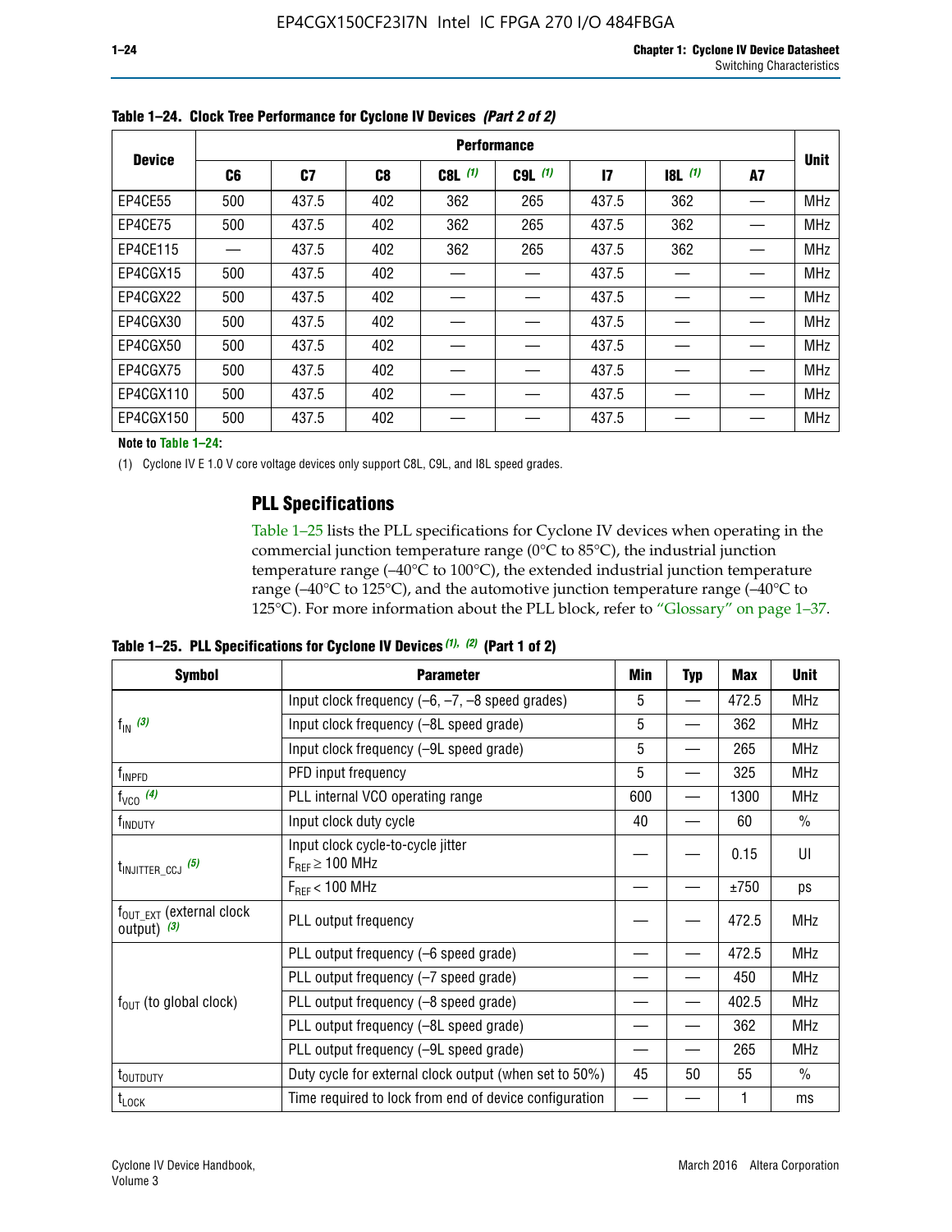**Table 1–24. Clock Tree Performance for Cyclone IV Devices *(Part 2 of 2)***

| Device | Performance | | | | | | | | Unit |
|---|---|---|---|---|---|---|---|---|---|
| | C6 | C7 | C8 | C8L *(1)* | C9L *(1)* | I7 | I8L *(1)* | A7 | |
| EP4CE55 | 500 | 437.5 | 402 | 362 | 265 | 437.5 | 362 | — | MHz |
| EP4CE75 | 500 | 437.5 | 402 | 362 | 265 | 437.5 | 362 | — | MHz |
| EP4CE115 | — | 437.5 | 402 | 362 | 265 | 437.5 | 362 | — | MHz |
| EP4CGX15 | 500 | 437.5 | 402 | — | — | 437.5 | — | — | MHz |
| EP4CGX22 | 500 | 437.5 | 402 | — | — | 437.5 | — | — | MHz |
| EP4CGX30 | 500 | 437.5 | 402 | — | — | 437.5 | — | — | MHz |
| EP4CGX50 | 500 | 437.5 | 402 | — | — | 437.5 | — | — | MHz |
| EP4CGX75 | 500 | 437.5 | 402 | — | — | 437.5 | — | — | MHz |
| EP4CGX110 | 500 | 437.5 | 402 | — | — | 437.5 | — | — | MHz |
| EP4CGX150 | 500 | 437.5 | 402 | — | — | 437.5 | — | — | MHz |

**Note to Table 1–24:**

(1) Cyclone IV E 1.0 V core voltage devices only support C8L, C9L, and I8L speed grades.

## PLL Specifications

Table 1–25 lists the PLL specifications for Cyclone IV devices when operating in the commercial junction temperature range (0°C to 85°C), the industrial junction temperature range (–40°C to 100°C), the extended industrial junction temperature range (–40°C to 125°C), and the automotive junction temperature range (–40°C to 125°C). For more information about the PLL block, refer to "Glossary" on page 1–37.

**Table 1–25. PLL Specifications for Cyclone IV Devices *(1), (2)* (Part 1 of 2)**

| Symbol | Parameter | Min | Typ | Max | Unit |
|---|---|---|---|---|---|
| $f_{IN}$ *(3)* | Input clock frequency (–6, –7, –8 speed grades) | 5 | — | 472.5 | MHz |
| | Input clock frequency (–8L speed grade) | 5 | — | 362 | MHz |
| | Input clock frequency (–9L speed grade) | 5 | — | 265 | MHz |
| $f_{INPFD}$ | PFD input frequency | 5 | — | 325 | MHz |
| $f_{VCO}$ *(4)* | PLL internal VCO operating range | 600 | — | 1300 | MHz |
| $f_{INDUTY}$ | Input clock duty cycle | 40 | — | 60 | % |
| $t_{INJITTER\_CCJ}$ *(5)* | Input clock cycle-to-cycle jitter $F_{REF} \geq 100$ MHz | — | — | 0.15 | UI |
| | $F_{REF} < 100$ MHz | — | — | ±750 | ps |
| $f_{OUT\_EXT}$ (external clock output) *(3)* | PLL output frequency | — | — | 472.5 | MHz |
| $f_{OUT}$ (to global clock) | PLL output frequency (–6 speed grade) | — | — | 472.5 | MHz |
| | PLL output frequency (–7 speed grade) | — | — | 450 | MHz |
| | PLL output frequency (–8 speed grade) | — | — | 402.5 | MHz |
| | PLL output frequency (–8L speed grade) | — | — | 362 | MHz |
| | PLL output frequency (–9L speed grade) | — | — | 265 | MHz |
| $t_{OUTDUTY}$ | Duty cycle for external clock output (when set to 50%) | 45 | 50 | 55 | % |
| $t_{LOCK}$ | Time required to lock from end of device configuration | — | — | 1 | ms |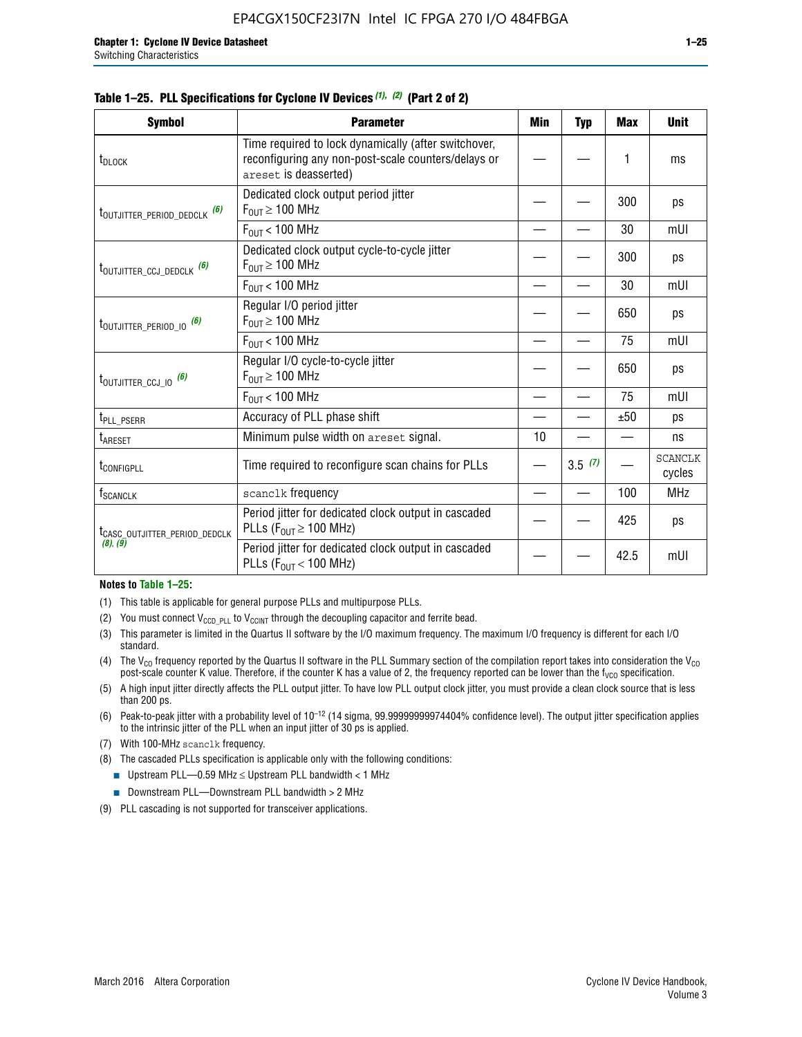**Table 1–25. PLL Specifications for Cyclone IV Devices (1), (2) (Part 2 of 2)**

| Symbol | Parameter | Min | Typ | Max | Unit |
|---|---|---|---|---|---|
| $t_{DLOCK}$ | Time required to lock dynamically (after switchover, reconfiguring any non-post-scale counters/delays or `areset` is deasserted) | — | — | 1 | ms |
| $t_{OUTJITTER\_PERIOD\_DEDCLK}$ (6) | Dedicated clock output period jitter $F_{OUT} \geq 100$ MHz | — | — | 300 | ps |
| | $F_{OUT} < 100$ MHz | — | — | 30 | mUI |
| $t_{OUTJITTER\_CCJ\_DEDCLK}$ (6) | Dedicated clock output cycle-to-cycle jitter $F_{OUT} \geq 100$ MHz | — | — | 300 | ps |
| | $F_{OUT} < 100$ MHz | — | — | 30 | mUI |
| $t_{OUTJITTER\_PERIOD\_IO}$ (6) | Regular I/O period jitter $F_{OUT} \geq 100$ MHz | — | — | 650 | ps |
| | $F_{OUT} < 100$ MHz | — | — | 75 | mUI |
| $t_{OUTJITTER\_CCJ\_IO}$ (6) | Regular I/O cycle-to-cycle jitter $F_{OUT} \geq 100$ MHz | — | — | 650 | ps |
| | $F_{OUT} < 100$ MHz | — | — | 75 | mUI |
| $t_{PLL\_PSERR}$ | Accuracy of PLL phase shift | — | — | ±50 | ps |
| $t_{ARESET}$ | Minimum pulse width on `areset` signal. | 10 | — | — | ns |
| $t_{CONFIGPLL}$ | Time required to reconfigure scan chains for PLLs | — | 3.5 (7) | — | SCANCLK cycles |
| $f_{SCANCLK}$ | `scanclk` frequency | — | — | 100 | MHz |
| $t_{CASC\_OUTJITTER\_PERIOD\_DEDCLK}$ (8), (9) | Period jitter for dedicated clock output in cascaded PLLs ($F_{OUT} \geq 100$ MHz) | — | — | 425 | ps |
| | Period jitter for dedicated clock output in cascaded PLLs ($F_{OUT} < 100$ MHz) | — | — | 42.5 | mUI |

**Notes to Table 1–25:**

(1) This table is applicable for general purpose PLLs and multipurpose PLLs.

(2) You must connect $V_{CCD\_PLL}$ to $V_{CCINT}$ through the decoupling capacitor and ferrite bead.

(3) This parameter is limited in the Quartus II software by the I/O maximum frequency. The maximum I/O frequency is different for each I/O standard.

(4) The $V_{CO}$ frequency reported by the Quartus II software in the PLL Summary section of the compilation report takes into consideration the $V_{CO}$ post-scale counter K value. Therefore, if the counter K has a value of 2, the frequency reported can be lower than the $f_{VCO}$ specification.

(5) A high input jitter directly affects the PLL output jitter. To have low PLL output clock jitter, you must provide a clean clock source that is less than 200 ps.

(6) Peak-to-peak jitter with a probability level of $10^{-12}$ (14 sigma, 99.99999999974404% confidence level). The output jitter specification applies to the intrinsic jitter of the PLL when an input jitter of 30 ps is applied.

(7) With 100-MHz `scanclk` frequency.

(8) The cascaded PLLs specification is applicable only with the following conditions:

- Upstream PLL—0.59 MHz ≤ Upstream PLL bandwidth < 1 MHz
- Downstream PLL—Downstream PLL bandwidth > 2 MHz

(9) PLL cascading is not supported for transceiver applications.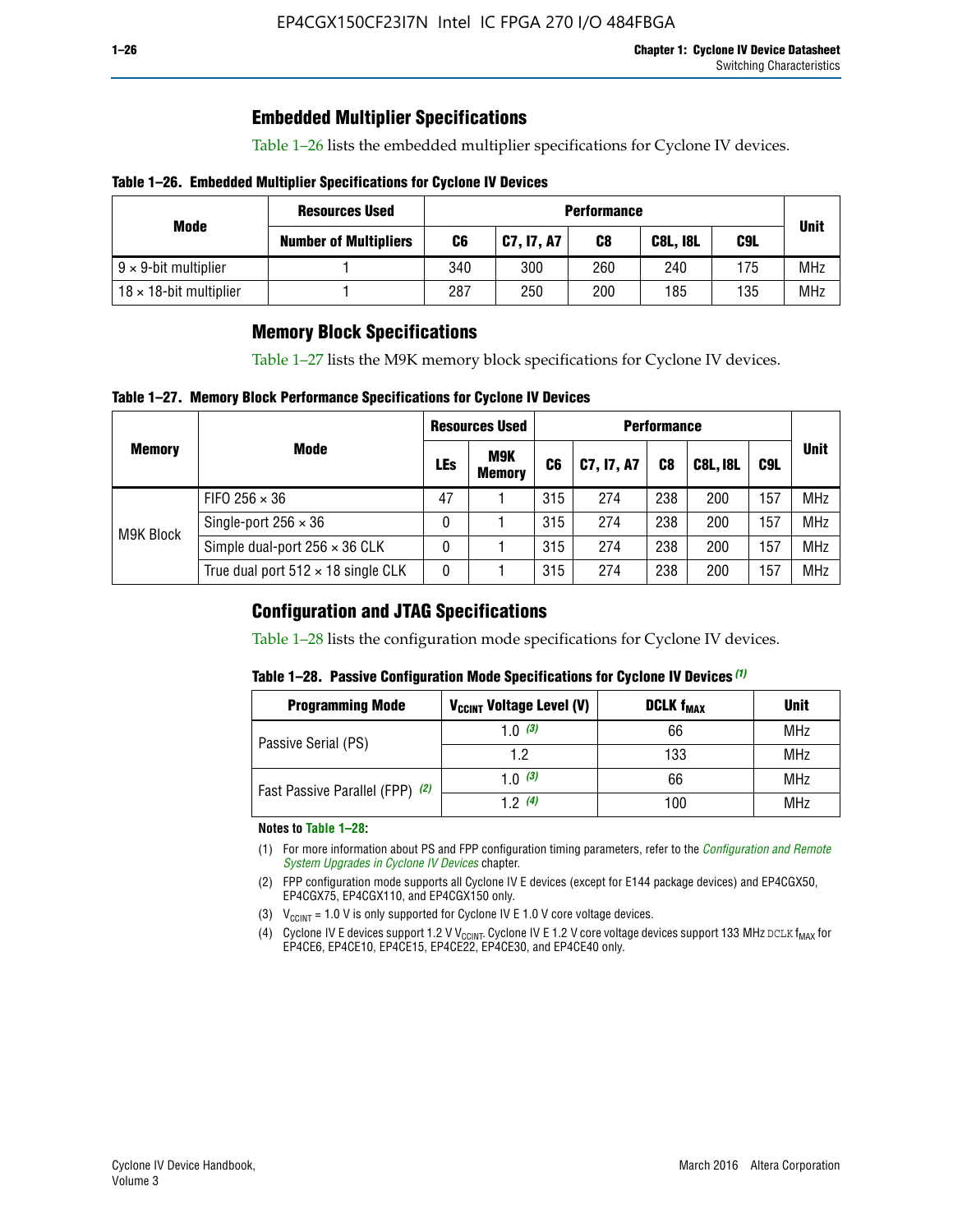## Embedded Multiplier Specifications

Table 1–26 lists the embedded multiplier specifications for Cyclone IV devices.

**Table 1–26. Embedded Multiplier Specifications for Cyclone IV Devices**

| Mode | Resources Used | Performance | | | | | Unit |
|---|---|---|---|---|---|---|---|
| | Number of Multipliers | C6 | C7, I7, A7 | C8 | C8L, I8L | C9L | |
| 9 × 9-bit multiplier | 1 | 340 | 300 | 260 | 240 | 175 | MHz |
| 18 × 18-bit multiplier | 1 | 287 | 250 | 200 | 185 | 135 | MHz |

## Memory Block Specifications

Table 1–27 lists the M9K memory block specifications for Cyclone IV devices.

**Table 1–27. Memory Block Performance Specifications for Cyclone IV Devices**

| Memory | Mode | Resources Used | | Performance | | | | | Unit |
|---|---|---|---|---|---|---|---|---|---|
| | | LEs | M9K Memory | C6 | C7, I7, A7 | C8 | C8L, I8L | C9L | |
| M9K Block | FIFO 256 × 36 | 47 | 1 | 315 | 274 | 238 | 200 | 157 | MHz |
| | Single-port 256 × 36 | 0 | 1 | 315 | 274 | 238 | 200 | 157 | MHz |
| | Simple dual-port 256 × 36 CLK | 0 | 1 | 315 | 274 | 238 | 200 | 157 | MHz |
| | True dual port 512 × 18 single CLK | 0 | 1 | 315 | 274 | 238 | 200 | 157 | MHz |

## Configuration and JTAG Specifications

Table 1–28 lists the configuration mode specifications for Cyclone IV devices.

**Table 1–28. Passive Configuration Mode Specifications for Cyclone IV Devices** *(1)*

| Programming Mode | $V_{CCINT}$ Voltage Level (V) | DCLK $f_{MAX}$ | Unit |
|---|---|---|---|
| Passive Serial (PS) | 1.0 *(3)* | 66 | MHz |
| | 1.2 | 133 | MHz |
| Fast Passive Parallel (FPP) *(2)* | 1.0 *(3)* | 66 | MHz |
| | 1.2 *(4)* | 100 | MHz |

**Notes to Table 1–28:**

(1) For more information about PS and FPP configuration timing parameters, refer to the *Configuration and Remote System Upgrades in Cyclone IV Devices* chapter.

(2) FPP configuration mode supports all Cyclone IV E devices (except for E144 package devices) and EP4CGX50, EP4CGX75, EP4CGX110, and EP4CGX150 only.

(3) $V_{CCINT}$ = 1.0 V is only supported for Cyclone IV E 1.0 V core voltage devices.

(4) Cyclone IV E devices support 1.2 V $V_{CCINT}$. Cyclone IV E 1.2 V core voltage devices support 133 MHz DCLK $f_{MAX}$ for EP4CE6, EP4CE10, EP4CE15, EP4CE22, EP4CE30, and EP4CE40 only.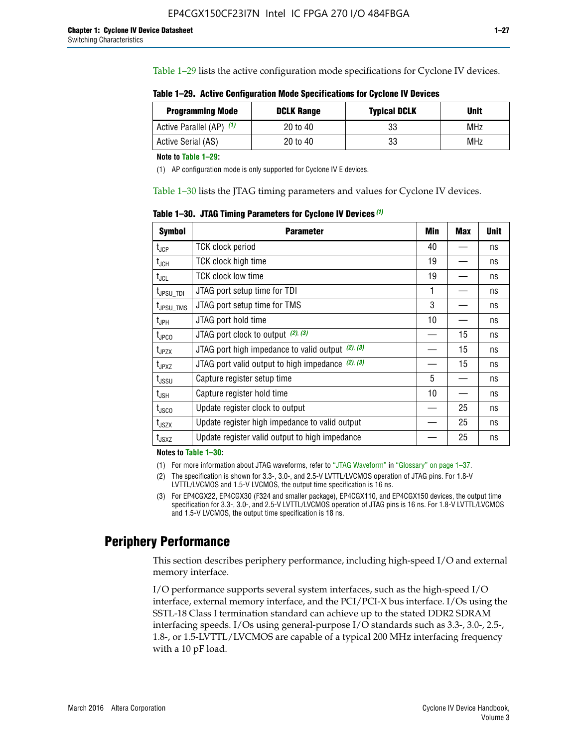Table 1–29 lists the active configuration mode specifications for Cyclone IV devices.

**Table 1–29. Active Configuration Mode Specifications for Cyclone IV Devices**

| Programming Mode | DCLK Range | Typical DCLK | Unit |
|---|---|---|---|
| Active Parallel (AP) *(1)* | 20 to 40 | 33 | MHz |
| Active Serial (AS) | 20 to 40 | 33 | MHz |

**Note to Table 1–29:**

(1) AP configuration mode is only supported for Cyclone IV E devices.

Table 1–30 lists the JTAG timing parameters and values for Cyclone IV devices.

**Table 1–30. JTAG Timing Parameters for Cyclone IV Devices** *(1)*

| Symbol | Parameter | Min | Max | Unit |
|---|---|---|---|---|
| $t_{JCP}$ | TCK clock period | 40 | — | ns |
| $t_{JCH}$ | TCK clock high time | 19 | — | ns |
| $t_{JCL}$ | TCK clock low time | 19 | — | ns |
| $t_{JPSU\_TDI}$ | JTAG port setup time for TDI | 1 | — | ns |
| $t_{JPSU\_TMS}$ | JTAG port setup time for TMS | 3 | — | ns |
| $t_{JPH}$ | JTAG port hold time | 10 | — | ns |
| $t_{JPCO}$ | JTAG port clock to output *(2), (3)* | — | 15 | ns |
| $t_{JPZX}$ | JTAG port high impedance to valid output *(2), (3)* | — | 15 | ns |
| $t_{JPXZ}$ | JTAG port valid output to high impedance *(2), (3)* | — | 15 | ns |
| $t_{JSSU}$ | Capture register setup time | 5 | — | ns |
| $t_{JSH}$ | Capture register hold time | 10 | — | ns |
| $t_{JSCO}$ | Update register clock to output | — | 25 | ns |
| $t_{JSZX}$ | Update register high impedance to valid output | — | 25 | ns |
| $t_{JSXZ}$ | Update register valid output to high impedance | — | 25 | ns |

**Notes to Table 1–30:**

(1) For more information about JTAG waveforms, refer to "JTAG Waveform" in "Glossary" on page 1–37.

(2) The specification is shown for 3.3-, 3.0-, and 2.5-V LVTTL/LVCMOS operation of JTAG pins. For 1.8-V LVTTL/LVCMOS and 1.5-V LVCMOS, the output time specification is 16 ns.

(3) For EP4CGX22, EP4CGX30 (F324 and smaller package), EP4CGX110, and EP4CGX150 devices, the output time specification for 3.3-, 3.0-, and 2.5-V LVTTL/LVCMOS operation of JTAG pins is 16 ns. For 1.8-V LVTTL/LVCMOS and 1.5-V LVCMOS, the output time specification is 18 ns.

## Periphery Performance

This section describes periphery performance, including high-speed I/O and external memory interface.

I/O performance supports several system interfaces, such as the high-speed I/O interface, external memory interface, and the PCI/PCI-X bus interface. I/Os using the SSTL-18 Class I termination standard can achieve up to the stated DDR2 SDRAM interfacing speeds. I/Os using general-purpose I/O standards such as 3.3-, 3.0-, 2.5-, 1.8-, or 1.5-LVTTL/LVCMOS are capable of a typical 200 MHz interfacing frequency with a 10 pF load.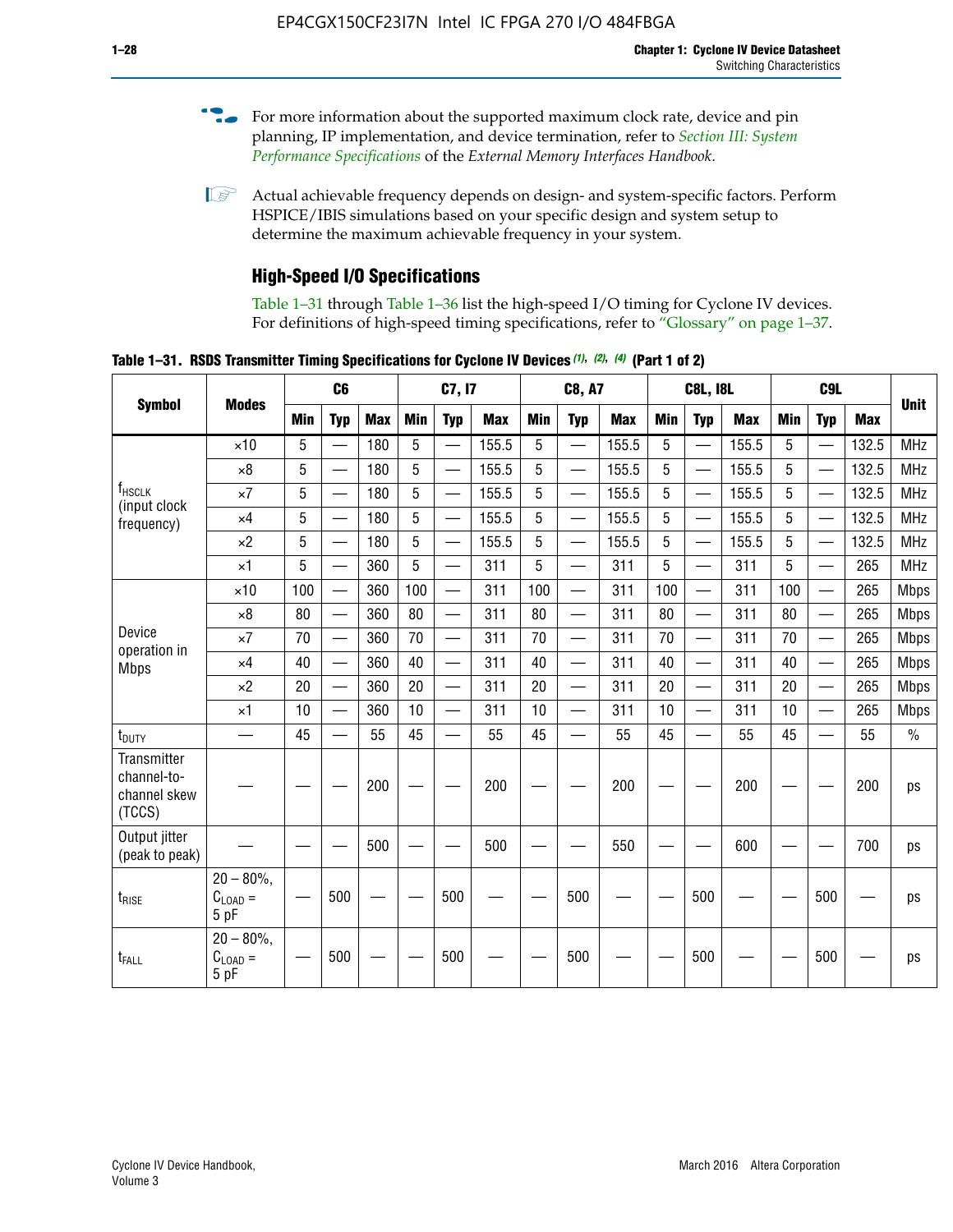For more information about the supported maximum clock rate, device and pin planning, IP implementation, and device termination, refer to *Section III: System Performance Specifications* of the *External Memory Interfaces Handbook*.

Actual achievable frequency depends on design- and system-specific factors. Perform HSPICE/IBIS simulations based on your specific design and system setup to determine the maximum achievable frequency in your system.

## High-Speed I/O Specifications

Table 1–31 through Table 1–36 list the high-speed I/O timing for Cyclone IV devices. For definitions of high-speed timing specifications, refer to "Glossary" on page 1–37.

**Table 1–31. RSDS Transmitter Timing Specifications for Cyclone IV Devices (1), (2), (4) (Part 1 of 2)**

| Symbol | Modes | C6 | | | C7, I7 | | | C8, A7 | | | C8L, I8L | | | C9L | | | Unit |
|---|---|---|---|---|---|---|---|---|---|---|---|---|---|---|---|---|---|
| | | Min | Typ | Max | Min | Typ | Max | Min | Typ | Max | Min | Typ | Max | Min | Typ | Max | |
| $f_{HSCLK}$ (input clock frequency) | ×10 | 5 | — | 180 | 5 | — | 155.5 | 5 | — | 155.5 | 5 | — | 155.5 | 5 | — | 132.5 | MHz |
| | ×8 | 5 | — | 180 | 5 | — | 155.5 | 5 | — | 155.5 | 5 | — | 155.5 | 5 | — | 132.5 | MHz |
| | ×7 | 5 | — | 180 | 5 | — | 155.5 | 5 | — | 155.5 | 5 | — | 155.5 | 5 | — | 132.5 | MHz |
| | ×4 | 5 | — | 180 | 5 | — | 155.5 | 5 | — | 155.5 | 5 | — | 155.5 | 5 | — | 132.5 | MHz |
| | ×2 | 5 | — | 180 | 5 | — | 155.5 | 5 | — | 155.5 | 5 | — | 155.5 | 5 | — | 132.5 | MHz |
| | ×1 | 5 | — | 360 | 5 | — | 311 | 5 | — | 311 | 5 | — | 311 | 5 | — | 265 | MHz |
| Device operation in Mbps | ×10 | 100 | — | 360 | 100 | — | 311 | 100 | — | 311 | 100 | — | 311 | 100 | — | 265 | Mbps |
| | ×8 | 80 | — | 360 | 80 | — | 311 | 80 | — | 311 | 80 | — | 311 | 80 | — | 265 | Mbps |
| | ×7 | 70 | — | 360 | 70 | — | 311 | 70 | — | 311 | 70 | — | 311 | 70 | — | 265 | Mbps |
| | ×4 | 40 | — | 360 | 40 | — | 311 | 40 | — | 311 | 40 | — | 311 | 40 | — | 265 | Mbps |
| | ×2 | 20 | — | 360 | 20 | — | 311 | 20 | — | 311 | 20 | — | 311 | 20 | — | 265 | Mbps |
| | ×1 | 10 | — | 360 | 10 | — | 311 | 10 | — | 311 | 10 | — | 311 | 10 | — | 265 | Mbps |
| $t_{DUTY}$ | — | 45 | — | 55 | 45 | — | 55 | 45 | — | 55 | 45 | — | 55 | 45 | — | 55 | % |
| Transmitter channel-to-channel skew (TCCS) | — | — | — | 200 | — | — | 200 | — | — | 200 | — | — | 200 | — | — | 200 | ps |
| Output jitter (peak to peak) | — | — | — | 500 | — | — | 500 | — | — | 550 | — | — | 600 | — | — | 700 | ps |
| $t_{RISE}$ | 20 – 80%, $C_{LOAD}$ = 5 pF | — | 500 | — | — | 500 | — | — | 500 | — | — | 500 | — | — | 500 | — | ps |
| $t_{FALL}$ | 20 – 80%, $C_{LOAD}$ = 5 pF | — | 500 | — | — | 500 | — | — | 500 | — | — | 500 | — | — | 500 | — | ps |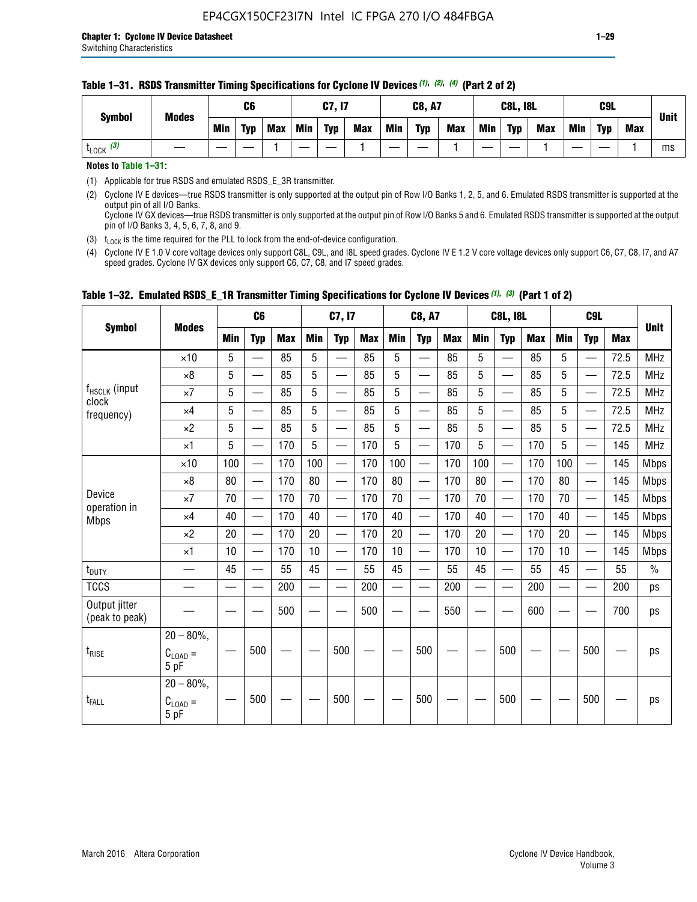**Table 1–31. RSDS Transmitter Timing Specifications for Cyclone IV Devices (1), (2), (4) (Part 2 of 2)**

| Symbol | Modes | C6 | | | C7, I7 | | | C8, A7 | | | C8L, I8L | | | C9L | | | Unit |
|---|---|---|---|---|---|---|---|---|---|---|---|---|---|---|---|---|---|
| | | Min | Typ | Max | Min | Typ | Max | Min | Typ | Max | Min | Typ | Max | Min | Typ | Max | |
| $t_{LOCK}$ (3) | — | — | — | 1 | — | — | 1 | — | — | 1 | — | — | 1 | — | — | 1 | ms |

**Notes to Table 1–31:**

(1) Applicable for true RSDS and emulated RSDS_E_3R transmitter.

(2) Cyclone IV E devices—true RSDS transmitter is only supported at the output pin of Row I/O Banks 1, 2, 5, and 6. Emulated RSDS transmitter is supported at the output pin of all I/O Banks.
Cyclone IV GX devices—true RSDS transmitter is only supported at the output pin of Row I/O Banks 5 and 6. Emulated RSDS transmitter is supported at the output pin of I/O Banks 3, 4, 5, 6, 7, 8, and 9.

(3) $t_{LOCK}$ is the time required for the PLL to lock from the end-of-device configuration.

(4) Cyclone IV E 1.0 V core voltage devices only support C8L, C9L, and I8L speed grades. Cyclone IV E 1.2 V core voltage devices only support C6, C7, C8, I7, and A7 speed grades. Cyclone IV GX devices only support C6, C7, C8, and I7 speed grades.

**Table 1–32. Emulated RSDS_E_1R Transmitter Timing Specifications for Cyclone IV Devices (1), (3) (Part 1 of 2)**

| Symbol | Modes | C6 | | | C7, I7 | | | C8, A7 | | | C8L, I8L | | | C9L | | | Unit |
|---|---|---|---|---|---|---|---|---|---|---|---|---|---|---|---|---|---|
| | | Min | Typ | Max | Min | Typ | Max | Min | Typ | Max | Min | Typ | Max | Min | Typ | Max | |
| $f_{HSCLK}$ (input clock frequency) | ×10 | 5 | — | 85 | 5 | — | 85 | 5 | — | 85 | 5 | — | 85 | 5 | — | 72.5 | MHz |
| | ×8 | 5 | — | 85 | 5 | — | 85 | 5 | — | 85 | 5 | — | 85 | 5 | — | 72.5 | MHz |
| | ×7 | 5 | — | 85 | 5 | — | 85 | 5 | — | 85 | 5 | — | 85 | 5 | — | 72.5 | MHz |
| | ×4 | 5 | — | 85 | 5 | — | 85 | 5 | — | 85 | 5 | — | 85 | 5 | — | 72.5 | MHz |
| | ×2 | 5 | — | 85 | 5 | — | 85 | 5 | — | 85 | 5 | — | 85 | 5 | — | 72.5 | MHz |
| | ×1 | 5 | — | 170 | 5 | — | 170 | 5 | — | 170 | 5 | — | 170 | 5 | — | 145 | MHz |
| Device operation in Mbps | ×10 | 100 | — | 170 | 100 | — | 170 | 100 | — | 170 | 100 | — | 170 | 100 | — | 145 | Mbps |
| | ×8 | 80 | — | 170 | 80 | — | 170 | 80 | — | 170 | 80 | — | 170 | 80 | — | 145 | Mbps |
| | ×7 | 70 | — | 170 | 70 | — | 170 | 70 | — | 170 | 70 | — | 170 | 70 | — | 145 | Mbps |
| | ×4 | 40 | — | 170 | 40 | — | 170 | 40 | — | 170 | 40 | — | 170 | 40 | — | 145 | Mbps |
| | ×2 | 20 | — | 170 | 20 | — | 170 | 20 | — | 170 | 20 | — | 170 | 20 | — | 145 | Mbps |
| | ×1 | 10 | — | 170 | 10 | — | 170 | 10 | — | 170 | 10 | — | 170 | 10 | — | 145 | Mbps |
| $t_{DUTY}$ | — | 45 | — | 55 | 45 | — | 55 | 45 | — | 55 | 45 | — | 55 | 45 | — | 55 | % |
| TCCS | — | — | — | 200 | — | — | 200 | — | — | 200 | — | — | 200 | — | — | 200 | ps |
| Output jitter (peak to peak) | — | — | — | 500 | — | — | 500 | — | — | 550 | — | — | 600 | — | — | 700 | ps |
| $t_{RISE}$ | 20 – 80%, $C_{LOAD}$ = 5 pF | — | 500 | — | — | 500 | — | — | 500 | — | — | 500 | — | — | 500 | — | ps |
| $t_{FALL}$ | 20 – 80%, $C_{LOAD}$ = 5 pF | — | 500 | — | — | 500 | — | — | 500 | — | — | 500 | — | — | 500 | — | ps |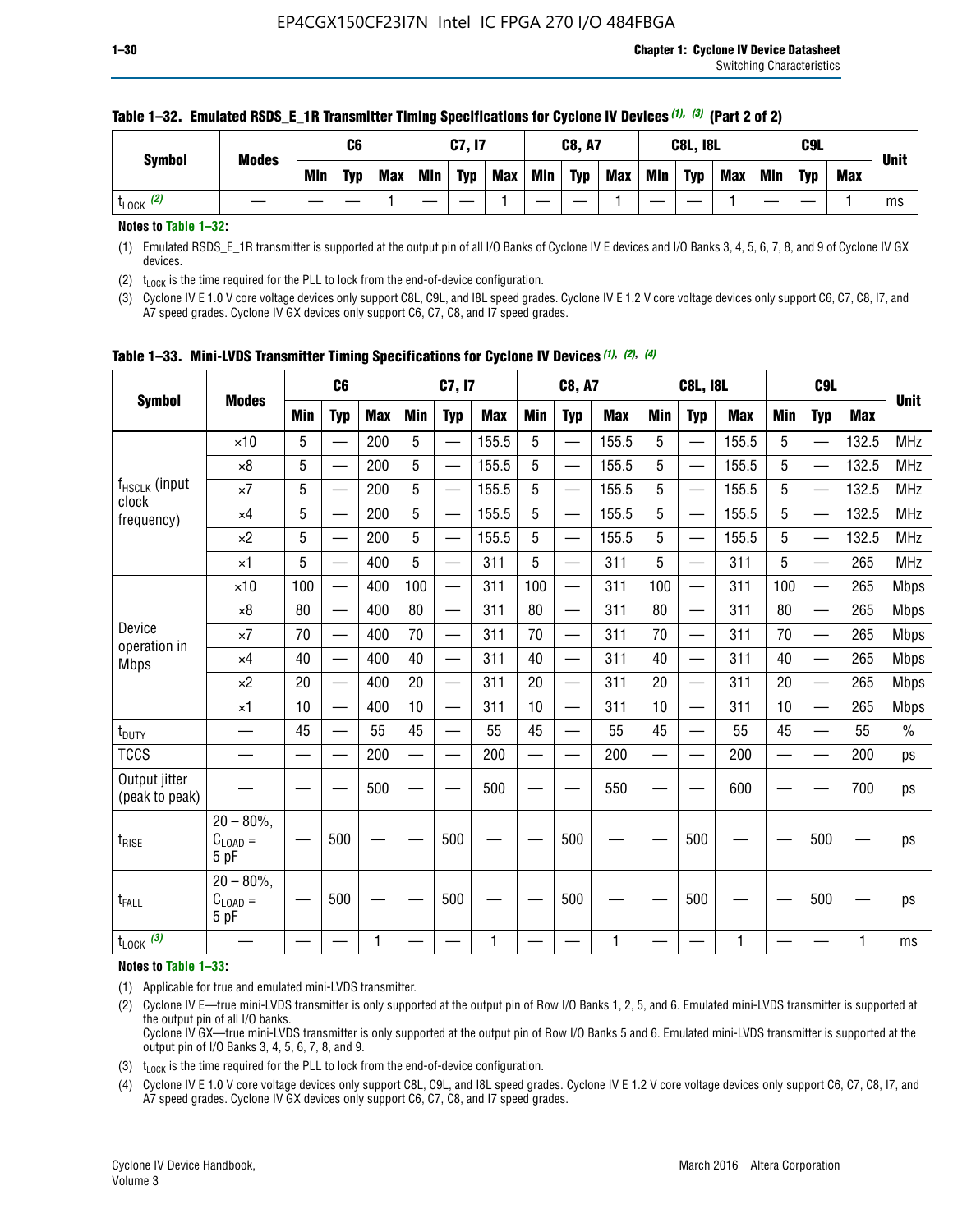**Table 1–32. Emulated RSDS_E_1R Transmitter Timing Specifications for Cyclone IV Devices (1), (3) (Part 2 of 2)**

| Symbol | Modes | C6 | | | C7, I7 | | | C8, A7 | | | C8L, I8L | | | C9L | | | Unit |
|---|---|---|---|---|---|---|---|---|---|---|---|---|---|---|---|---|---|
| | | Min | Typ | Max | Min | Typ | Max | Min | Typ | Max | Min | Typ | Max | Min | Typ | Max | |
| $t_{LOCK}$ (2) | — | — | — | 1 | — | — | 1 | — | — | 1 | — | — | 1 | — | — | 1 | ms |

**Notes to Table 1–32:**

(1) Emulated RSDS_E_1R transmitter is supported at the output pin of all I/O Banks of Cyclone IV E devices and I/O Banks 3, 4, 5, 6, 7, 8, and 9 of Cyclone IV GX devices.

(2) $t_{LOCK}$ is the time required for the PLL to lock from the end-of-device configuration.

(3) Cyclone IV E 1.0 V core voltage devices only support C8L, C9L, and I8L speed grades. Cyclone IV E 1.2 V core voltage devices only support C6, C7, C8, I7, and A7 speed grades. Cyclone IV GX devices only support C6, C7, C8, and I7 speed grades.

**Table 1–33. Mini-LVDS Transmitter Timing Specifications for Cyclone IV Devices (1), (2), (4)**

| Symbol | Modes | C6 | | | C7, I7 | | | C8, A7 | | | C8L, I8L | | | C9L | | | Unit |
|---|---|---|---|---|---|---|---|---|---|---|---|---|---|---|---|---|---|
| | | Min | Typ | Max | Min | Typ | Max | Min | Typ | Max | Min | Typ | Max | Min | Typ | Max | |
| $f_{HSCLK}$ (input clock frequency) | ×10 | 5 | — | 200 | 5 | — | 155.5 | 5 | — | 155.5 | 5 | — | 155.5 | 5 | — | 132.5 | MHz |
| | ×8 | 5 | — | 200 | 5 | — | 155.5 | 5 | — | 155.5 | 5 | — | 155.5 | 5 | — | 132.5 | MHz |
| | ×7 | 5 | — | 200 | 5 | — | 155.5 | 5 | — | 155.5 | 5 | — | 155.5 | 5 | — | 132.5 | MHz |
| | ×4 | 5 | — | 200 | 5 | — | 155.5 | 5 | — | 155.5 | 5 | — | 155.5 | 5 | — | 132.5 | MHz |
| | ×2 | 5 | — | 200 | 5 | — | 155.5 | 5 | — | 155.5 | 5 | — | 155.5 | 5 | — | 132.5 | MHz |
| | ×1 | 5 | — | 400 | 5 | — | 311 | 5 | — | 311 | 5 | — | 311 | 5 | — | 265 | MHz |
| Device operation in Mbps | ×10 | 100 | — | 400 | 100 | — | 311 | 100 | — | 311 | 100 | — | 311 | 100 | — | 265 | Mbps |
| | ×8 | 80 | — | 400 | 80 | — | 311 | 80 | — | 311 | 80 | — | 311 | 80 | — | 265 | Mbps |
| | ×7 | 70 | — | 400 | 70 | — | 311 | 70 | — | 311 | 70 | — | 311 | 70 | — | 265 | Mbps |
| | ×4 | 40 | — | 400 | 40 | — | 311 | 40 | — | 311 | 40 | — | 311 | 40 | — | 265 | Mbps |
| | ×2 | 20 | — | 400 | 20 | — | 311 | 20 | — | 311 | 20 | — | 311 | 20 | — | 265 | Mbps |
| | ×1 | 10 | — | 400 | 10 | — | 311 | 10 | — | 311 | 10 | — | 311 | 10 | — | 265 | Mbps |
| $t_{DUTY}$ | — | 45 | — | 55 | 45 | — | 55 | 45 | — | 55 | 45 | — | 55 | 45 | — | 55 | % |
| TCCS | — | — | — | 200 | — | — | 200 | — | — | 200 | — | — | 200 | — | — | 200 | ps |
| Output jitter (peak to peak) | — | — | — | 500 | — | — | 500 | — | — | 550 | — | — | 600 | — | — | 700 | ps |
| $t_{RISE}$ | 20 – 80%, $C_{LOAD}$ = 5 pF | — | 500 | — | — | 500 | — | — | 500 | — | — | 500 | — | — | 500 | — | ps |
| $t_{FALL}$ | 20 – 80%, $C_{LOAD}$ = 5 pF | — | 500 | — | — | 500 | — | — | 500 | — | — | 500 | — | — | 500 | — | ps |
| $t_{LOCK}$ (3) | — | — | — | 1 | — | — | 1 | — | — | 1 | — | — | 1 | — | — | 1 | ms |

**Notes to Table 1–33:**

(1) Applicable for true and emulated mini-LVDS transmitter.

(2) Cyclone IV E—true mini-LVDS transmitter is only supported at the output pin of Row I/O Banks 1, 2, 5, and 6. Emulated mini-LVDS transmitter is supported at the output pin of all I/O Banks.
Cyclone IV GX—true mini-LVDS transmitter is only supported at the output pin of Row I/O Banks 5 and 6. Emulated mini-LVDS transmitter is supported at the output pin of I/O Banks 3, 4, 5, 6, 7, 8, and 9.

(3) $t_{LOCK}$ is the time required for the PLL to lock from the end-of-device configuration.

(4) Cyclone IV E 1.0 V core voltage devices only support C8L, C9L, and I8L speed grades. Cyclone IV E 1.2 V core voltage devices only support C6, C7, C8, I7, and A7 speed grades. Cyclone IV GX devices only support C6, C7, C8, and I7 speed grades.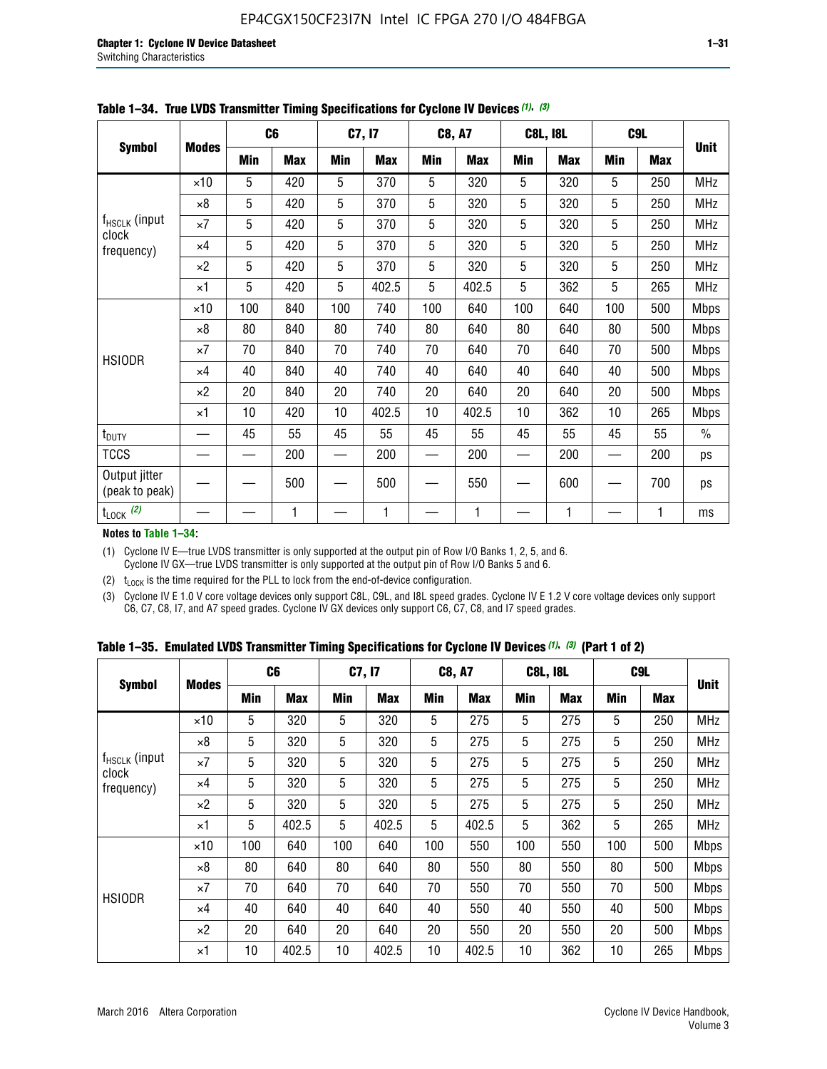**Table 1–34. True LVDS Transmitter Timing Specifications for Cyclone IV Devices (1), (3)**

| Symbol | Modes | C6 | | C7, I7 | | C8, A7 | | C8L, I8L | | C9L | | Unit |
|---|---|---|---|---|---|---|---|---|---|---|---|---|
| | | Min | Max | Min | Max | Min | Max | Min | Max | Min | Max | |
| $f_{HSCLK}$ (input clock frequency) | ×10 | 5 | 420 | 5 | 370 | 5 | 320 | 5 | 320 | 5 | 250 | MHz |
| | ×8 | 5 | 420 | 5 | 370 | 5 | 320 | 5 | 320 | 5 | 250 | MHz |
| | ×7 | 5 | 420 | 5 | 370 | 5 | 320 | 5 | 320 | 5 | 250 | MHz |
| | ×4 | 5 | 420 | 5 | 370 | 5 | 320 | 5 | 320 | 5 | 250 | MHz |
| | ×2 | 5 | 420 | 5 | 370 | 5 | 320 | 5 | 320 | 5 | 250 | MHz |
| | ×1 | 5 | 420 | 5 | 402.5 | 5 | 402.5 | 5 | 362 | 5 | 265 | MHz |
| HSIODR | ×10 | 100 | 840 | 100 | 740 | 100 | 640 | 100 | 640 | 100 | 500 | Mbps |
| | ×8 | 80 | 840 | 80 | 740 | 80 | 640 | 80 | 640 | 80 | 500 | Mbps |
| | ×7 | 70 | 840 | 70 | 740 | 70 | 640 | 70 | 640 | 70 | 500 | Mbps |
| | ×4 | 40 | 840 | 40 | 740 | 40 | 640 | 40 | 640 | 40 | 500 | Mbps |
| | ×2 | 20 | 840 | 20 | 740 | 20 | 640 | 20 | 640 | 20 | 500 | Mbps |
| | ×1 | 10 | 420 | 10 | 402.5 | 10 | 402.5 | 10 | 362 | 10 | 265 | Mbps |
| $t_{DUTY}$ | — | 45 | 55 | 45 | 55 | 45 | 55 | 45 | 55 | 45 | 55 | % |
| TCCS | — | — | 200 | — | 200 | — | 200 | — | 200 | — | 200 | ps |
| Output jitter (peak to peak) | — | — | 500 | — | 500 | — | 550 | — | 600 | — | 700 | ps |
| $t_{LOCK}$ (2) | — | — | 1 | — | 1 | — | 1 | — | 1 | — | 1 | ms |

**Notes to Table 1–34:**

(1) Cyclone IV E—true LVDS transmitter is only supported at the output pin of Row I/O Banks 1, 2, 5, and 6. Cyclone IV GX—true LVDS transmitter is only supported at the output pin of Row I/O Banks 5 and 6.

(2) $t_{LOCK}$ is the time required for the PLL to lock from the end-of-device configuration.

(3) Cyclone IV E 1.0 V core voltage devices only support C8L, C9L, and I8L speed grades. Cyclone IV E 1.2 V core voltage devices only support C6, C7, C8, I7, and A7 speed grades. Cyclone IV GX devices only support C6, C7, C8, and I7 speed grades.

**Table 1–35. Emulated LVDS Transmitter Timing Specifications for Cyclone IV Devices (1), (3) (Part 1 of 2)**

| Symbol | Modes | C6 | | C7, I7 | | C8, A7 | | C8L, I8L | | C9L | | Unit |
|---|---|---|---|---|---|---|---|---|---|---|---|---|
| | | Min | Max | Min | Max | Min | Max | Min | Max | Min | Max | |
| $f_{HSCLK}$ (input clock frequency) | ×10 | 5 | 320 | 5 | 320 | 5 | 275 | 5 | 275 | 5 | 250 | MHz |
| | ×8 | 5 | 320 | 5 | 320 | 5 | 275 | 5 | 275 | 5 | 250 | MHz |
| | ×7 | 5 | 320 | 5 | 320 | 5 | 275 | 5 | 275 | 5 | 250 | MHz |
| | ×4 | 5 | 320 | 5 | 320 | 5 | 275 | 5 | 275 | 5 | 250 | MHz |
| | ×2 | 5 | 320 | 5 | 320 | 5 | 275 | 5 | 275 | 5 | 250 | MHz |
| | ×1 | 5 | 402.5 | 5 | 402.5 | 5 | 402.5 | 5 | 362 | 5 | 265 | MHz |
| HSIODR | ×10 | 100 | 640 | 100 | 640 | 100 | 550 | 100 | 550 | 100 | 500 | Mbps |
| | ×8 | 80 | 640 | 80 | 640 | 80 | 550 | 80 | 550 | 80 | 500 | Mbps |
| | ×7 | 70 | 640 | 70 | 640 | 70 | 550 | 70 | 550 | 70 | 500 | Mbps |
| | ×4 | 40 | 640 | 40 | 640 | 40 | 550 | 40 | 550 | 40 | 500 | Mbps |
| | ×2 | 20 | 640 | 20 | 640 | 20 | 550 | 20 | 550 | 20 | 500 | Mbps |
| | ×1 | 10 | 402.5 | 10 | 402.5 | 10 | 402.5 | 10 | 362 | 10 | 265 | Mbps |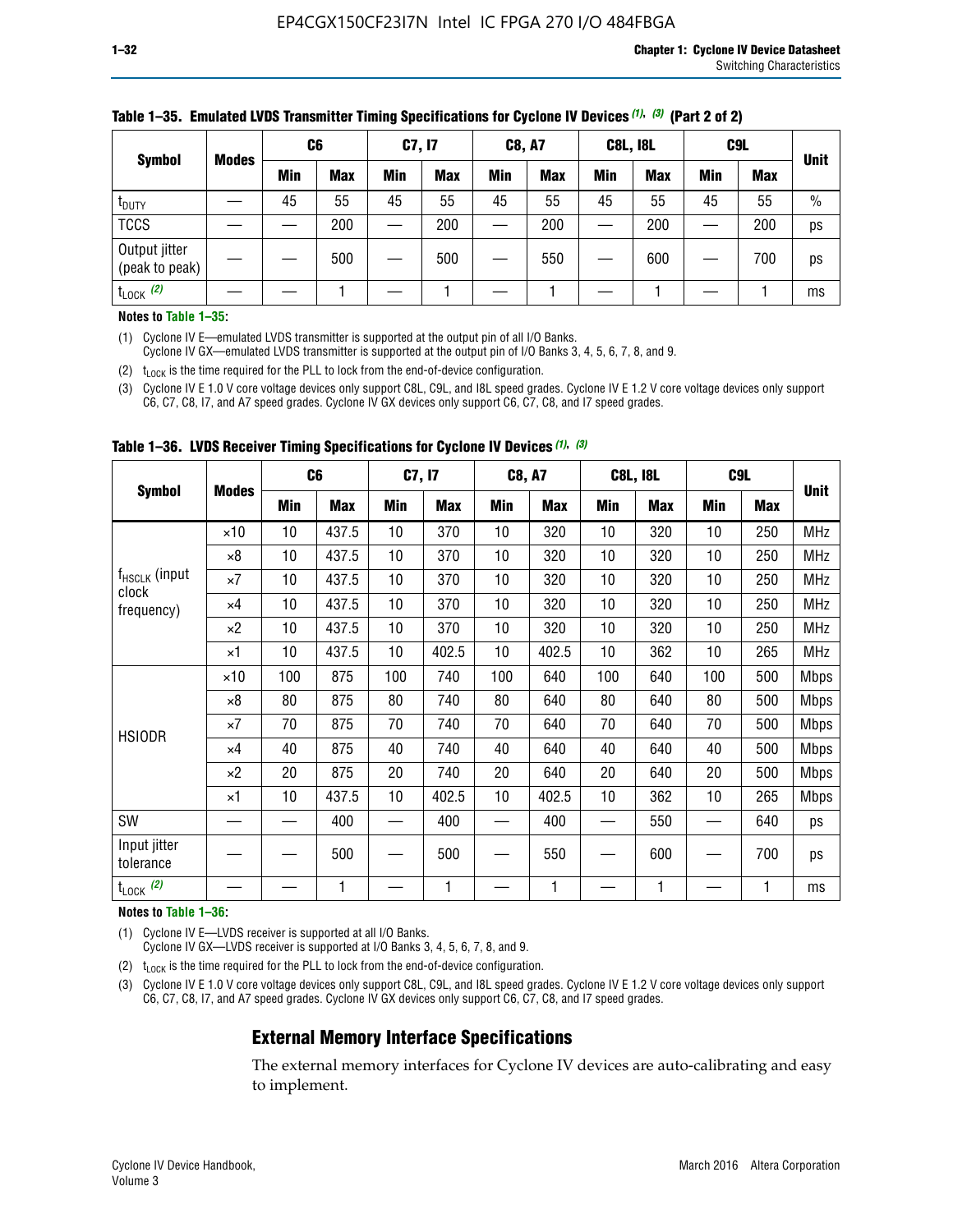**Table 1–35. Emulated LVDS Transmitter Timing Specifications for Cyclone IV Devices (1), (3) (Part 2 of 2)**

| Symbol | Modes | C6 | | C7, I7 | | C8, A7 | | C8L, I8L | | C9L | | Unit |
|---|---|---|---|---|---|---|---|---|---|---|---|---|
| | | Min | Max | Min | Max | Min | Max | Min | Max | Min | Max | |
| $t_{DUTY}$ | — | 45 | 55 | 45 | 55 | 45 | 55 | 45 | 55 | 45 | 55 | % |
| TCCS | — | — | 200 | — | 200 | — | 200 | — | 200 | — | 200 | ps |
| Output jitter (peak to peak) | — | — | 500 | — | 500 | — | 550 | — | 600 | — | 700 | ps |
| $t_{LOCK}$ (2) | — | — | 1 | — | 1 | — | 1 | — | 1 | — | 1 | ms |

**Notes to Table 1–35:**

(1) Cyclone IV E—emulated LVDS transmitter is supported at the output pin of all I/O Banks.
Cyclone IV GX—emulated LVDS transmitter is supported at the output pin of I/O Banks 3, 4, 5, 6, 7, 8, and 9.

(2) $t_{LOCK}$ is the time required for the PLL to lock from the end-of-device configuration.

(3) Cyclone IV E 1.0 V core voltage devices only support C8L, C9L, and I8L speed grades. Cyclone IV E 1.2 V core voltage devices only support C6, C7, C8, I7, and A7 speed grades. Cyclone IV GX devices only support C6, C7, C8, and I7 speed grades.

**Table 1–36. LVDS Receiver Timing Specifications for Cyclone IV Devices (1), (3)**

| Symbol | Modes | C6 | | C7, I7 | | C8, A7 | | C8L, I8L | | C9L | | Unit |
|---|---|---|---|---|---|---|---|---|---|---|---|---|
| | | Min | Max | Min | Max | Min | Max | Min | Max | Min | Max | |
| $f_{HSCLK}$ (input clock frequency) | ×10 | 10 | 437.5 | 10 | 370 | 10 | 320 | 10 | 320 | 10 | 250 | MHz |
| | ×8 | 10 | 437.5 | 10 | 370 | 10 | 320 | 10 | 320 | 10 | 250 | MHz |
| | ×7 | 10 | 437.5 | 10 | 370 | 10 | 320 | 10 | 320 | 10 | 250 | MHz |
| | ×4 | 10 | 437.5 | 10 | 370 | 10 | 320 | 10 | 320 | 10 | 250 | MHz |
| | ×2 | 10 | 437.5 | 10 | 370 | 10 | 320 | 10 | 320 | 10 | 250 | MHz |
| | ×1 | 10 | 437.5 | 10 | 402.5 | 10 | 402.5 | 10 | 362 | 10 | 265 | MHz |
| HSIODR | ×10 | 100 | 875 | 100 | 740 | 100 | 640 | 100 | 640 | 100 | 500 | Mbps |
| | ×8 | 80 | 875 | 80 | 740 | 80 | 640 | 80 | 640 | 80 | 500 | Mbps |
| | ×7 | 70 | 875 | 70 | 740 | 70 | 640 | 70 | 640 | 70 | 500 | Mbps |
| | ×4 | 40 | 875 | 40 | 740 | 40 | 640 | 40 | 640 | 40 | 500 | Mbps |
| | ×2 | 20 | 875 | 20 | 740 | 20 | 640 | 20 | 640 | 20 | 500 | Mbps |
| | ×1 | 10 | 437.5 | 10 | 402.5 | 10 | 402.5 | 10 | 362 | 10 | 265 | Mbps |
| SW | — | — | 400 | — | 400 | — | 400 | — | 550 | — | 640 | ps |
| Input jitter tolerance | — | — | 500 | — | 500 | — | 550 | — | 600 | — | 700 | ps |
| $t_{LOCK}$ (2) | — | — | 1 | — | 1 | — | 1 | — | 1 | — | 1 | ms |

**Notes to Table 1–36:**

(1) Cyclone IV E—LVDS receiver is supported at all I/O Banks.
Cyclone IV GX—LVDS receiver is supported at I/O Banks 3, 4, 5, 6, 7, 8, and 9.

(2) $t_{LOCK}$ is the time required for the PLL to lock from the end-of-device configuration.

(3) Cyclone IV E 1.0 V core voltage devices only support C8L, C9L, and I8L speed grades. Cyclone IV E 1.2 V core voltage devices only support C6, C7, C8, I7, and A7 speed grades. Cyclone IV GX devices only support C6, C7, C8, and I7 speed grades.

## External Memory Interface Specifications

The external memory interfaces for Cyclone IV devices are auto-calibrating and easy to implement.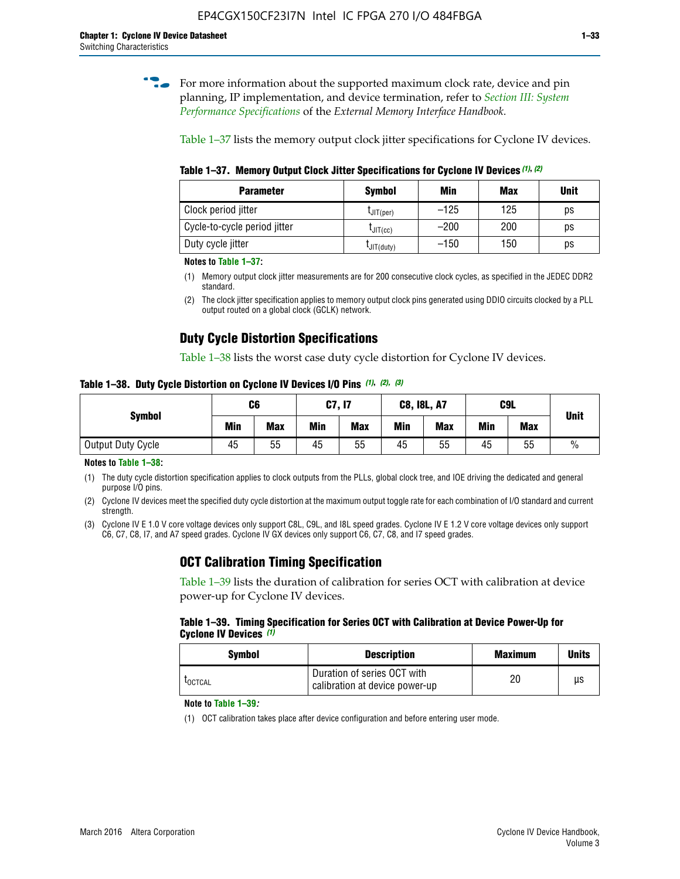For more information about the supported maximum clock rate, device and pin planning, IP implementation, and device termination, refer to *Section III: System Performance Specifications* of the *External Memory Interface Handbook*.

Table 1–37 lists the memory output clock jitter specifications for Cyclone IV devices.

**Table 1–37. Memory Output Clock Jitter Specifications for Cyclone IV Devices** *(1)*, *(2)*

| Parameter | Symbol | Min | Max | Unit |
|---|---|---|---|---|
| Clock period jitter | $t_{JIT(per)}$ | –125 | 125 | ps |
| Cycle-to-cycle period jitter | $t_{JIT(cc)}$ | –200 | 200 | ps |
| Duty cycle jitter | $t_{JIT(duty)}$ | –150 | 150 | ps |

**Notes to Table 1–37:**

(1) Memory output clock jitter measurements are for 200 consecutive clock cycles, as specified in the JEDEC DDR2 standard.

(2) The clock jitter specification applies to memory output clock pins generated using DDIO circuits clocked by a PLL output routed on a global clock (GCLK) network.

## Duty Cycle Distortion Specifications

Table 1–38 lists the worst case duty cycle distortion for Cyclone IV devices.

**Table 1–38. Duty Cycle Distortion on Cyclone IV Devices I/O Pins** *(1)*, *(2)*, *(3)*

| Symbol | C6 | | C7, I7 | | C8, I8L, A7 | | C9L | | Unit |
|---|---|---|---|---|---|---|---|---|---|
| | Min | Max | Min | Max | Min | Max | Min | Max | |
| Output Duty Cycle | 45 | 55 | 45 | 55 | 45 | 55 | 45 | 55 | % |

**Notes to Table 1–38:**

(1) The duty cycle distortion specification applies to clock outputs from the PLLs, global clock tree, and IOE driving the dedicated and general purpose I/O pins.

(2) Cyclone IV devices meet the specified duty cycle distortion at the maximum output toggle rate for each combination of I/O standard and current strength.

(3) Cyclone IV E 1.0 V core voltage devices only support C8L, C9L, and I8L speed grades. Cyclone IV E 1.2 V core voltage devices only support C6, C7, C8, I7, and A7 speed grades. Cyclone IV GX devices only support C6, C7, C8, and I7 speed grades.

## OCT Calibration Timing Specification

Table 1–39 lists the duration of calibration for series OCT with calibration at device power-up for Cyclone IV devices.

**Table 1–39. Timing Specification for Series OCT with Calibration at Device Power-Up for Cyclone IV Devices** *(1)*

| Symbol | Description | Maximum | Units |
|---|---|---|---|
| $t_{OCTCAL}$ | Duration of series OCT with calibration at device power-up | 20 | µs |

**Note to Table 1–39:**

(1) OCT calibration takes place after device configuration and before entering user mode.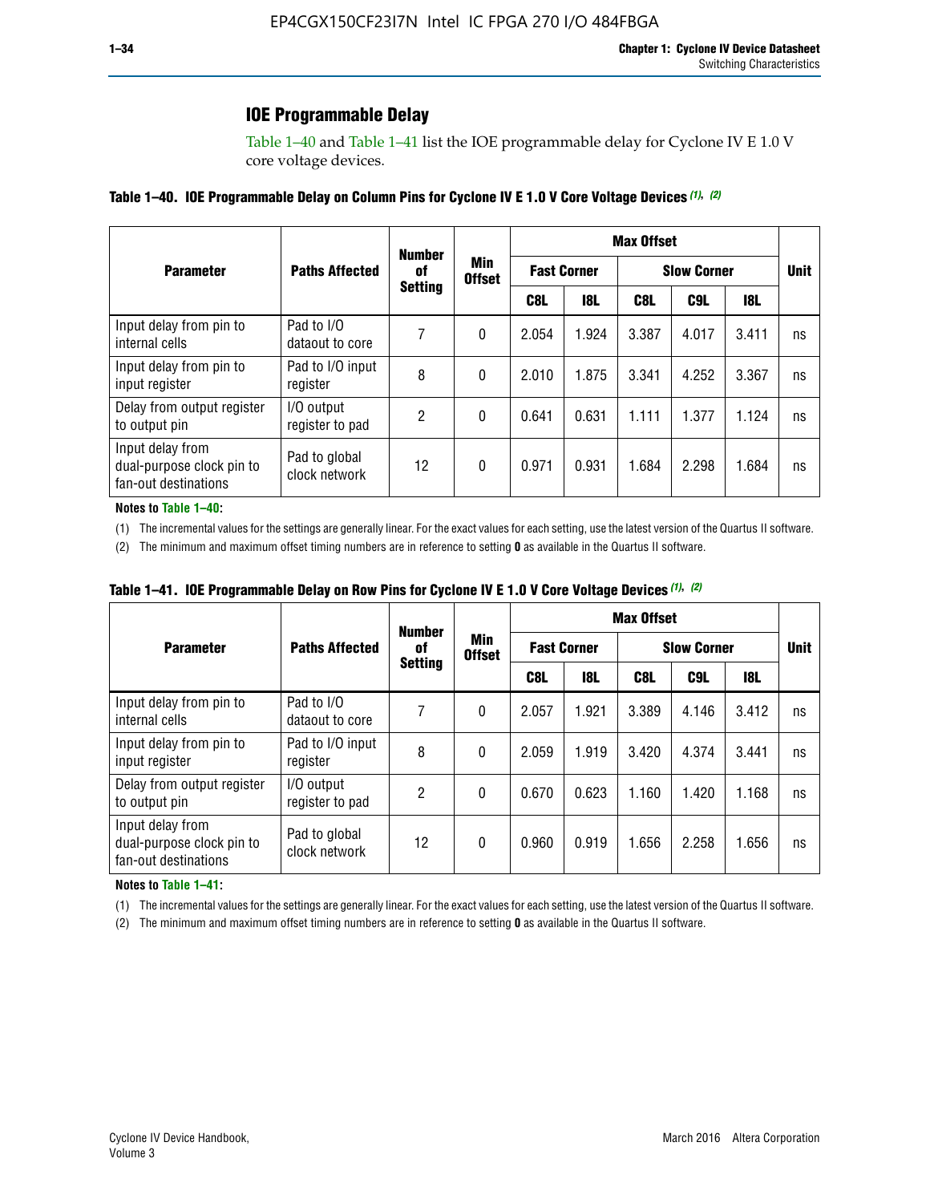## IOE Programmable Delay

Table 1–40 and Table 1–41 list the IOE programmable delay for Cyclone IV E 1.0 V core voltage devices.

**Table 1–40. IOE Programmable Delay on Column Pins for Cyclone IV E 1.0 V Core Voltage Devices** *(1), (2)*

| Parameter | Paths Affected | Number of Setting | Min Offset | Max Offset | | | | | Unit |
|---|---|---|---|---|---|---|---|---|---|
| | | | | Fast Corner | | Slow Corner | | | |
| | | | | C8L | I8L | C8L | C9L | I8L | |
| Input delay from pin to internal cells | Pad to I/O dataout to core | 7 | 0 | 2.054 | 1.924 | 3.387 | 4.017 | 3.411 | ns |
| Input delay from pin to input register | Pad to I/O input register | 8 | 0 | 2.010 | 1.875 | 3.341 | 4.252 | 3.367 | ns |
| Delay from output register to output pin | I/O output register to pad | 2 | 0 | 0.641 | 0.631 | 1.111 | 1.377 | 1.124 | ns |
| Input delay from dual-purpose clock pin to fan-out destinations | Pad to global clock network | 12 | 0 | 0.971 | 0.931 | 1.684 | 2.298 | 1.684 | ns |

**Notes to Table 1–40:**

(1) The incremental values for the settings are generally linear. For the exact values for each setting, use the latest version of the Quartus II software.

(2) The minimum and maximum offset timing numbers are in reference to setting **0** as available in the Quartus II software.

**Table 1–41. IOE Programmable Delay on Row Pins for Cyclone IV E 1.0 V Core Voltage Devices** *(1), (2)*

| Parameter | Paths Affected | Number of Setting | Min Offset | Max Offset | | | | | Unit |
|---|---|---|---|---|---|---|---|---|---|
| | | | | Fast Corner | | Slow Corner | | | |
| | | | | C8L | I8L | C8L | C9L | I8L | |
| Input delay from pin to internal cells | Pad to I/O dataout to core | 7 | 0 | 2.057 | 1.921 | 3.389 | 4.146 | 3.412 | ns |
| Input delay from pin to input register | Pad to I/O input register | 8 | 0 | 2.059 | 1.919 | 3.420 | 4.374 | 3.441 | ns |
| Delay from output register to output pin | I/O output register to pad | 2 | 0 | 0.670 | 0.623 | 1.160 | 1.420 | 1.168 | ns |
| Input delay from dual-purpose clock pin to fan-out destinations | Pad to global clock network | 12 | 0 | 0.960 | 0.919 | 1.656 | 2.258 | 1.656 | ns |

**Notes to Table 1–41:**

(1) The incremental values for the settings are generally linear. For the exact values for each setting, use the latest version of the Quartus II software.

(2) The minimum and maximum offset timing numbers are in reference to setting **0** as available in the Quartus II software.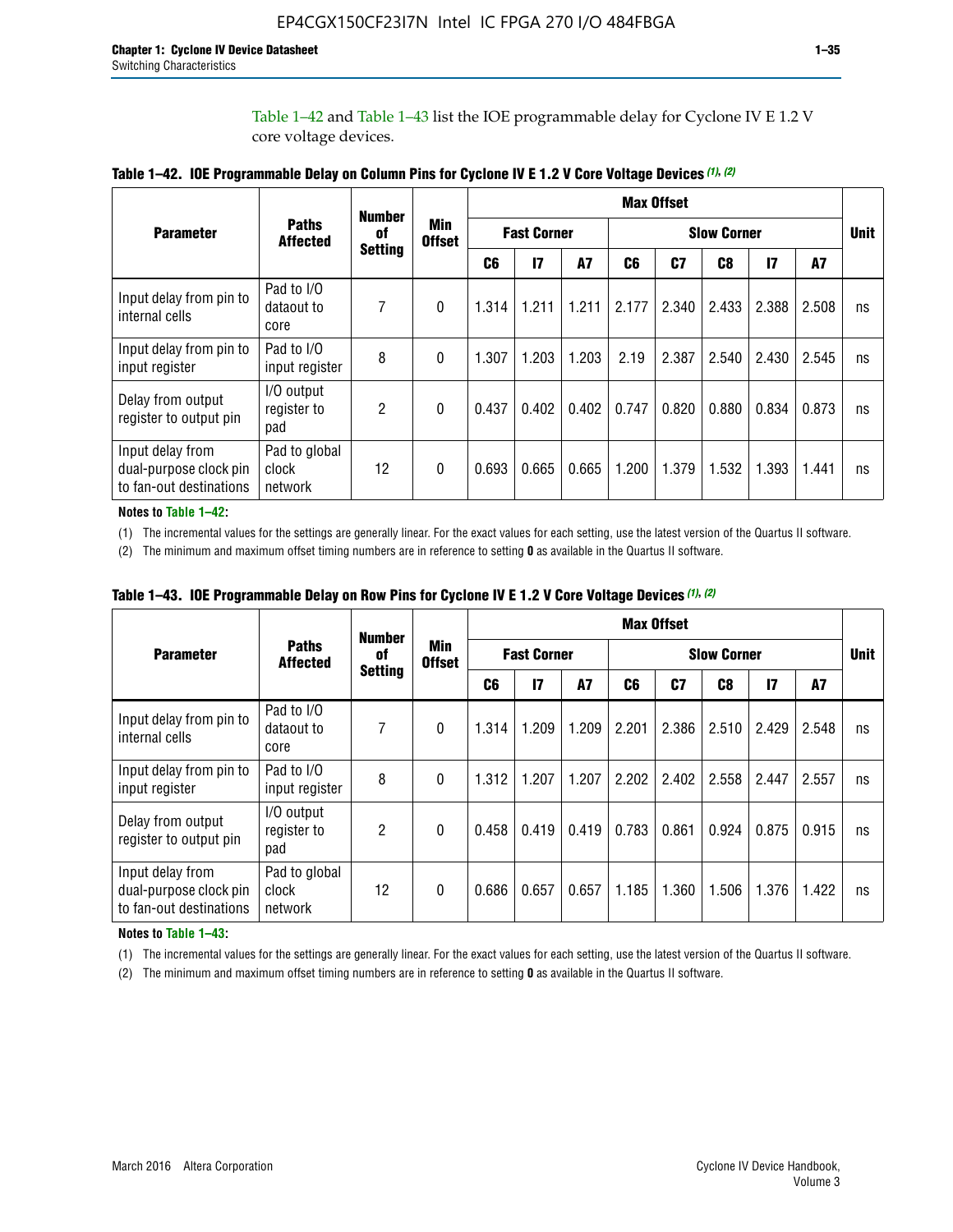Table 1–42 and Table 1–43 list the IOE programmable delay for Cyclone IV E 1.2 V core voltage devices.

**Table 1–42. IOE Programmable Delay on Column Pins for Cyclone IV E 1.2 V Core Voltage Devices (1), (2)**

| Parameter | Paths Affected | Number of Setting | Min Offset | Max Offset | | | | | | | | Unit |
|---|---|---|---|---|---|---|---|---|---|---|---|---|
| | | | | Fast Corner | | | Slow Corner | | | | | |
| | | | | C6 | I7 | A7 | C6 | C7 | C8 | I7 | A7 | |
| Input delay from pin to internal cells | Pad to I/O dataout to core | 7 | 0 | 1.314 | 1.211 | 1.211 | 2.177 | 2.340 | 2.433 | 2.388 | 2.508 | ns |
| Input delay from pin to input register | Pad to I/O input register | 8 | 0 | 1.307 | 1.203 | 1.203 | 2.19 | 2.387 | 2.540 | 2.430 | 2.545 | ns |
| Delay from output register to output pin | I/O output register to pad | 2 | 0 | 0.437 | 0.402 | 0.402 | 0.747 | 0.820 | 0.880 | 0.834 | 0.873 | ns |
| Input delay from dual-purpose clock pin to fan-out destinations | Pad to global clock network | 12 | 0 | 0.693 | 0.665 | 0.665 | 1.200 | 1.379 | 1.532 | 1.393 | 1.441 | ns |

**Notes to Table 1–42:**

(1) The incremental values for the settings are generally linear. For the exact values for each setting, use the latest version of the Quartus II software.

(2) The minimum and maximum offset timing numbers are in reference to setting **0** as available in the Quartus II software.

**Table 1–43. IOE Programmable Delay on Row Pins for Cyclone IV E 1.2 V Core Voltage Devices (1), (2)**

| Parameter | Paths Affected | Number of Setting | Min Offset | Max Offset | | | | | | | | Unit |
|---|---|---|---|---|---|---|---|---|---|---|---|---|
| | | | | Fast Corner | | | Slow Corner | | | | | |
| | | | | C6 | I7 | A7 | C6 | C7 | C8 | I7 | A7 | |
| Input delay from pin to internal cells | Pad to I/O dataout to core | 7 | 0 | 1.314 | 1.209 | 1.209 | 2.201 | 2.386 | 2.510 | 2.429 | 2.548 | ns |
| Input delay from pin to input register | Pad to I/O input register | 8 | 0 | 1.312 | 1.207 | 1.207 | 2.202 | 2.402 | 2.558 | 2.447 | 2.557 | ns |
| Delay from output register to output pin | I/O output register to pad | 2 | 0 | 0.458 | 0.419 | 0.419 | 0.783 | 0.861 | 0.924 | 0.875 | 0.915 | ns |
| Input delay from dual-purpose clock pin to fan-out destinations | Pad to global clock network | 12 | 0 | 0.686 | 0.657 | 0.657 | 1.185 | 1.360 | 1.506 | 1.376 | 1.422 | ns |

**Notes to Table 1–43:**

(1) The incremental values for the settings are generally linear. For the exact values for each setting, use the latest version of the Quartus II software.

(2) The minimum and maximum offset timing numbers are in reference to setting **0** as available in the Quartus II software.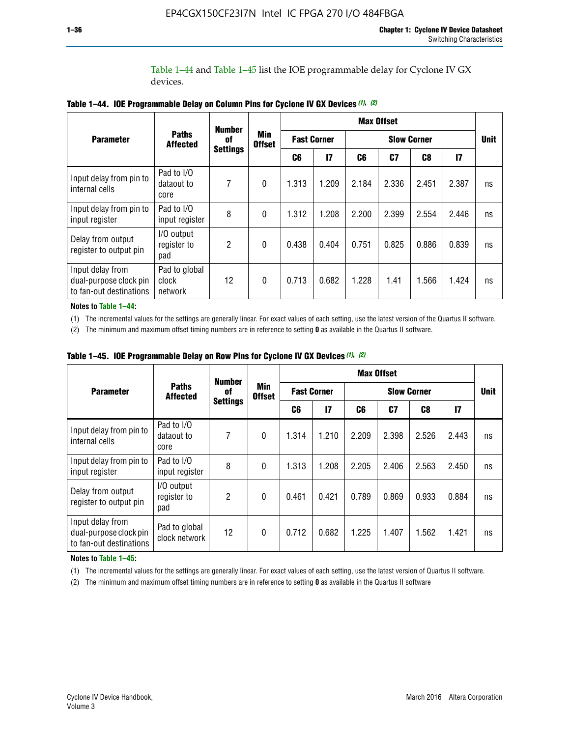Table 1–44 and Table 1–45 list the IOE programmable delay for Cyclone IV GX devices.

**Table 1–44. IOE Programmable Delay on Column Pins for Cyclone IV GX Devices (1), (2)**

| Parameter | Paths Affected | Number of Settings | Min Offset | Max Offset | | | | | | Unit |
|---|---|---|---|---|---|---|---|---|---|---|
| | | | | Fast Corner | | Slow Corner | | | | |
| | | | | C6 | I7 | C6 | C7 | C8 | I7 | |
| Input delay from pin to internal cells | Pad to I/O dataout to core | 7 | 0 | 1.313 | 1.209 | 2.184 | 2.336 | 2.451 | 2.387 | ns |
| Input delay from pin to input register | Pad to I/O input register | 8 | 0 | 1.312 | 1.208 | 2.200 | 2.399 | 2.554 | 2.446 | ns |
| Delay from output register to output pin | I/O output register to pad | 2 | 0 | 0.438 | 0.404 | 0.751 | 0.825 | 0.886 | 0.839 | ns |
| Input delay from dual-purpose clock pin to fan-out destinations | Pad to global clock network | 12 | 0 | 0.713 | 0.682 | 1.228 | 1.41 | 1.566 | 1.424 | ns |

**Notes to Table 1–44:**

(1) The incremental values for the settings are generally linear. For exact values of each setting, use the latest version of the Quartus II software.

(2) The minimum and maximum offset timing numbers are in reference to setting **0** as available in the Quartus II software.

**Table 1–45. IOE Programmable Delay on Row Pins for Cyclone IV GX Devices (1), (2)**

| Parameter | Paths Affected | Number of Settings | Min Offset | Max Offset | | | | | | Unit |
|---|---|---|---|---|---|---|---|---|---|---|
| | | | | Fast Corner | | Slow Corner | | | | |
| | | | | C6 | I7 | C6 | C7 | C8 | I7 | |
| Input delay from pin to internal cells | Pad to I/O dataout to core | 7 | 0 | 1.314 | 1.210 | 2.209 | 2.398 | 2.526 | 2.443 | ns |
| Input delay from pin to input register | Pad to I/O input register | 8 | 0 | 1.313 | 1.208 | 2.205 | 2.406 | 2.563 | 2.450 | ns |
| Delay from output register to output pin | I/O output register to pad | 2 | 0 | 0.461 | 0.421 | 0.789 | 0.869 | 0.933 | 0.884 | ns |
| Input delay from dual-purpose clock pin to fan-out destinations | Pad to global clock network | 12 | 0 | 0.712 | 0.682 | 1.225 | 1.407 | 1.562 | 1.421 | ns |

**Notes to Table 1–45:**

(1) The incremental values for the settings are generally linear. For exact values of each setting, use the latest version of Quartus II software.

(2) The minimum and maximum offset timing numbers are in reference to setting **0** as available in the Quartus II software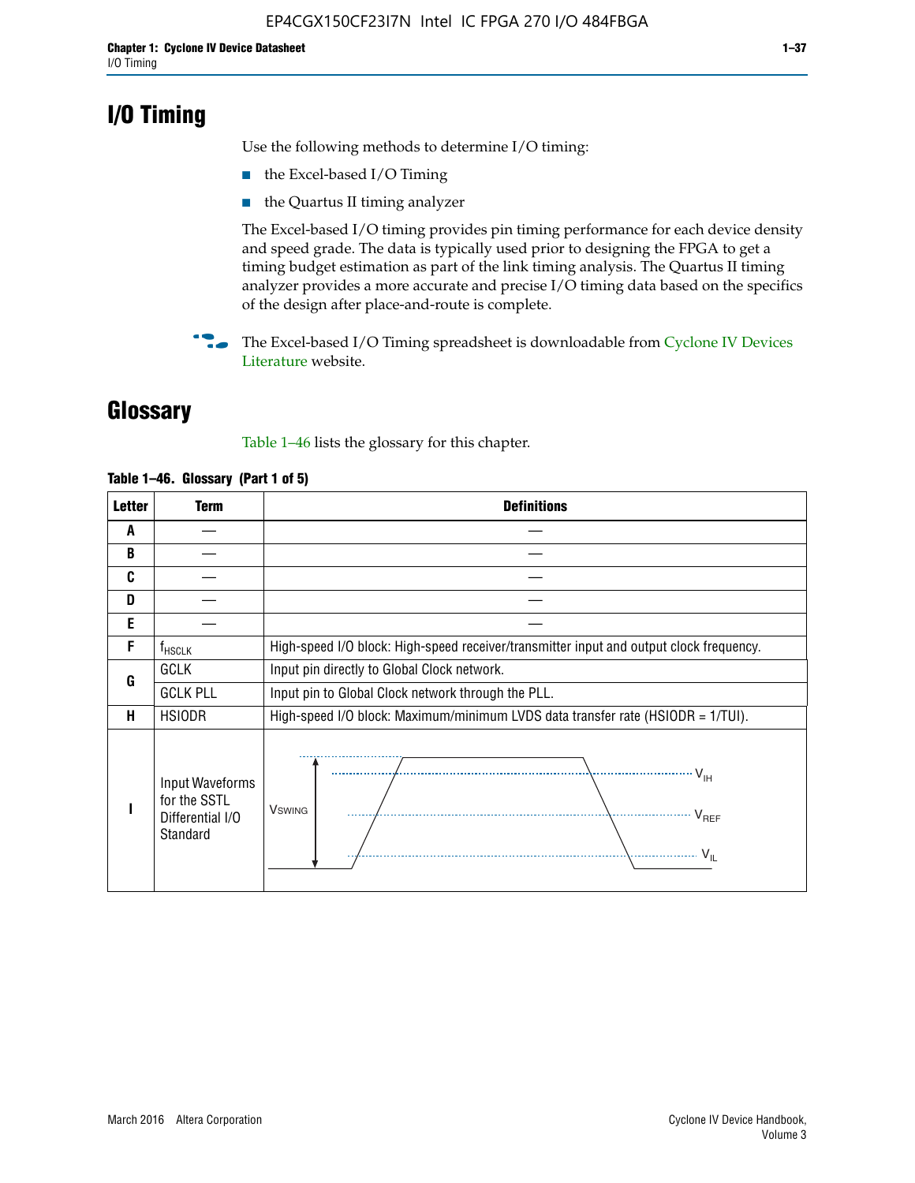# I/O Timing

Use the following methods to determine I/O timing:

- the Excel-based I/O Timing
- the Quartus II timing analyzer

The Excel-based I/O timing provides pin timing performance for each device density and speed grade. The data is typically used prior to designing the FPGA to get a timing budget estimation as part of the link timing analysis. The Quartus II timing analyzer provides a more accurate and precise I/O timing data based on the specifics of the design after place-and-route is complete.

The Excel-based I/O Timing spreadsheet is downloadable from Cyclone IV Devices Literature website.

# Glossary

Table 1–46 lists the glossary for this chapter.

**Table 1–46. Glossary (Part 1 of 5)**

| Letter | Term | Definitions |
|---|---|---|
| A | — | — |
| B | — | — |
| C | — | — |
| D | — | — |
| E | — | — |
| F | $f_{HSCLK}$ | High-speed I/O block: High-speed receiver/transmitter input and output clock frequency. |
| G | GCLK | Input pin directly to Global Clock network. |
| | GCLK PLL | Input pin to Global Clock network through the PLL. |
| H | HSIODR | High-speed I/O block: Maximum/minimum LVDS data transfer rate (HSIODR = 1/TUI). |
| I | Input Waveforms for the SSTL Differential I/O Standard | VSWING, $V_{IH}$, $V_{REF}$, $V_{IL}$ |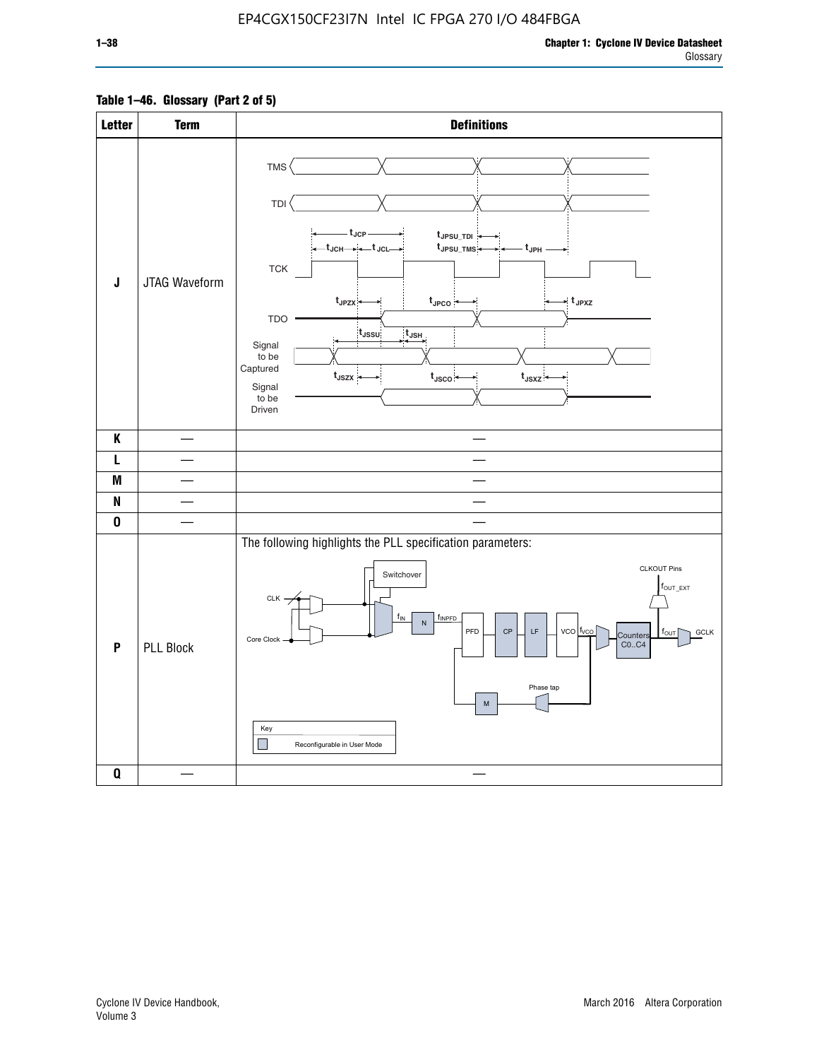EP4CGX150CF23I7N Intel IC FPGA 270 I/O 484FBGA

**Table 1–46. Glossary (Part 2 of 5)**

| Letter | Term | Definitions |
|---|---|---|
| **J** | JTAG Waveform | |
| **K** | — | — |
| **L** | — | — |
| **M** | — | — |
| **N** | — | — |
| **O** | — | — |
| **P** | PLL Block | The following highlights the PLL specification parameters: |
| **Q** | — | — |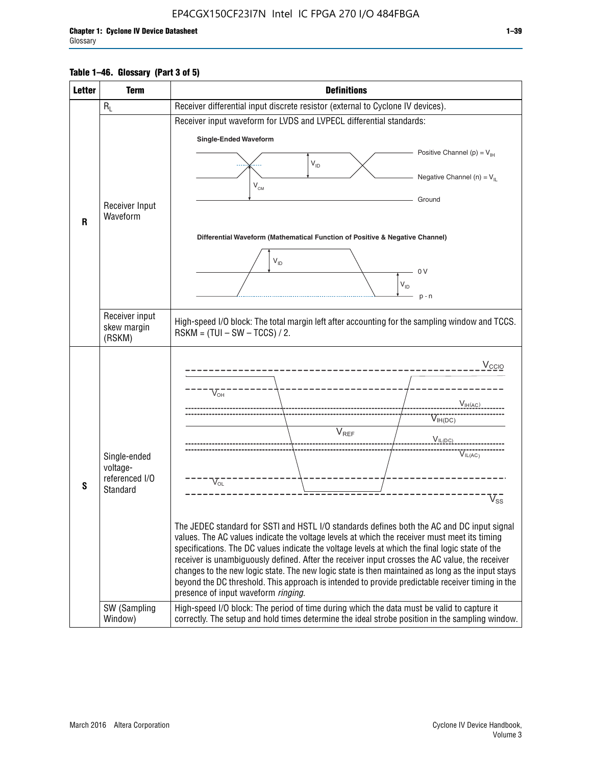**Table 1–46. Glossary (Part 3 of 5)**

| Letter | Term | Definitions |
|---|---|---|
| R | $R_L$ | Receiver differential input discrete resistor (external to Cyclone IV devices). |
| | Receiver Input Waveform | Receiver input waveform for LVDS and LVPECL differential standards: Single-Ended Waveform (Positive Channel (p) = $V_{IH}$; Negative Channel (n) = $V_{IL}$; $V_{ID}$; $V_{CM}$; Ground). Differential Waveform (Mathematical Function of Positive & Negative Channel) ($V_{ID}$; 0 V; p - n) |
| | Receiver input skew margin (RSKM) | High-speed I/O block: The total margin left after accounting for the sampling window and TCCS. RSKM = (TUI – SW – TCCS) / 2. |
| S | Single-ended voltage-referenced I/O Standard | ($V_{CCIO}$, $V_{OH}$, $V_{IH(AC)}$, $V_{IH(DC)}$, $V_{REF}$, $V_{IL(DC)}$, $V_{IL(AC)}$, $V_{OL}$, $V_{SS}$) The JEDEC standard for SSTl and HSTL I/O standards defines both the AC and DC input signal values. The AC values indicate the voltage levels at which the receiver must meet its timing specifications. The DC values indicate the voltage levels at which the final logic state of the receiver is unambiguously defined. After the receiver input crosses the AC value, the receiver changes to the new logic state. The new logic state is then maintained as long as the input stays beyond the DC threshold. This approach is intended to provide predictable receiver timing in the presence of input waveform *ringing*. |
| | SW (Sampling Window) | High-speed I/O block: The period of time during which the data must be valid to capture it correctly. The setup and hold times determine the ideal strobe position in the sampling window. |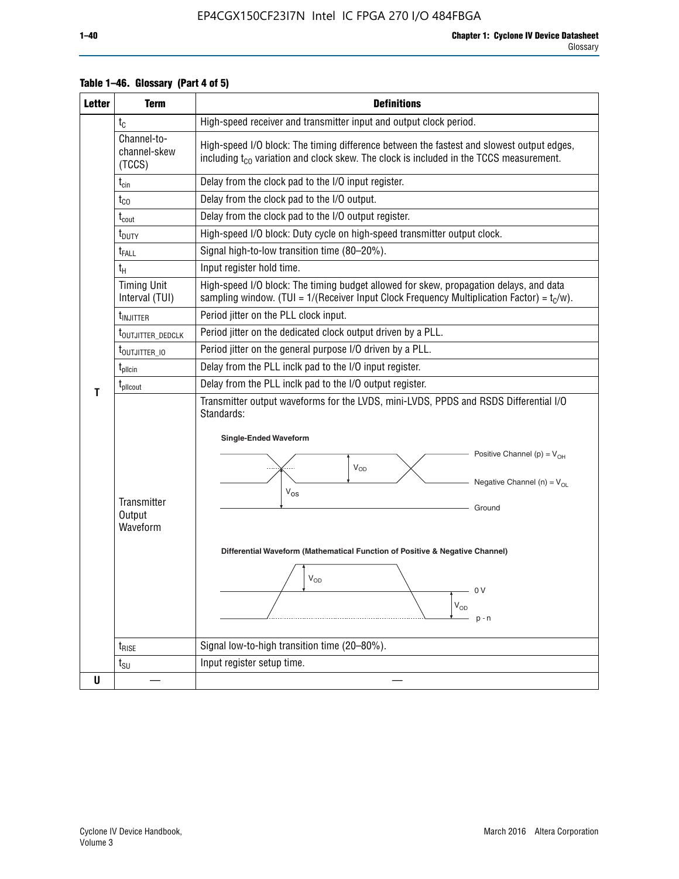**Table 1–46. Glossary (Part 4 of 5)**

| Letter | Term | Definitions |
|---|---|---|
| T | $t_C$ | High-speed receiver and transmitter input and output clock period. |
| | Channel-to-channel-skew (TCCS) | High-speed I/O block: The timing difference between the fastest and slowest output edges, including $t_{CO}$ variation and clock skew. The clock is included in the TCCS measurement. |
| | $t_{cin}$ | Delay from the clock pad to the I/O input register. |
| | $t_{CO}$ | Delay from the clock pad to the I/O output. |
| | $t_{cout}$ | Delay from the clock pad to the I/O output register. |
| | $t_{DUTY}$ | High-speed I/O block: Duty cycle on high-speed transmitter output clock. |
| | $t_{FALL}$ | Signal high-to-low transition time (80–20%). |
| | $t_H$ | Input register hold time. |
| | Timing Unit Interval (TUI) | High-speed I/O block: The timing budget allowed for skew, propagation delays, and data sampling window. (TUI = 1/(Receiver Input Clock Frequency Multiplication Factor) = $t_C/w$). |
| | $t_{INJITTER}$ | Period jitter on the PLL clock input. |
| | $t_{OUTJITTER\_DEDCLK}$ | Period jitter on the dedicated clock output driven by a PLL. |
| | $t_{OUTJITTER\_IO}$ | Period jitter on the general purpose I/O driven by a PLL. |
| | $t_{pllcin}$ | Delay from the PLL inclk pad to the I/O input register. |
| | $t_{pllcout}$ | Delay from the PLL inclk pad to the I/O output register. |
| | Transmitter Output Waveform | Transmitter output waveforms for the LVDS, mini-LVDS, PPDS and RSDS Differential I/O Standards: Single-Ended Waveform (Positive Channel (p) = $V_{OH}$; Negative Channel (n) = $V_{OL}$; $V_{OD}$; $V_{OS}$; Ground). Differential Waveform (Mathematical Function of Positive & Negative Channel) ($V_{OD}$; 0 V; $V_{OD}$; p - n) |
| | $t_{RISE}$ | Signal low-to-high transition time (20–80%). |
| | $t_{SU}$ | Input register setup time. |
| U | — | — |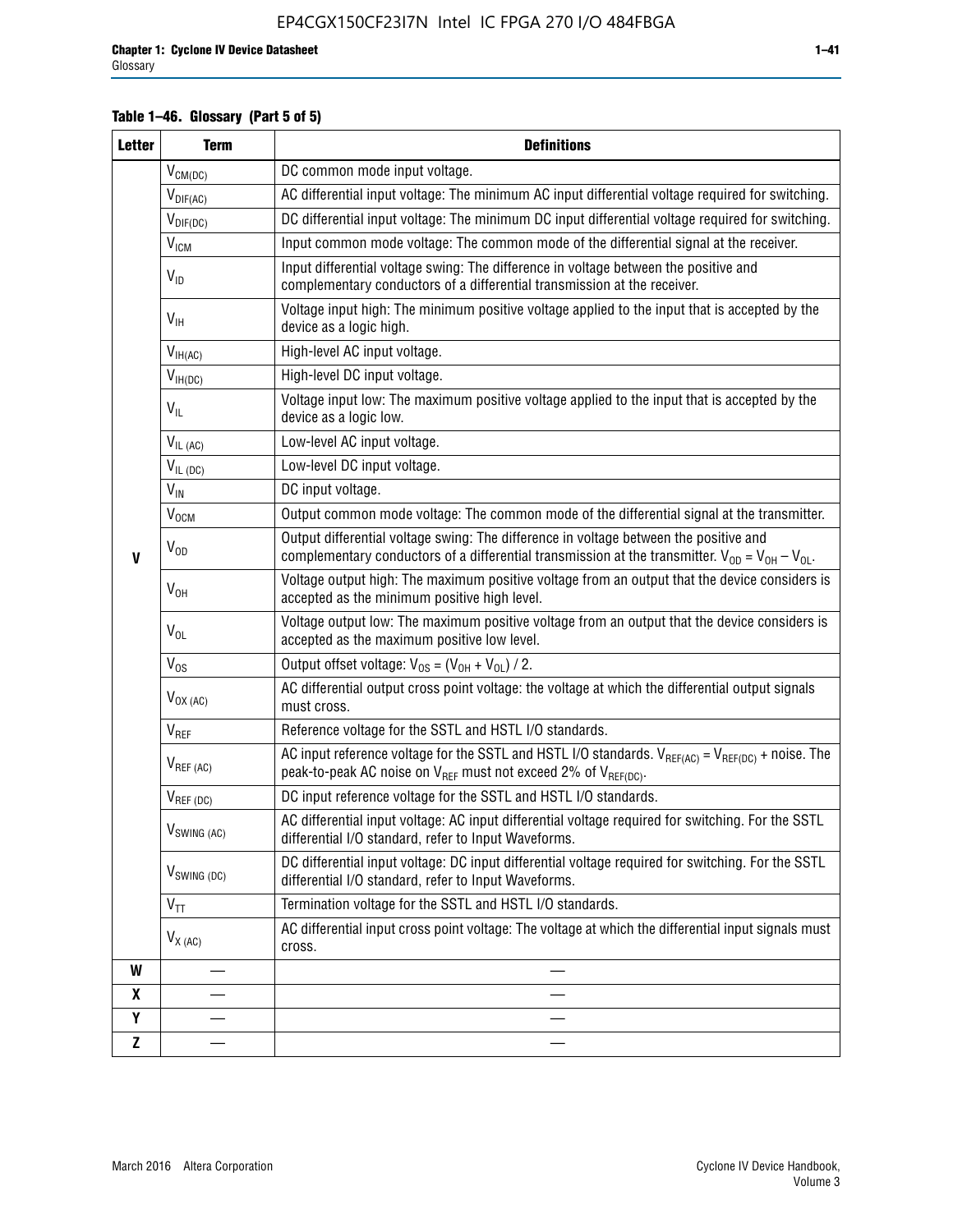**Table 1–46. Glossary (Part 5 of 5)**

| Letter | Term | Definitions |
|---|---|---|
| V | $V_{CM(DC)}$ | DC common mode input voltage. |
| | $V_{DIF(AC)}$ | AC differential input voltage: The minimum AC input differential voltage required for switching. |
| | $V_{DIF(DC)}$ | DC differential input voltage: The minimum DC input differential voltage required for switching. |
| | $V_{ICM}$ | Input common mode voltage: The common mode of the differential signal at the receiver. |
| | $V_{ID}$ | Input differential voltage swing: The difference in voltage between the positive and complementary conductors of a differential transmission at the receiver. |
| | $V_{IH}$ | Voltage input high: The minimum positive voltage applied to the input that is accepted by the device as a logic high. |
| | $V_{IH(AC)}$ | High-level AC input voltage. |
| | $V_{IH(DC)}$ | High-level DC input voltage. |
| | $V_{IL}$ | Voltage input low: The maximum positive voltage applied to the input that is accepted by the device as a logic low. |
| | $V_{IL\ (AC)}$ | Low-level AC input voltage. |
| | $V_{IL\ (DC)}$ | Low-level DC input voltage. |
| | $V_{IN}$ | DC input voltage. |
| | $V_{OCM}$ | Output common mode voltage: The common mode of the differential signal at the transmitter. |
| | $V_{OD}$ | Output differential voltage swing: The difference in voltage between the positive and complementary conductors of a differential transmission at the transmitter. $V_{OD} = V_{OH} - V_{OL}$. |
| | $V_{OH}$ | Voltage output high: The maximum positive voltage from an output that the device considers is accepted as the minimum positive high level. |
| | $V_{OL}$ | Voltage output low: The maximum positive voltage from an output that the device considers is accepted as the maximum positive low level. |
| | $V_{OS}$ | Output offset voltage: $V_{OS} = (V_{OH} + V_{OL}) / 2$. |
| | $V_{OX\ (AC)}$ | AC differential output cross point voltage: the voltage at which the differential output signals must cross. |
| | $V_{REF}$ | Reference voltage for the SSTL and HSTL I/O standards. |
| | $V_{REF\ (AC)}$ | AC input reference voltage for the SSTL and HSTL I/O standards. $V_{REF(AC)} = V_{REF(DC)}$ + noise. The peak-to-peak AC noise on $V_{REF}$ must not exceed 2% of $V_{REF(DC)}$. |
| | $V_{REF\ (DC)}$ | DC input reference voltage for the SSTL and HSTL I/O standards. |
| | $V_{SWING\ (AC)}$ | AC differential input voltage: AC input differential voltage required for switching. For the SSTL differential I/O standard, refer to Input Waveforms. |
| | $V_{SWING\ (DC)}$ | DC differential input voltage: DC input differential voltage required for switching. For the SSTL differential I/O standard, refer to Input Waveforms. |
| | $V_{TT}$ | Termination voltage for the SSTL and HSTL I/O standards. |
| | $V_{X\ (AC)}$ | AC differential input cross point voltage: The voltage at which the differential input signals must cross. |
| W | — | — |
| X | — | — |
| Y | — | — |
| Z | — | — |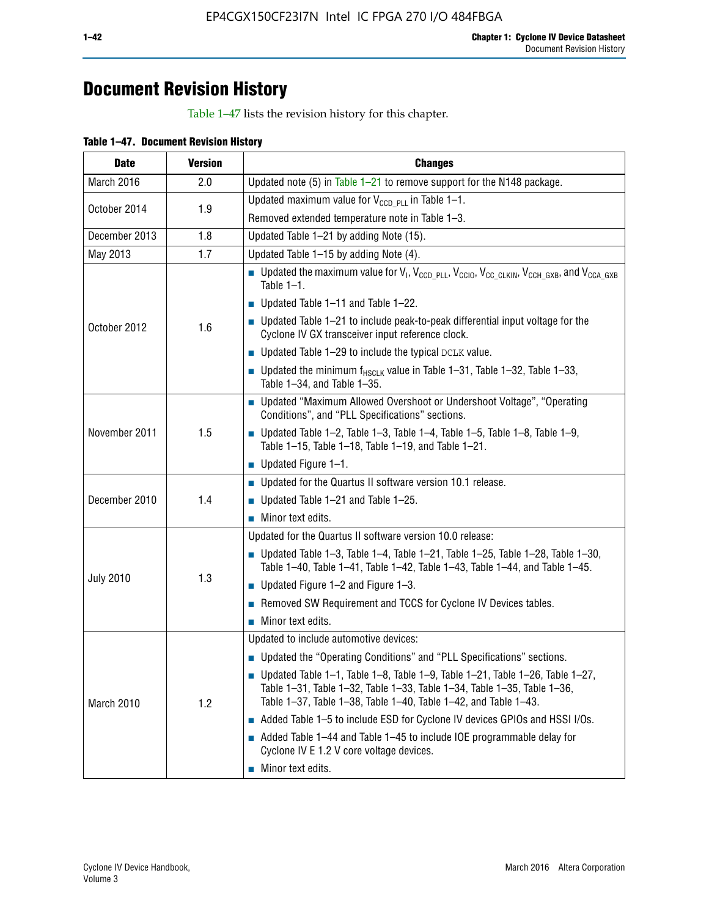# Document Revision History

Table 1–47 lists the revision history for this chapter.

**Table 1–47. Document Revision History**

| Date | Version | Changes |
|---|---|---|
| March 2016 | 2.0 | Updated note (5) in Table 1–21 to remove support for the N148 package. |
| October 2014 | 1.9 | Updated maximum value for $V_{CCD\_PLL}$ in Table 1–1.<br>Removed extended temperature note in Table 1–3. |
| December 2013 | 1.8 | Updated Table 1–21 by adding Note (15). |
| May 2013 | 1.7 | Updated Table 1–15 by adding Note (4). |
| October 2012 | 1.6 | ■ Updated the maximum value for $V_I$, $V_{CCD\_PLL}$, $V_{CCIO}$, $V_{CC\_CLKIN}$, $V_{CCH\_GXB}$, and $V_{CCA\_GXB}$ Table 1–1.<br>■ Updated Table 1–11 and Table 1–22.<br>■ Updated Table 1–21 to include peak-to-peak differential input voltage for the Cyclone IV GX transceiver input reference clock.<br>■ Updated Table 1–29 to include the typical DCLK value.<br>■ Updated the minimum $f_{HSCLK}$ value in Table 1–31, Table 1–32, Table 1–33, Table 1–34, and Table 1–35. |
| November 2011 | 1.5 | ■ Updated “Maximum Allowed Overshoot or Undershoot Voltage”, “Operating Conditions”, and “PLL Specifications” sections.<br>■ Updated Table 1–2, Table 1–3, Table 1–4, Table 1–5, Table 1–8, Table 1–9, Table 1–15, Table 1–18, Table 1–19, and Table 1–21.<br>■ Updated Figure 1–1. |
| December 2010 | 1.4 | ■ Updated for the Quartus II software version 10.1 release.<br>■ Updated Table 1–21 and Table 1–25.<br>■ Minor text edits. |
| July 2010 | 1.3 | Updated for the Quartus II software version 10.0 release:<br>■ Updated Table 1–3, Table 1–4, Table 1–21, Table 1–25, Table 1–28, Table 1–30, Table 1–40, Table 1–41, Table 1–42, Table 1–43, Table 1–44, and Table 1–45.<br>■ Updated Figure 1–2 and Figure 1–3.<br>■ Removed SW Requirement and TCCS for Cyclone IV Devices tables.<br>■ Minor text edits. |
| March 2010 | 1.2 | Updated to include automotive devices:<br>■ Updated the “Operating Conditions” and “PLL Specifications” sections.<br>■ Updated Table 1–1, Table 1–8, Table 1–9, Table 1–21, Table 1–26, Table 1–27, Table 1–31, Table 1–32, Table 1–33, Table 1–34, Table 1–35, Table 1–36, Table 1–37, Table 1–38, Table 1–40, Table 1–42, and Table 1–43.<br>■ Added Table 1–5 to include ESD for Cyclone IV devices GPIOs and HSSI I/Os.<br>■ Added Table 1–44 and Table 1–45 to include IOE programmable delay for Cyclone IV E 1.2 V core voltage devices.<br>■ Minor text edits. |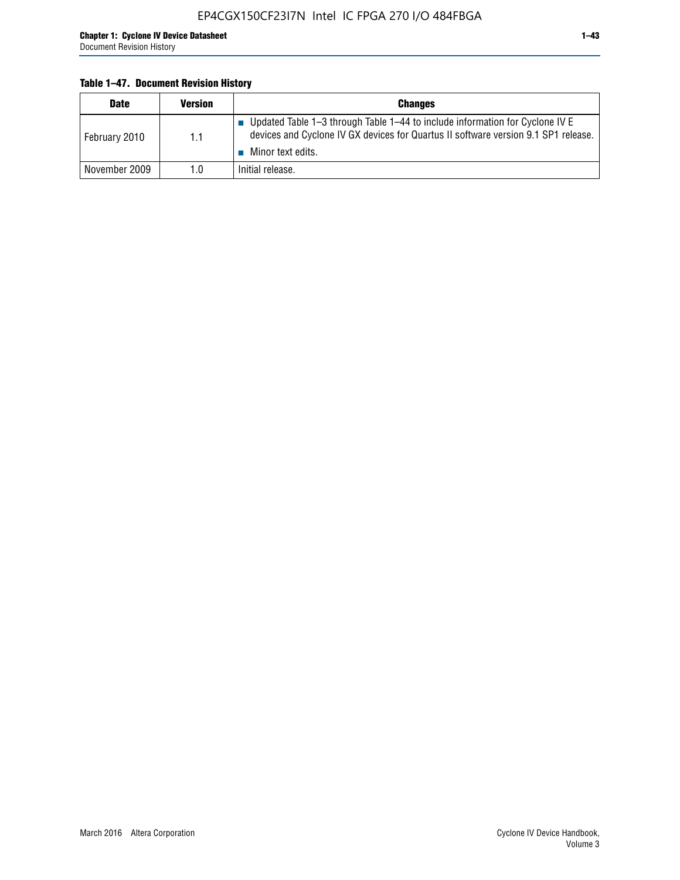**Table 1–47. Document Revision History**

| Date | Version | Changes |
|---|---|---|
| February 2010 | 1.1 | ■ Updated Table 1–3 through Table 1–44 to include information for Cyclone IV E devices and Cyclone IV GX devices for Quartus II software version 9.1 SP1 release.<br>■ Minor text edits. |
| November 2009 | 1.0 | Initial release. |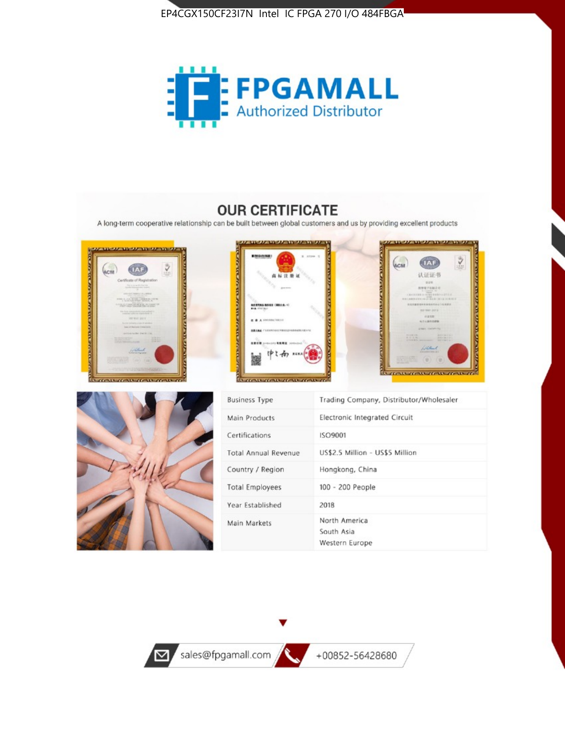FPGAMALL
Authorized Distributor

## OUR CERTIFICATE

A long-term cooperative relationship can be built between global customers and us by providing excellent products

| | |
|---|---|
| Business Type | Trading Company, Distributor/Wholesaler |
| Main Products | Electronic Integrated Circuit |
| Certifications | ISO9001 |
| Total Annual Revenue | US$2.5 Million - US$5 Million |
| Country / Region | Hongkong, China |
| Total Employees | 100 - 200 People |
| Year Established | 2018 |
| Main Markets | North America<br>South Asia<br>Western Europe |

sales@fpgamall.com

+00852-56428680